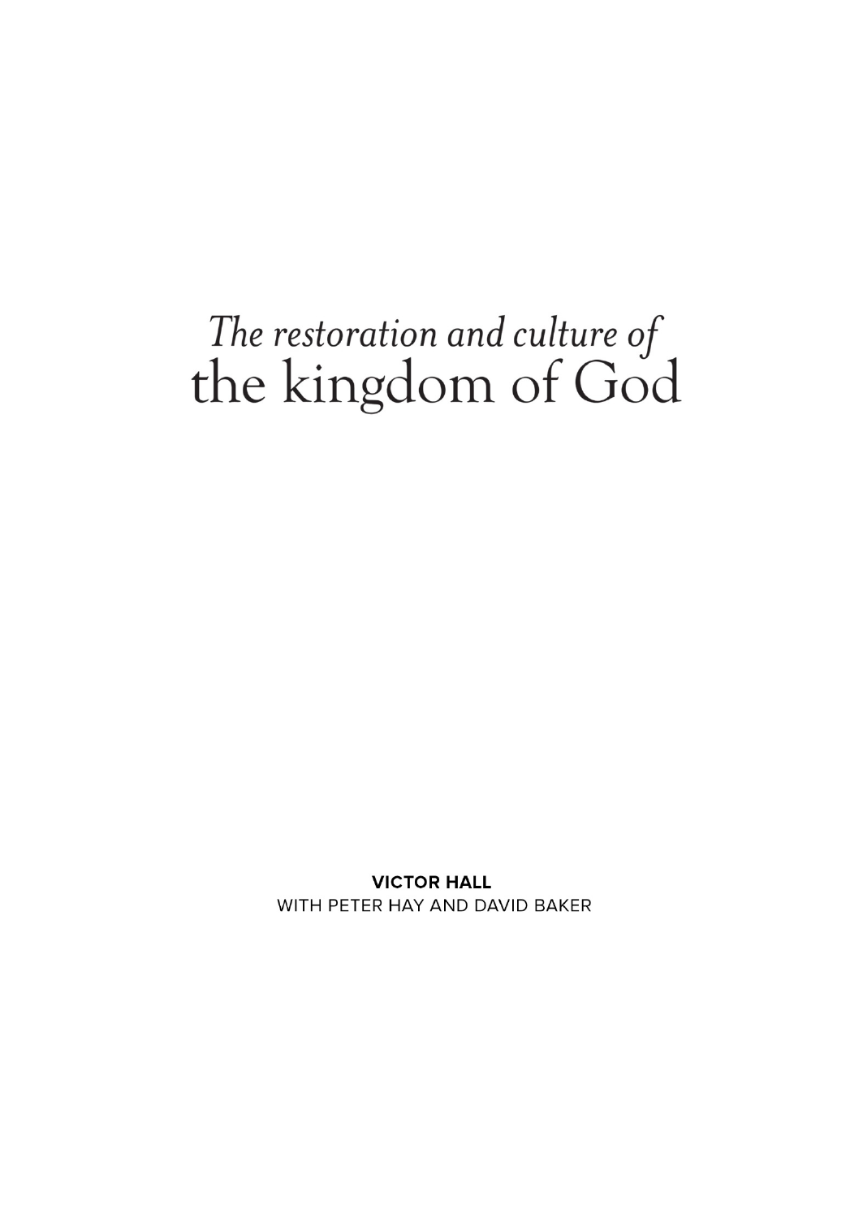# *The restoration and culture of* the kingdom of God

**VICTOR HALL**
WITH PETER HAY AND DAVID BAKER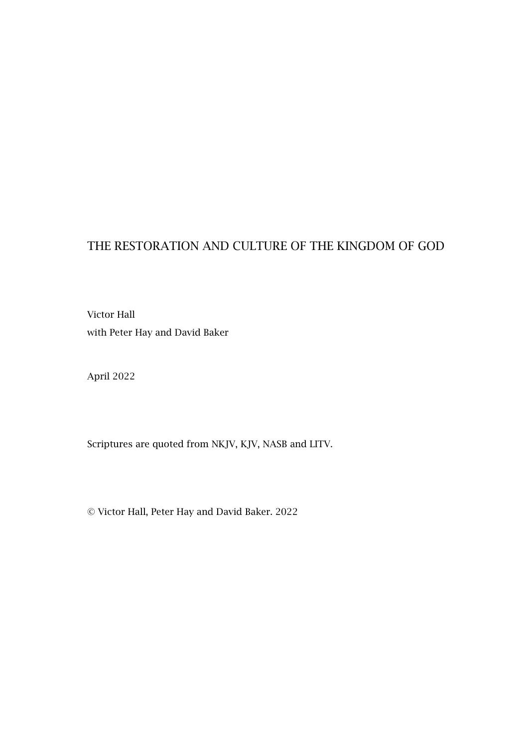# THE RESTORATION AND CULTURE OF THE KINGDOM OF GOD

Victor Hall
with Peter Hay and David Baker

April 2022

Scriptures are quoted from NKJV, KJV, NASB and LITV.

© Victor Hall, Peter Hay and David Baker. 2022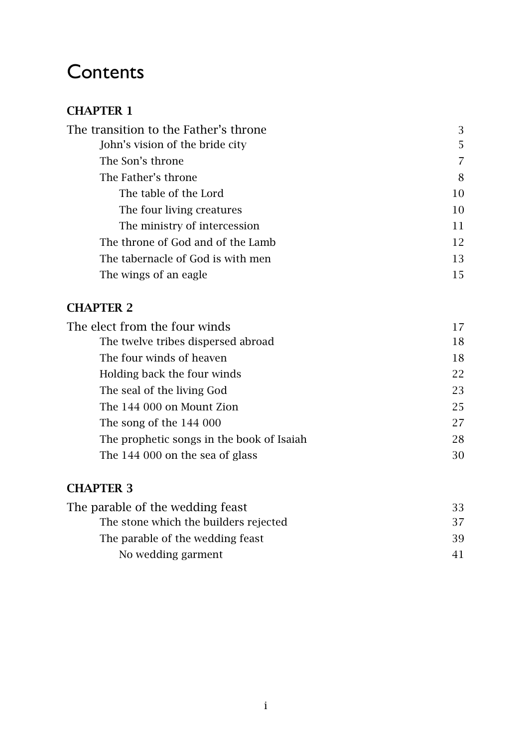# Contents

**CHAPTER 1**

| | |
|---|---|
| The transition to the Father's throne | 3 |
| John's vision of the bride city | 5 |
| The Son's throne | 7 |
| The Father's throne | 8 |
| The table of the Lord | 10 |
| The four living creatures | 10 |
| The ministry of intercession | 11 |
| The throne of God and of the Lamb | 12 |
| The tabernacle of God is with men | 13 |
| The wings of an eagle | 15 |

**CHAPTER 2**

| | |
|---|---|
| The elect from the four winds | 17 |
| The twelve tribes dispersed abroad | 18 |
| The four winds of heaven | 18 |
| Holding back the four winds | 22 |
| The seal of the living God | 23 |
| The 144 000 on Mount Zion | 25 |
| The song of the 144 000 | 27 |
| The prophetic songs in the book of Isaiah | 28 |
| The 144 000 on the sea of glass | 30 |

**CHAPTER 3**

| | |
|---|---|
| The parable of the wedding feast | 33 |
| The stone which the builders rejected | 37 |
| The parable of the wedding feast | 39 |
| No wedding garment | 41 |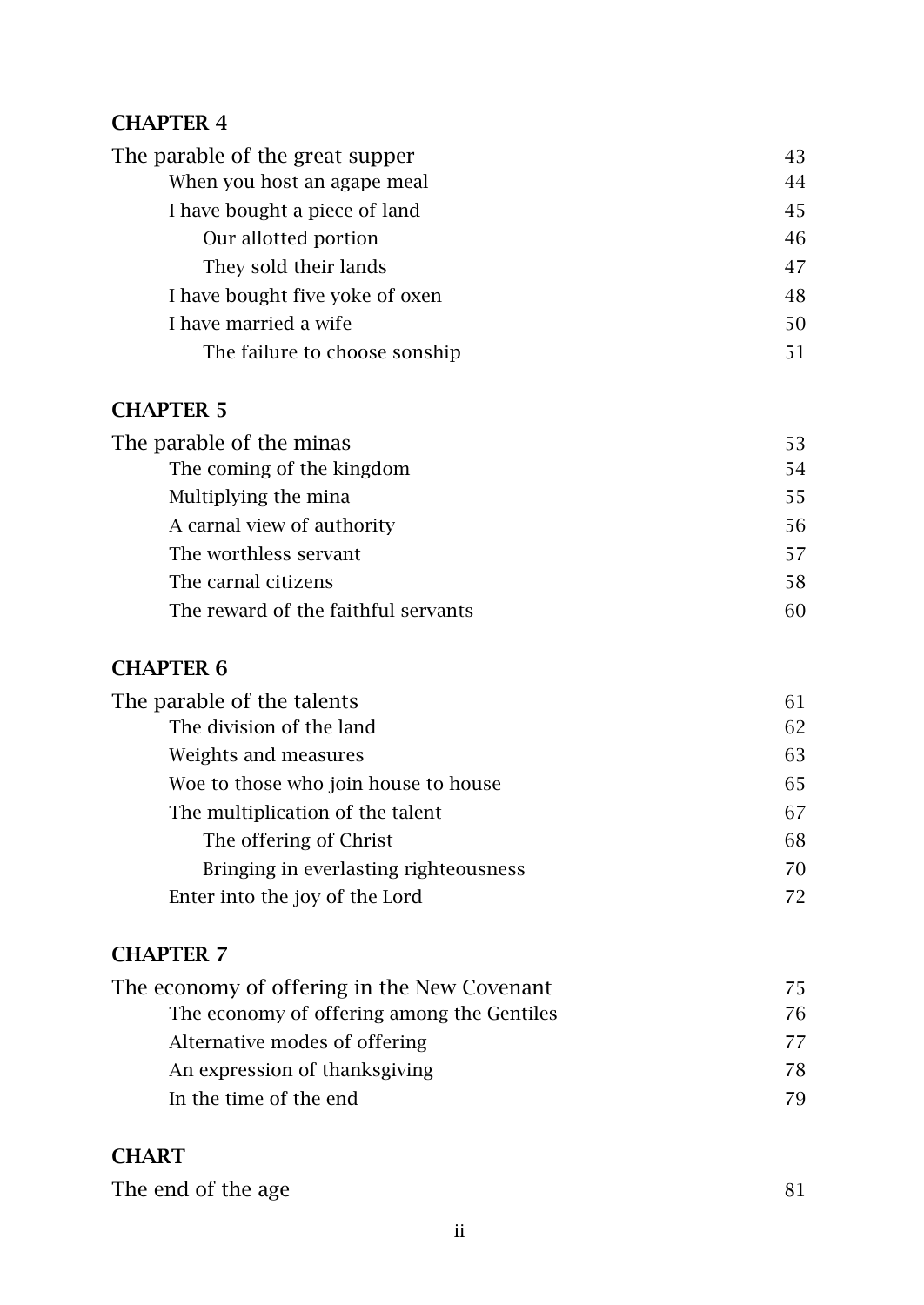**CHAPTER 4**

| | |
|---|---|
| The parable of the great supper | 43 |
| When you host an agape meal | 44 |
| I have bought a piece of land | 45 |
| Our allotted portion | 46 |
| They sold their lands | 47 |
| I have bought five yoke of oxen | 48 |
| I have married a wife | 50 |
| The failure to choose sonship | 51 |

**CHAPTER 5**

| | |
|---|---|
| The parable of the minas | 53 |
| The coming of the kingdom | 54 |
| Multiplying the mina | 55 |
| A carnal view of authority | 56 |
| The worthless servant | 57 |
| The carnal citizens | 58 |
| The reward of the faithful servants | 60 |

**CHAPTER 6**

| | |
|---|---|
| The parable of the talents | 61 |
| The division of the land | 62 |
| Weights and measures | 63 |
| Woe to those who join house to house | 65 |
| The multiplication of the talent | 67 |
| The offering of Christ | 68 |
| Bringing in everlasting righteousness | 70 |
| Enter into the joy of the Lord | 72 |

**CHAPTER 7**

| | |
|---|---|
| The economy of offering in the New Covenant | 75 |
| The economy of offering among the Gentiles | 76 |
| Alternative modes of offering | 77 |
| An expression of thanksgiving | 78 |
| In the time of the end | 79 |

**CHART**

| | |
|---|---|
| The end of the age | 81 |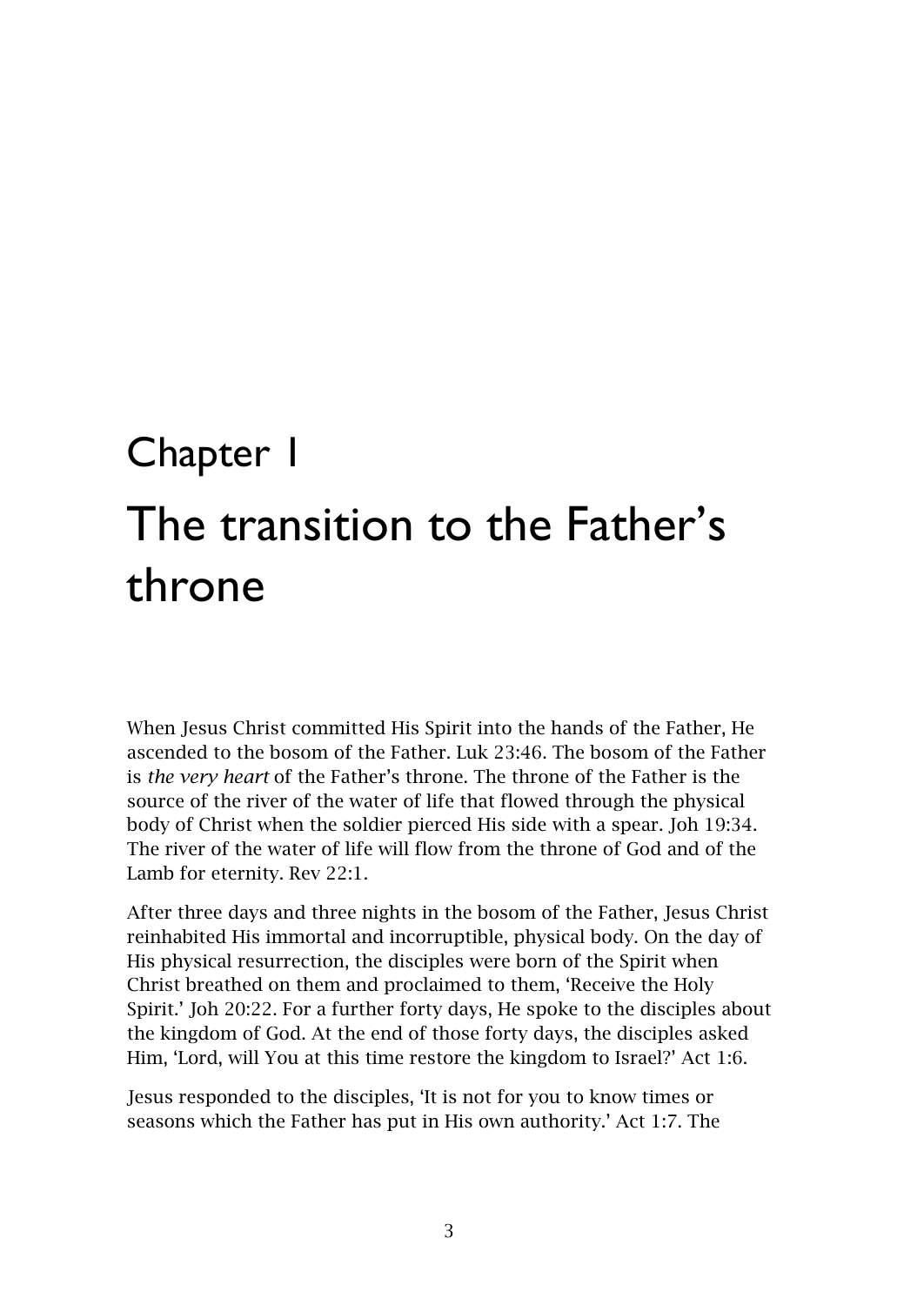# Chapter 1

# The transition to the Father's throne

When Jesus Christ committed His Spirit into the hands of the Father, He ascended to the bosom of the Father. Luk 23:46. The bosom of the Father is *the very heart* of the Father's throne. The throne of the Father is the source of the river of the water of life that flowed through the physical body of Christ when the soldier pierced His side with a spear. Joh 19:34. The river of the water of life will flow from the throne of God and of the Lamb for eternity. Rev 22:1.

After three days and three nights in the bosom of the Father, Jesus Christ reinhabited His immortal and incorruptible, physical body. On the day of His physical resurrection, the disciples were born of the Spirit when Christ breathed on them and proclaimed to them, 'Receive the Holy Spirit.' Joh 20:22. For a further forty days, He spoke to the disciples about the kingdom of God. At the end of those forty days, the disciples asked Him, 'Lord, will You at this time restore the kingdom to Israel?' Act 1:6.

Jesus responded to the disciples, 'It is not for you to know times or seasons which the Father has put in His own authority.' Act 1:7. The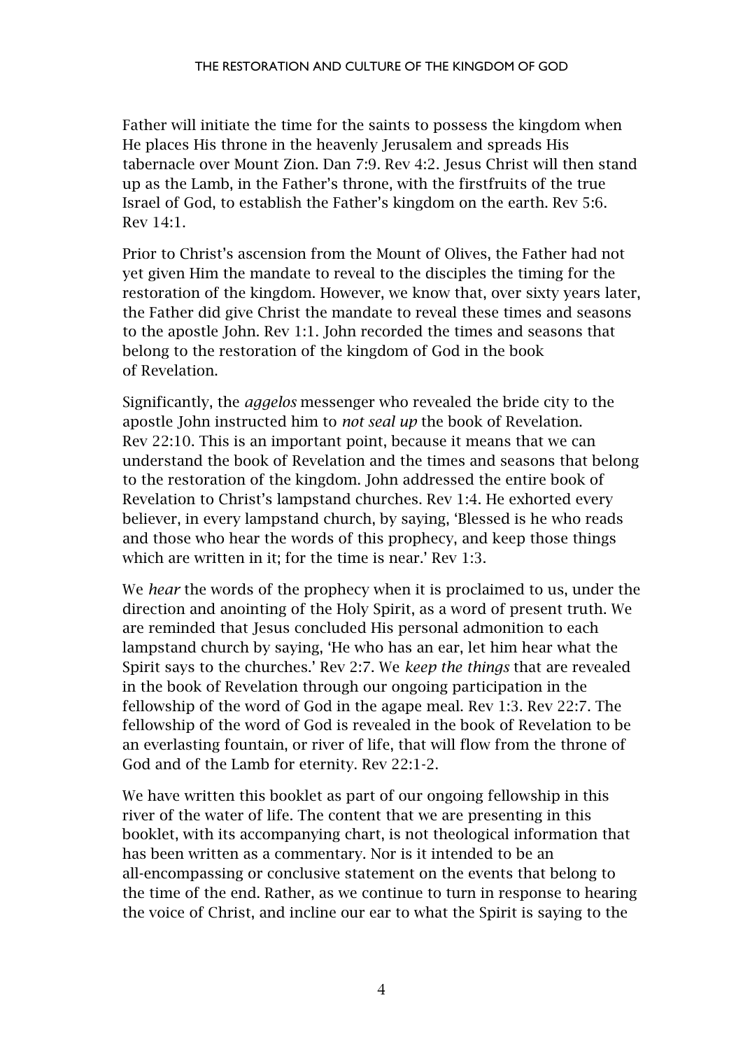Father will initiate the time for the saints to possess the kingdom when He places His throne in the heavenly Jerusalem and spreads His tabernacle over Mount Zion. Dan 7:9. Rev 4:2. Jesus Christ will then stand up as the Lamb, in the Father's throne, with the firstfruits of the true Israel of God, to establish the Father's kingdom on the earth. Rev 5:6. Rev 14:1.

Prior to Christ's ascension from the Mount of Olives, the Father had not yet given Him the mandate to reveal to the disciples the timing for the restoration of the kingdom. However, we know that, over sixty years later, the Father did give Christ the mandate to reveal these times and seasons to the apostle John. Rev 1:1. John recorded the times and seasons that belong to the restoration of the kingdom of God in the book of Revelation.

Significantly, the *aggelos* messenger who revealed the bride city to the apostle John instructed him to *not seal up* the book of Revelation. Rev 22:10. This is an important point, because it means that we can understand the book of Revelation and the times and seasons that belong to the restoration of the kingdom. John addressed the entire book of Revelation to Christ's lampstand churches. Rev 1:4. He exhorted every believer, in every lampstand church, by saying, 'Blessed is he who reads and those who hear the words of this prophecy, and keep those things which are written in it; for the time is near.' Rev 1:3.

We *hear* the words of the prophecy when it is proclaimed to us, under the direction and anointing of the Holy Spirit, as a word of present truth. We are reminded that Jesus concluded His personal admonition to each lampstand church by saying, 'He who has an ear, let him hear what the Spirit says to the churches.' Rev 2:7. We *keep the things* that are revealed in the book of Revelation through our ongoing participation in the fellowship of the word of God in the agape meal. Rev 1:3. Rev 22:7. The fellowship of the word of God is revealed in the book of Revelation to be an everlasting fountain, or river of life, that will flow from the throne of God and of the Lamb for eternity. Rev 22:1-2.

We have written this booklet as part of our ongoing fellowship in this river of the water of life. The content that we are presenting in this booklet, with its accompanying chart, is not theological information that has been written as a commentary. Nor is it intended to be an all-encompassing or conclusive statement on the events that belong to the time of the end. Rather, as we continue to turn in response to hearing the voice of Christ, and incline our ear to what the Spirit is saying to the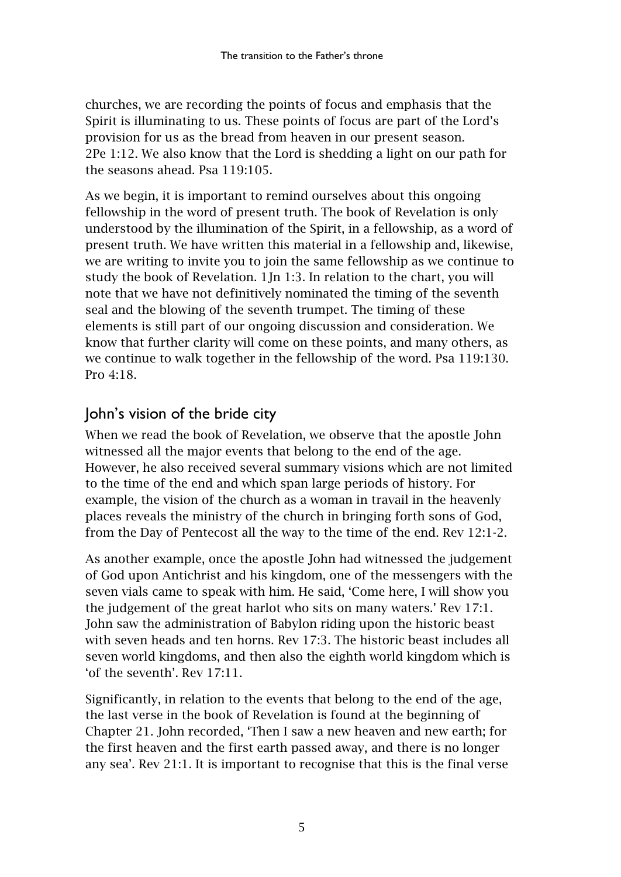churches, we are recording the points of focus and emphasis that the Spirit is illuminating to us. These points of focus are part of the Lord's provision for us as the bread from heaven in our present season. 2Pe 1:12. We also know that the Lord is shedding a light on our path for the seasons ahead. Psa 119:105.

As we begin, it is important to remind ourselves about this ongoing fellowship in the word of present truth. The book of Revelation is only understood by the illumination of the Spirit, in a fellowship, as a word of present truth. We have written this material in a fellowship and, likewise, we are writing to invite you to join the same fellowship as we continue to study the book of Revelation. 1Jn 1:3. In relation to the chart, you will note that we have not definitively nominated the timing of the seventh seal and the blowing of the seventh trumpet. The timing of these elements is still part of our ongoing discussion and consideration. We know that further clarity will come on these points, and many others, as we continue to walk together in the fellowship of the word. Psa 119:130. Pro 4:18.

## John's vision of the bride city

When we read the book of Revelation, we observe that the apostle John witnessed all the major events that belong to the end of the age. However, he also received several summary visions which are not limited to the time of the end and which span large periods of history. For example, the vision of the church as a woman in travail in the heavenly places reveals the ministry of the church in bringing forth sons of God, from the Day of Pentecost all the way to the time of the end. Rev 12:1-2.

As another example, once the apostle John had witnessed the judgement of God upon Antichrist and his kingdom, one of the messengers with the seven vials came to speak with him. He said, 'Come here, I will show you the judgement of the great harlot who sits on many waters.' Rev 17:1. John saw the administration of Babylon riding upon the historic beast with seven heads and ten horns. Rev 17:3. The historic beast includes all seven world kingdoms, and then also the eighth world kingdom which is 'of the seventh'. Rev 17:11.

Significantly, in relation to the events that belong to the end of the age, the last verse in the book of Revelation is found at the beginning of Chapter 21. John recorded, 'Then I saw a new heaven and new earth; for the first heaven and the first earth passed away, and there is no longer any sea'. Rev 21:1. It is important to recognise that this is the final verse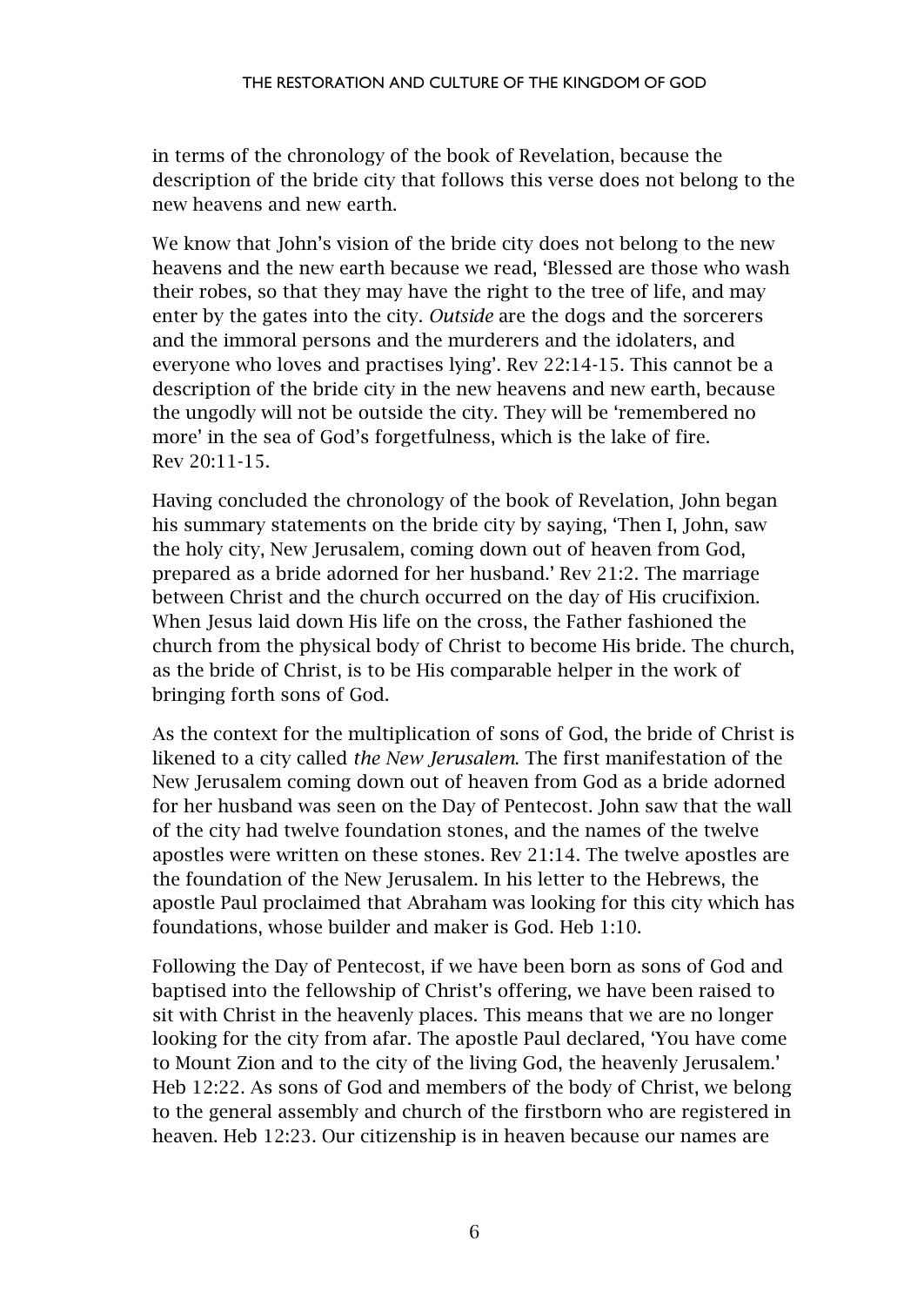in terms of the chronology of the book of Revelation, because the description of the bride city that follows this verse does not belong to the new heavens and new earth.

We know that John's vision of the bride city does not belong to the new heavens and the new earth because we read, 'Blessed are those who wash their robes, so that they may have the right to the tree of life, and may enter by the gates into the city. *Outside* are the dogs and the sorcerers and the immoral persons and the murderers and the idolaters, and everyone who loves and practises lying'. Rev 22:14-15. This cannot be a description of the bride city in the new heavens and new earth, because the ungodly will not be outside the city. They will be 'remembered no more' in the sea of God's forgetfulness, which is the lake of fire. Rev 20:11-15.

Having concluded the chronology of the book of Revelation, John began his summary statements on the bride city by saying, 'Then I, John, saw the holy city, New Jerusalem, coming down out of heaven from God, prepared as a bride adorned for her husband.' Rev 21:2. The marriage between Christ and the church occurred on the day of His crucifixion. When Jesus laid down His life on the cross, the Father fashioned the church from the physical body of Christ to become His bride. The church, as the bride of Christ, is to be His comparable helper in the work of bringing forth sons of God.

As the context for the multiplication of sons of God, the bride of Christ is likened to a city called *the New Jerusalem*. The first manifestation of the New Jerusalem coming down out of heaven from God as a bride adorned for her husband was seen on the Day of Pentecost. John saw that the wall of the city had twelve foundation stones, and the names of the twelve apostles were written on these stones. Rev 21:14. The twelve apostles are the foundation of the New Jerusalem. In his letter to the Hebrews, the apostle Paul proclaimed that Abraham was looking for this city which has foundations, whose builder and maker is God. Heb 1:10.

Following the Day of Pentecost, if we have been born as sons of God and baptised into the fellowship of Christ's offering, we have been raised to sit with Christ in the heavenly places. This means that we are no longer looking for the city from afar. The apostle Paul declared, 'You have come to Mount Zion and to the city of the living God, the heavenly Jerusalem.' Heb 12:22. As sons of God and members of the body of Christ, we belong to the general assembly and church of the firstborn who are registered in heaven. Heb 12:23. Our citizenship is in heaven because our names are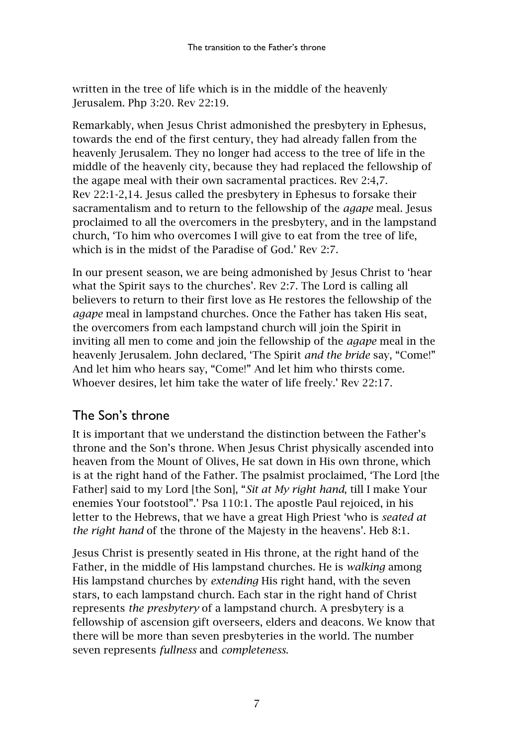written in the tree of life which is in the middle of the heavenly Jerusalem. Php 3:20. Rev 22:19.

Remarkably, when Jesus Christ admonished the presbytery in Ephesus, towards the end of the first century, they had already fallen from the heavenly Jerusalem. They no longer had access to the tree of life in the middle of the heavenly city, because they had replaced the fellowship of the agape meal with their own sacramental practices. Rev 2:4,7. Rev 22:1-2,14. Jesus called the presbytery in Ephesus to forsake their sacramentalism and to return to the fellowship of the *agape* meal. Jesus proclaimed to all the overcomers in the presbytery, and in the lampstand church, 'To him who overcomes I will give to eat from the tree of life, which is in the midst of the Paradise of God.' Rev 2:7.

In our present season, we are being admonished by Jesus Christ to 'hear what the Spirit says to the churches'. Rev 2:7. The Lord is calling all believers to return to their first love as He restores the fellowship of the *agape* meal in lampstand churches. Once the Father has taken His seat, the overcomers from each lampstand church will join the Spirit in inviting all men to come and join the fellowship of the *agape* meal in the heavenly Jerusalem. John declared, 'The Spirit *and the bride* say, "Come!" And let him who hears say, "Come!" And let him who thirsts come. Whoever desires, let him take the water of life freely.' Rev 22:17.

## The Son's throne

It is important that we understand the distinction between the Father's throne and the Son's throne. When Jesus Christ physically ascended into heaven from the Mount of Olives, He sat down in His own throne, which is at the right hand of the Father. The psalmist proclaimed, 'The Lord [the Father] said to my Lord [the Son], "*Sit at My right hand*, till I make Your enemies Your footstool".' Psa 110:1. The apostle Paul rejoiced, in his letter to the Hebrews, that we have a great High Priest 'who is *seated at the right hand* of the throne of the Majesty in the heavens'. Heb 8:1.

Jesus Christ is presently seated in His throne, at the right hand of the Father, in the middle of His lampstand churches. He is *walking* among His lampstand churches by *extending* His right hand, with the seven stars, to each lampstand church. Each star in the right hand of Christ represents *the presbytery* of a lampstand church. A presbytery is a fellowship of ascension gift overseers, elders and deacons. We know that there will be more than seven presbyteries in the world. The number seven represents *fullness* and *completeness*.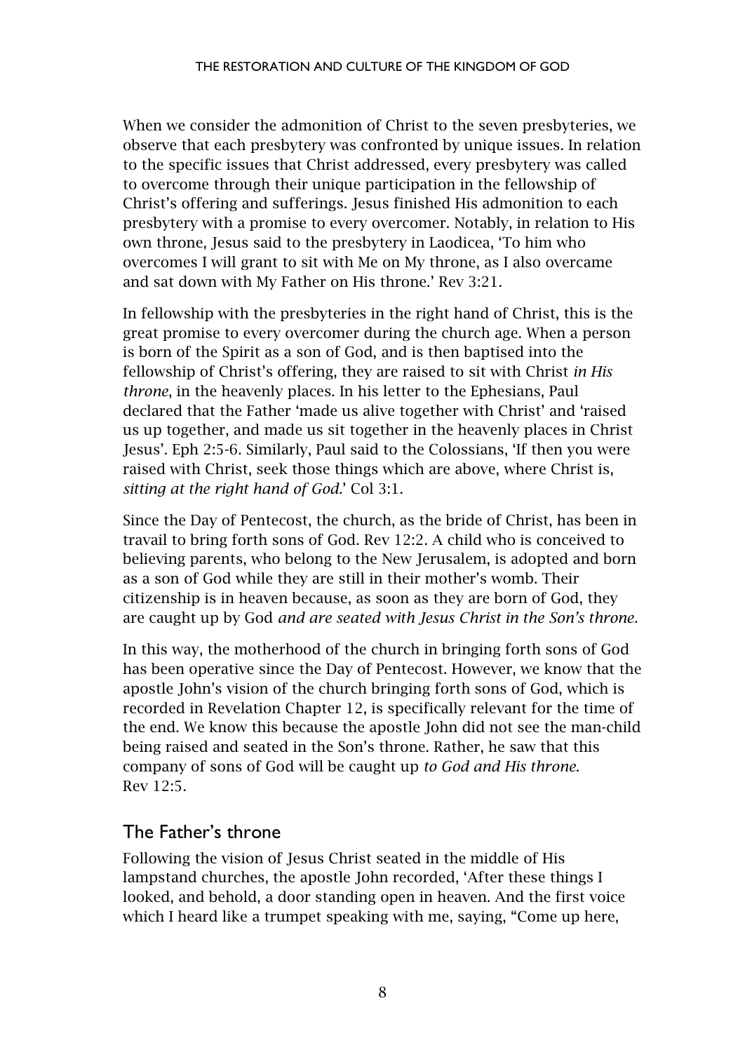When we consider the admonition of Christ to the seven presbyteries, we observe that each presbytery was confronted by unique issues. In relation to the specific issues that Christ addressed, every presbytery was called to overcome through their unique participation in the fellowship of Christ's offering and sufferings. Jesus finished His admonition to each presbytery with a promise to every overcomer. Notably, in relation to His own throne, Jesus said to the presbytery in Laodicea, 'To him who overcomes I will grant to sit with Me on My throne, as I also overcame and sat down with My Father on His throne.' Rev 3:21.

In fellowship with the presbyteries in the right hand of Christ, this is the great promise to every overcomer during the church age. When a person is born of the Spirit as a son of God, and is then baptised into the fellowship of Christ's offering, they are raised to sit with Christ *in His throne*, in the heavenly places. In his letter to the Ephesians, Paul declared that the Father 'made us alive together with Christ' and 'raised us up together, and made us sit together in the heavenly places in Christ Jesus'. Eph 2:5-6. Similarly, Paul said to the Colossians, 'If then you were raised with Christ, seek those things which are above, where Christ is, *sitting at the right hand of God.*' Col 3:1.

Since the Day of Pentecost, the church, as the bride of Christ, has been in travail to bring forth sons of God. Rev 12:2. A child who is conceived to believing parents, who belong to the New Jerusalem, is adopted and born as a son of God while they are still in their mother's womb. Their citizenship is in heaven because, as soon as they are born of God, they are caught up by God *and are seated with Jesus Christ in the Son's throne.*

In this way, the motherhood of the church in bringing forth sons of God has been operative since the Day of Pentecost. However, we know that the apostle John's vision of the church bringing forth sons of God, which is recorded in Revelation Chapter 12, is specifically relevant for the time of the end. We know this because the apostle John did not see the man-child being raised and seated in the Son's throne. Rather, he saw that this company of sons of God will be caught up *to God and His throne.* Rev 12:5.

## The Father's throne

Following the vision of Jesus Christ seated in the middle of His lampstand churches, the apostle John recorded, 'After these things I looked, and behold, a door standing open in heaven. And the first voice which I heard like a trumpet speaking with me, saying, "Come up here,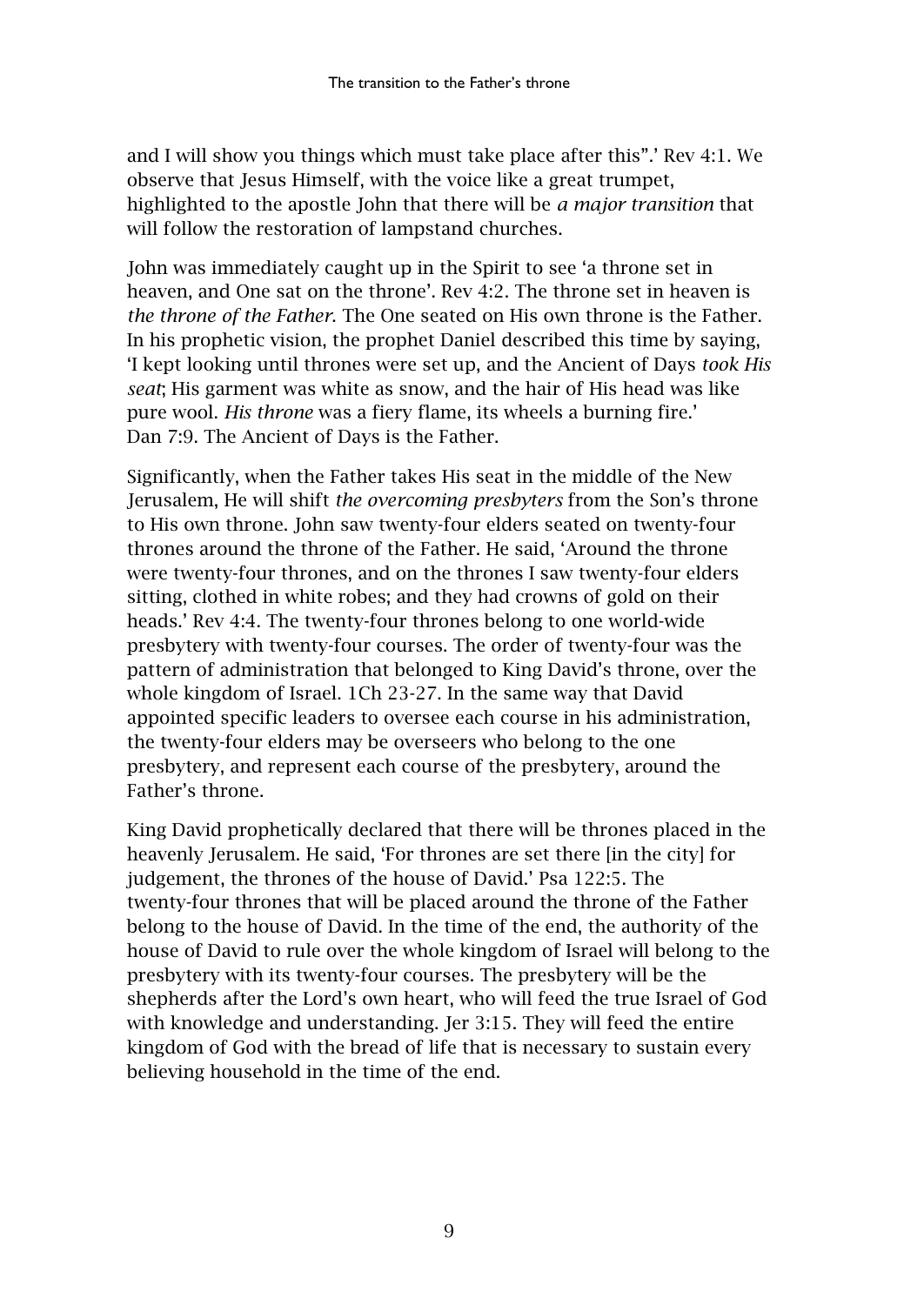and I will show you things which must take place after this".' Rev 4:1. We observe that Jesus Himself, with the voice like a great trumpet, highlighted to the apostle John that there will be *a major transition* that will follow the restoration of lampstand churches.

John was immediately caught up in the Spirit to see 'a throne set in heaven, and One sat on the throne'. Rev 4:2. The throne set in heaven is *the throne of the Father*. The One seated on His own throne is the Father. In his prophetic vision, the prophet Daniel described this time by saying, 'I kept looking until thrones were set up, and the Ancient of Days *took His seat*; His garment was white as snow, and the hair of His head was like pure wool. *His throne* was a fiery flame, its wheels a burning fire.' Dan 7:9. The Ancient of Days is the Father.

Significantly, when the Father takes His seat in the middle of the New Jerusalem, He will shift *the overcoming presbyters* from the Son's throne to His own throne. John saw twenty-four elders seated on twenty-four thrones around the throne of the Father. He said, 'Around the throne were twenty-four thrones, and on the thrones I saw twenty-four elders sitting, clothed in white robes; and they had crowns of gold on their heads.' Rev 4:4. The twenty-four thrones belong to one world-wide presbytery with twenty-four courses. The order of twenty-four was the pattern of administration that belonged to King David's throne, over the whole kingdom of Israel. 1Ch 23-27. In the same way that David appointed specific leaders to oversee each course in his administration, the twenty-four elders may be overseers who belong to the one presbytery, and represent each course of the presbytery, around the Father's throne.

King David prophetically declared that there will be thrones placed in the heavenly Jerusalem. He said, 'For thrones are set there [in the city] for judgement, the thrones of the house of David.' Psa 122:5. The twenty-four thrones that will be placed around the throne of the Father belong to the house of David. In the time of the end, the authority of the house of David to rule over the whole kingdom of Israel will belong to the presbytery with its twenty-four courses. The presbytery will be the shepherds after the Lord's own heart, who will feed the true Israel of God with knowledge and understanding. Jer 3:15. They will feed the entire kingdom of God with the bread of life that is necessary to sustain every believing household in the time of the end.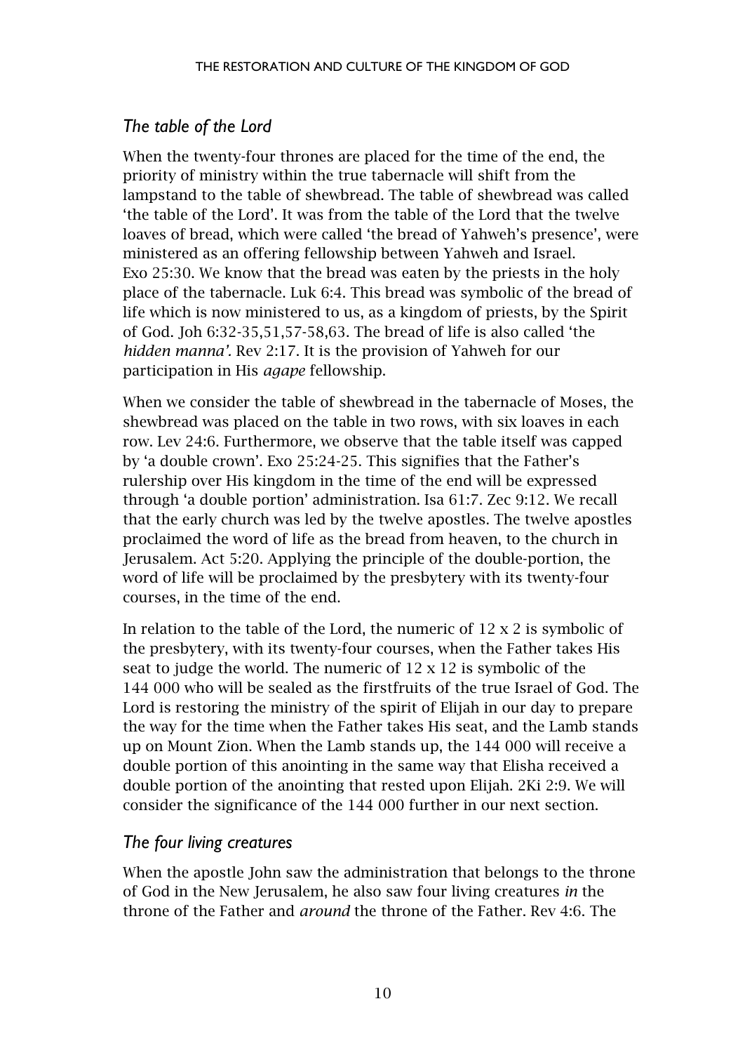## *The table of the Lord*

When the twenty-four thrones are placed for the time of the end, the priority of ministry within the true tabernacle will shift from the lampstand to the table of shewbread. The table of shewbread was called 'the table of the Lord'. It was from the table of the Lord that the twelve loaves of bread, which were called 'the bread of Yahweh's presence', were ministered as an offering fellowship between Yahweh and Israel. Exo 25:30. We know that the bread was eaten by the priests in the holy place of the tabernacle. Luk 6:4. This bread was symbolic of the bread of life which is now ministered to us, as a kingdom of priests, by the Spirit of God. Joh 6:32-35,51,57-58,63. The bread of life is also called 'the *hidden manna'.* Rev 2:17. It is the provision of Yahweh for our participation in His *agape* fellowship.

When we consider the table of shewbread in the tabernacle of Moses, the shewbread was placed on the table in two rows, with six loaves in each row. Lev 24:6. Furthermore, we observe that the table itself was capped by 'a double crown'. Exo 25:24-25. This signifies that the Father's rulership over His kingdom in the time of the end will be expressed through 'a double portion' administration. Isa 61:7. Zec 9:12. We recall that the early church was led by the twelve apostles. The twelve apostles proclaimed the word of life as the bread from heaven, to the church in Jerusalem. Act 5:20. Applying the principle of the double-portion, the word of life will be proclaimed by the presbytery with its twenty-four courses, in the time of the end.

In relation to the table of the Lord, the numeric of 12 x 2 is symbolic of the presbytery, with its twenty-four courses, when the Father takes His seat to judge the world. The numeric of 12 x 12 is symbolic of the 144 000 who will be sealed as the firstfruits of the true Israel of God. The Lord is restoring the ministry of the spirit of Elijah in our day to prepare the way for the time when the Father takes His seat, and the Lamb stands up on Mount Zion. When the Lamb stands up, the 144 000 will receive a double portion of this anointing in the same way that Elisha received a double portion of the anointing that rested upon Elijah. 2Ki 2:9. We will consider the significance of the 144 000 further in our next section.

## *The four living creatures*

When the apostle John saw the administration that belongs to the throne of God in the New Jerusalem, he also saw four living creatures *in* the throne of the Father and *around* the throne of the Father. Rev 4:6. The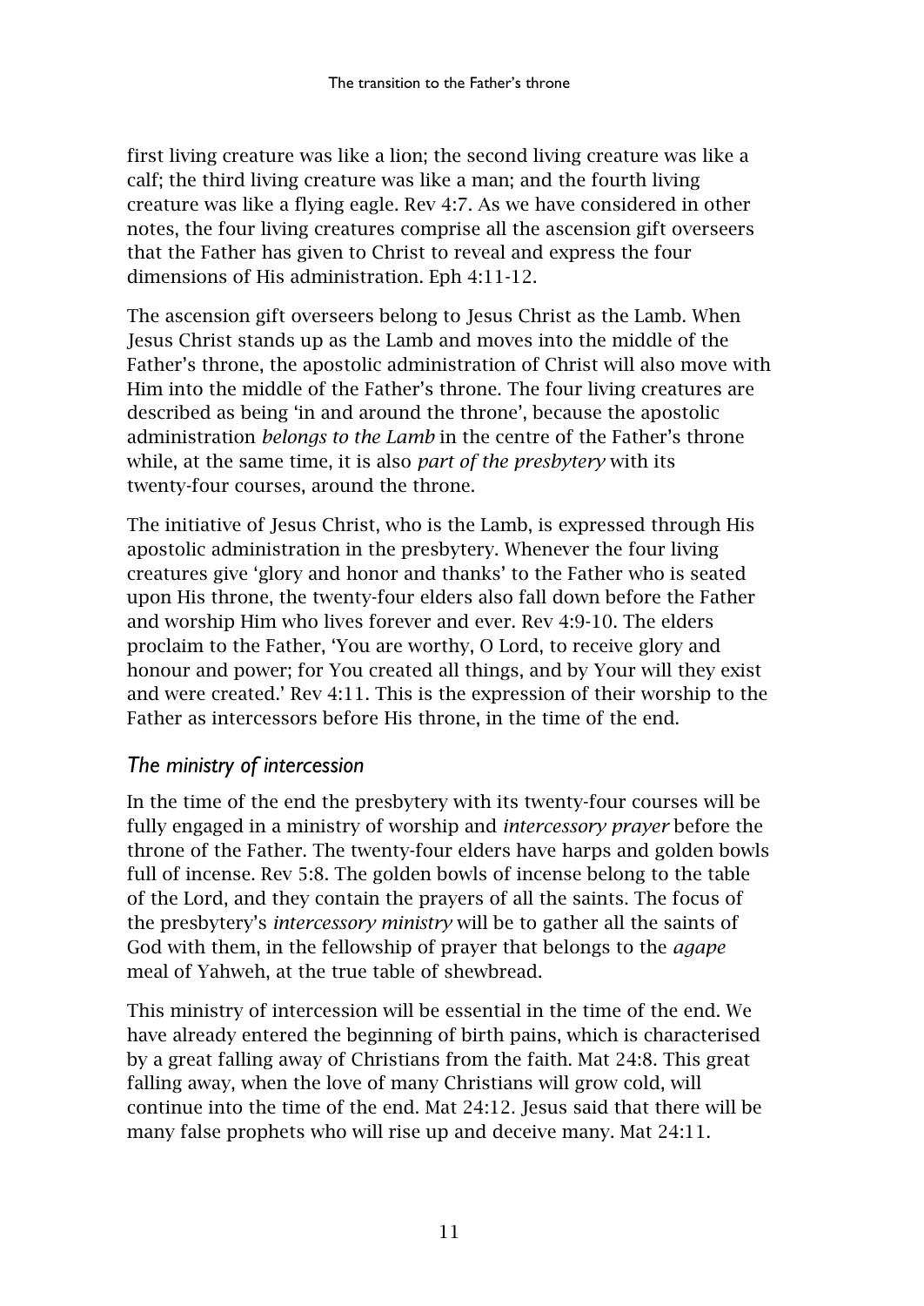first living creature was like a lion; the second living creature was like a calf; the third living creature was like a man; and the fourth living creature was like a flying eagle. Rev 4:7. As we have considered in other notes, the four living creatures comprise all the ascension gift overseers that the Father has given to Christ to reveal and express the four dimensions of His administration. Eph 4:11-12.

The ascension gift overseers belong to Jesus Christ as the Lamb. When Jesus Christ stands up as the Lamb and moves into the middle of the Father's throne, the apostolic administration of Christ will also move with Him into the middle of the Father's throne. The four living creatures are described as being 'in and around the throne', because the apostolic administration *belongs to the Lamb* in the centre of the Father's throne while, at the same time, it is also *part of the presbytery* with its twenty-four courses, around the throne.

The initiative of Jesus Christ, who is the Lamb, is expressed through His apostolic administration in the presbytery. Whenever the four living creatures give 'glory and honor and thanks' to the Father who is seated upon His throne, the twenty-four elders also fall down before the Father and worship Him who lives forever and ever. Rev 4:9-10. The elders proclaim to the Father, 'You are worthy, O Lord, to receive glory and honour and power; for You created all things, and by Your will they exist and were created.' Rev 4:11. This is the expression of their worship to the Father as intercessors before His throne, in the time of the end.

### *The ministry of intercession*

In the time of the end the presbytery with its twenty-four courses will be fully engaged in a ministry of worship and *intercessory prayer* before the throne of the Father. The twenty-four elders have harps and golden bowls full of incense. Rev 5:8. The golden bowls of incense belong to the table of the Lord, and they contain the prayers of all the saints. The focus of the presbytery's *intercessory ministry* will be to gather all the saints of God with them, in the fellowship of prayer that belongs to the *agape* meal of Yahweh, at the true table of shewbread.

This ministry of intercession will be essential in the time of the end. We have already entered the beginning of birth pains, which is characterised by a great falling away of Christians from the faith. Mat 24:8. This great falling away, when the love of many Christians will grow cold, will continue into the time of the end. Mat 24:12. Jesus said that there will be many false prophets who will rise up and deceive many. Mat 24:11.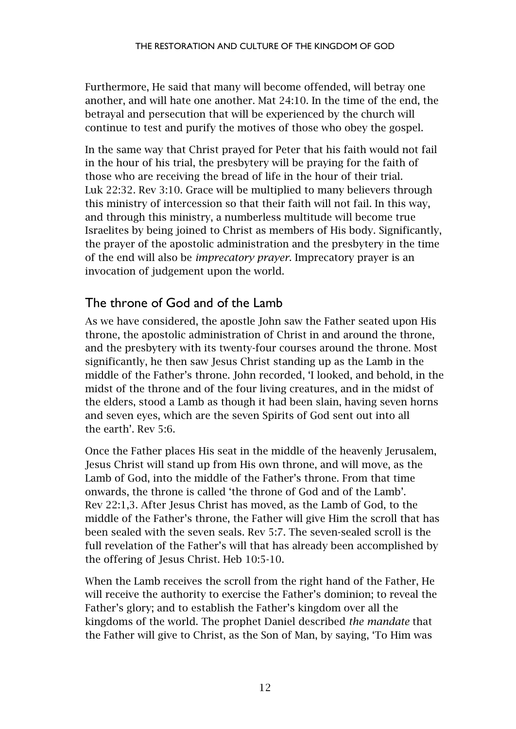Furthermore, He said that many will become offended, will betray one another, and will hate one another. Mat 24:10. In the time of the end, the betrayal and persecution that will be experienced by the church will continue to test and purify the motives of those who obey the gospel.

In the same way that Christ prayed for Peter that his faith would not fail in the hour of his trial, the presbytery will be praying for the faith of those who are receiving the bread of life in the hour of their trial. Luk 22:32. Rev 3:10. Grace will be multiplied to many believers through this ministry of intercession so that their faith will not fail. In this way, and through this ministry, a numberless multitude will become true Israelites by being joined to Christ as members of His body. Significantly, the prayer of the apostolic administration and the presbytery in the time of the end will also be *imprecatory prayer*. Imprecatory prayer is an invocation of judgement upon the world.

## The throne of God and of the Lamb

As we have considered, the apostle John saw the Father seated upon His throne, the apostolic administration of Christ in and around the throne, and the presbytery with its twenty-four courses around the throne. Most significantly, he then saw Jesus Christ standing up as the Lamb in the middle of the Father's throne. John recorded, 'I looked, and behold, in the midst of the throne and of the four living creatures, and in the midst of the elders, stood a Lamb as though it had been slain, having seven horns and seven eyes, which are the seven Spirits of God sent out into all the earth'. Rev 5:6.

Once the Father places His seat in the middle of the heavenly Jerusalem, Jesus Christ will stand up from His own throne, and will move, as the Lamb of God, into the middle of the Father's throne. From that time onwards, the throne is called 'the throne of God and of the Lamb'. Rev 22:1,3. After Jesus Christ has moved, as the Lamb of God, to the middle of the Father's throne, the Father will give Him the scroll that has been sealed with the seven seals. Rev 5:7. The seven-sealed scroll is the full revelation of the Father's will that has already been accomplished by the offering of Jesus Christ. Heb 10:5-10.

When the Lamb receives the scroll from the right hand of the Father, He will receive the authority to exercise the Father's dominion; to reveal the Father's glory; and to establish the Father's kingdom over all the kingdoms of the world. The prophet Daniel described *the mandate* that the Father will give to Christ, as the Son of Man, by saying, 'To Him was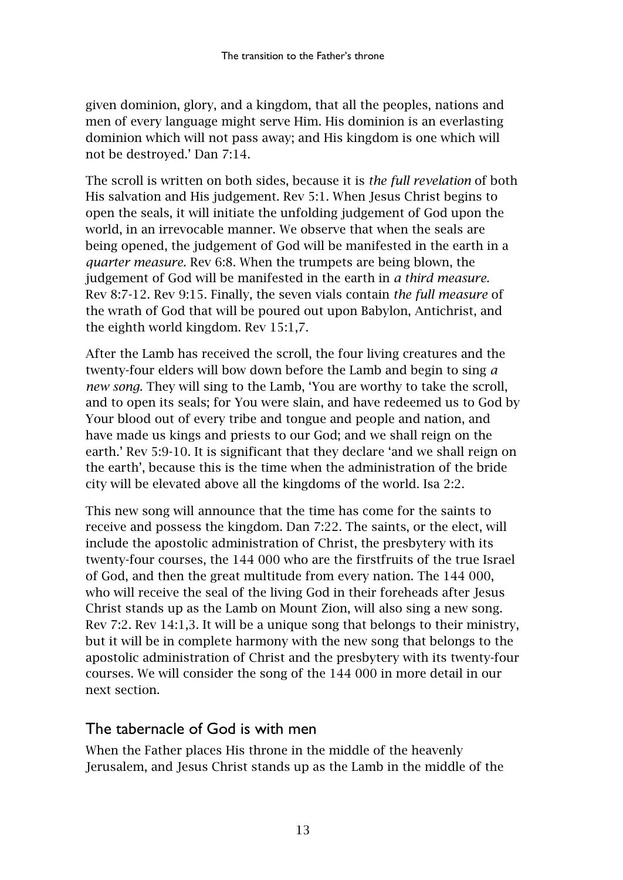given dominion, glory, and a kingdom, that all the peoples, nations and men of every language might serve Him. His dominion is an everlasting dominion which will not pass away; and His kingdom is one which will not be destroyed.' Dan 7:14.

The scroll is written on both sides, because it is *the full revelation* of both His salvation and His judgement. Rev 5:1. When Jesus Christ begins to open the seals, it will initiate the unfolding judgement of God upon the world, in an irrevocable manner. We observe that when the seals are being opened, the judgement of God will be manifested in the earth in a *quarter measure.* Rev 6:8. When the trumpets are being blown, the judgement of God will be manifested in the earth in *a third measure.* Rev 8:7-12. Rev 9:15. Finally, the seven vials contain *the full measure* of the wrath of God that will be poured out upon Babylon, Antichrist, and the eighth world kingdom. Rev 15:1,7.

After the Lamb has received the scroll, the four living creatures and the twenty-four elders will bow down before the Lamb and begin to sing *a new song.* They will sing to the Lamb, 'You are worthy to take the scroll, and to open its seals; for You were slain, and have redeemed us to God by Your blood out of every tribe and tongue and people and nation, and have made us kings and priests to our God; and we shall reign on the earth.' Rev 5:9-10. It is significant that they declare 'and we shall reign on the earth', because this is the time when the administration of the bride city will be elevated above all the kingdoms of the world. Isa 2:2.

This new song will announce that the time has come for the saints to receive and possess the kingdom. Dan 7:22. The saints, or the elect, will include the apostolic administration of Christ, the presbytery with its twenty-four courses, the 144 000 who are the firstfruits of the true Israel of God, and then the great multitude from every nation. The 144 000, who will receive the seal of the living God in their foreheads after Jesus Christ stands up as the Lamb on Mount Zion, will also sing a new song. Rev 7:2. Rev 14:1,3. It will be a unique song that belongs to their ministry, but it will be in complete harmony with the new song that belongs to the apostolic administration of Christ and the presbytery with its twenty-four courses. We will consider the song of the 144 000 in more detail in our next section.

## The tabernacle of God is with men

When the Father places His throne in the middle of the heavenly Jerusalem, and Jesus Christ stands up as the Lamb in the middle of the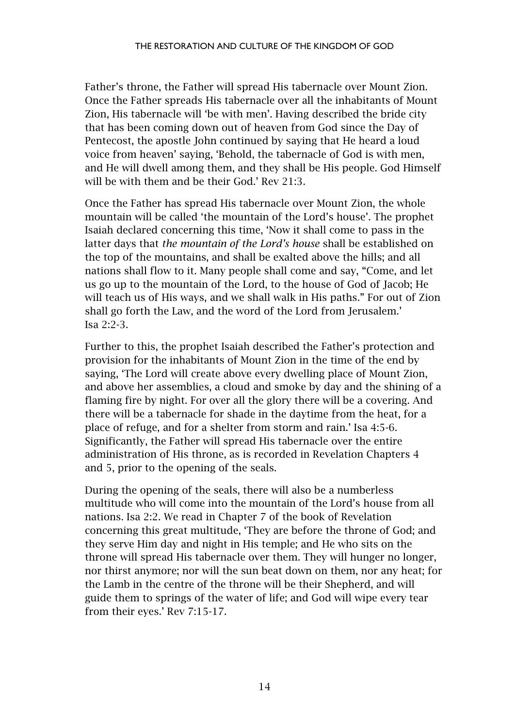Father's throne, the Father will spread His tabernacle over Mount Zion. Once the Father spreads His tabernacle over all the inhabitants of Mount Zion, His tabernacle will 'be with men'. Having described the bride city that has been coming down out of heaven from God since the Day of Pentecost, the apostle John continued by saying that He heard a loud voice from heaven' saying, 'Behold, the tabernacle of God is with men, and He will dwell among them, and they shall be His people. God Himself will be with them and be their God.' Rev 21:3.

Once the Father has spread His tabernacle over Mount Zion, the whole mountain will be called 'the mountain of the Lord's house'. The prophet Isaiah declared concerning this time, 'Now it shall come to pass in the latter days that *the mountain of the Lord's house* shall be established on the top of the mountains, and shall be exalted above the hills; and all nations shall flow to it. Many people shall come and say, "Come, and let us go up to the mountain of the Lord, to the house of God of Jacob; He will teach us of His ways, and we shall walk in His paths." For out of Zion shall go forth the Law, and the word of the Lord from Jerusalem.' Isa 2:2-3.

Further to this, the prophet Isaiah described the Father's protection and provision for the inhabitants of Mount Zion in the time of the end by saying, 'The Lord will create above every dwelling place of Mount Zion, and above her assemblies, a cloud and smoke by day and the shining of a flaming fire by night. For over all the glory there will be a covering. And there will be a tabernacle for shade in the daytime from the heat, for a place of refuge, and for a shelter from storm and rain.' Isa 4:5-6. Significantly, the Father will spread His tabernacle over the entire administration of His throne, as is recorded in Revelation Chapters 4 and 5, prior to the opening of the seals.

During the opening of the seals, there will also be a numberless multitude who will come into the mountain of the Lord's house from all nations. Isa 2:2. We read in Chapter 7 of the book of Revelation concerning this great multitude, 'They are before the throne of God; and they serve Him day and night in His temple; and He who sits on the throne will spread His tabernacle over them. They will hunger no longer, nor thirst anymore; nor will the sun beat down on them, nor any heat; for the Lamb in the centre of the throne will be their Shepherd, and will guide them to springs of the water of life; and God will wipe every tear from their eyes.' Rev 7:15-17.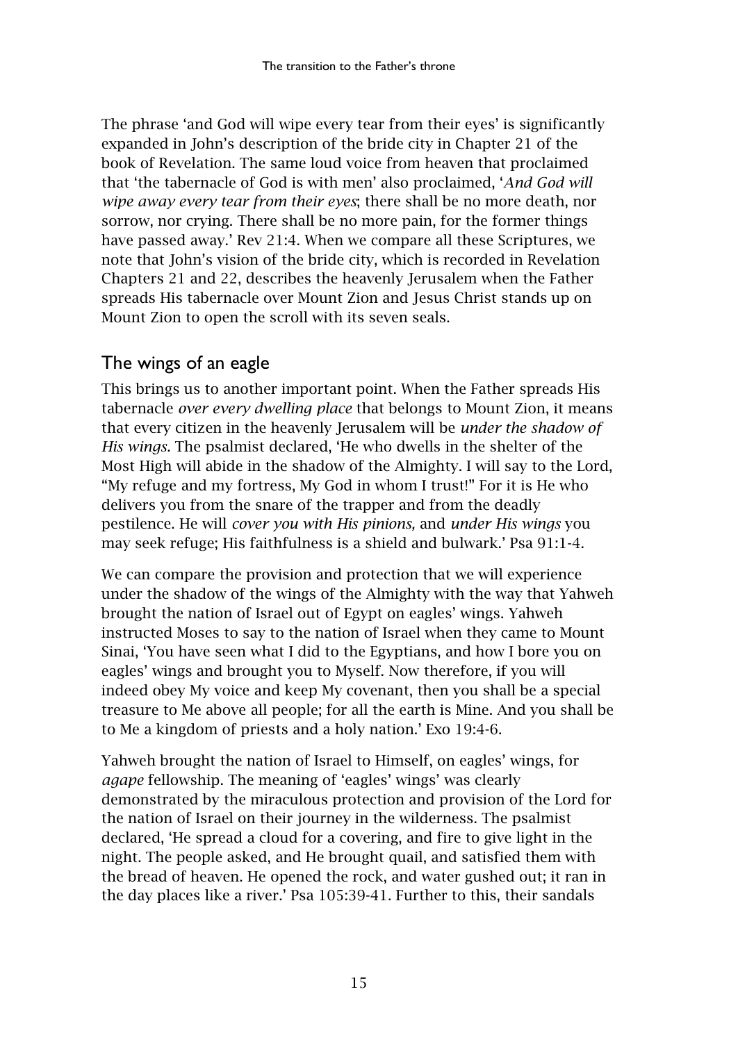The phrase 'and God will wipe every tear from their eyes' is significantly expanded in John's description of the bride city in Chapter 21 of the book of Revelation. The same loud voice from heaven that proclaimed that 'the tabernacle of God is with men' also proclaimed, '*And God will wipe away every tear from their eyes*; there shall be no more death, nor sorrow, nor crying. There shall be no more pain, for the former things have passed away.' Rev 21:4. When we compare all these Scriptures, we note that John's vision of the bride city, which is recorded in Revelation Chapters 21 and 22, describes the heavenly Jerusalem when the Father spreads His tabernacle over Mount Zion and Jesus Christ stands up on Mount Zion to open the scroll with its seven seals.

## The wings of an eagle

This brings us to another important point. When the Father spreads His tabernacle *over every dwelling place* that belongs to Mount Zion, it means that every citizen in the heavenly Jerusalem will be *under the shadow of His wings.* The psalmist declared, 'He who dwells in the shelter of the Most High will abide in the shadow of the Almighty. I will say to the Lord, "My refuge and my fortress, My God in whom I trust!" For it is He who delivers you from the snare of the trapper and from the deadly pestilence. He will *cover you with His pinions,* and *under His wings* you may seek refuge; His faithfulness is a shield and bulwark.' Psa 91:1-4.

We can compare the provision and protection that we will experience under the shadow of the wings of the Almighty with the way that Yahweh brought the nation of Israel out of Egypt on eagles' wings. Yahweh instructed Moses to say to the nation of Israel when they came to Mount Sinai, 'You have seen what I did to the Egyptians, and how I bore you on eagles' wings and brought you to Myself. Now therefore, if you will indeed obey My voice and keep My covenant, then you shall be a special treasure to Me above all people; for all the earth is Mine. And you shall be to Me a kingdom of priests and a holy nation.' Exo 19:4-6.

Yahweh brought the nation of Israel to Himself, on eagles' wings, for *agape* fellowship. The meaning of 'eagles' wings' was clearly demonstrated by the miraculous protection and provision of the Lord for the nation of Israel on their journey in the wilderness. The psalmist declared, 'He spread a cloud for a covering, and fire to give light in the night. The people asked, and He brought quail, and satisfied them with the bread of heaven. He opened the rock, and water gushed out; it ran in the day places like a river.' Psa 105:39-41. Further to this, their sandals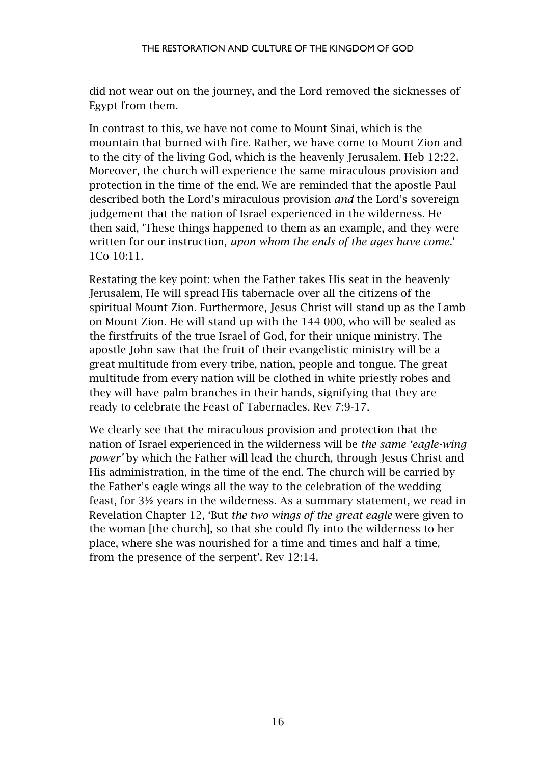did not wear out on the journey, and the Lord removed the sicknesses of Egypt from them.

In contrast to this, we have not come to Mount Sinai, which is the mountain that burned with fire. Rather, we have come to Mount Zion and to the city of the living God, which is the heavenly Jerusalem. Heb 12:22. Moreover, the church will experience the same miraculous provision and protection in the time of the end. We are reminded that the apostle Paul described both the Lord's miraculous provision *and* the Lord's sovereign judgement that the nation of Israel experienced in the wilderness. He then said, 'These things happened to them as an example, and they were written for our instruction, *upon whom the ends of the ages have come.*' 1Co 10:11.

Restating the key point: when the Father takes His seat in the heavenly Jerusalem, He will spread His tabernacle over all the citizens of the spiritual Mount Zion. Furthermore, Jesus Christ will stand up as the Lamb on Mount Zion. He will stand up with the 144 000, who will be sealed as the firstfruits of the true Israel of God, for their unique ministry. The apostle John saw that the fruit of their evangelistic ministry will be a great multitude from every tribe, nation, people and tongue. The great multitude from every nation will be clothed in white priestly robes and they will have palm branches in their hands, signifying that they are ready to celebrate the Feast of Tabernacles. Rev 7:9-17.

We clearly see that the miraculous provision and protection that the nation of Israel experienced in the wilderness will be *the same 'eagle-wing power'* by which the Father will lead the church, through Jesus Christ and His administration, in the time of the end. The church will be carried by the Father's eagle wings all the way to the celebration of the wedding feast, for 3½ years in the wilderness. As a summary statement, we read in Revelation Chapter 12, 'But *the two wings of the great eagle* were given to the woman [the church], so that she could fly into the wilderness to her place, where she was nourished for a time and times and half a time, from the presence of the serpent'. Rev 12:14.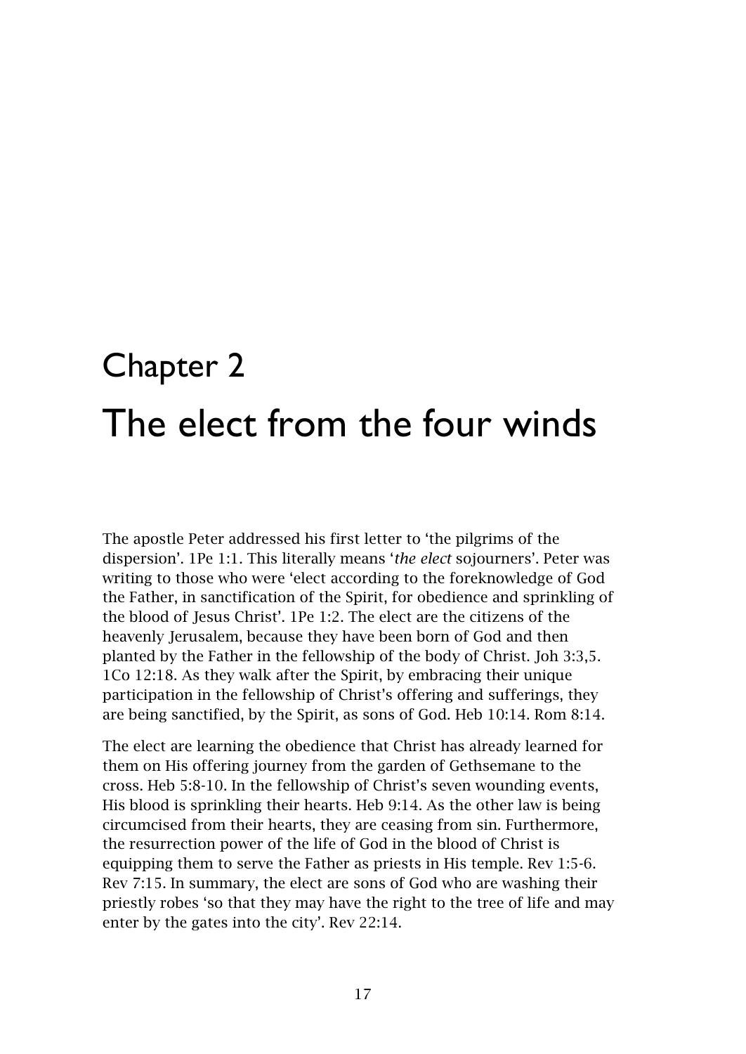# Chapter 2
# The elect from the four winds

The apostle Peter addressed his first letter to 'the pilgrims of the dispersion'. 1Pe 1:1. This literally means '*the elect* sojourners'. Peter was writing to those who were 'elect according to the foreknowledge of God the Father, in sanctification of the Spirit, for obedience and sprinkling of the blood of Jesus Christ'. 1Pe 1:2. The elect are the citizens of the heavenly Jerusalem, because they have been born of God and then planted by the Father in the fellowship of the body of Christ. Joh 3:3,5. 1Co 12:18. As they walk after the Spirit, by embracing their unique participation in the fellowship of Christ's offering and sufferings, they are being sanctified, by the Spirit, as sons of God. Heb 10:14. Rom 8:14.

The elect are learning the obedience that Christ has already learned for them on His offering journey from the garden of Gethsemane to the cross. Heb 5:8-10. In the fellowship of Christ's seven wounding events, His blood is sprinkling their hearts. Heb 9:14. As the other law is being circumcised from their hearts, they are ceasing from sin. Furthermore, the resurrection power of the life of God in the blood of Christ is equipping them to serve the Father as priests in His temple. Rev 1:5-6. Rev 7:15. In summary, the elect are sons of God who are washing their priestly robes 'so that they may have the right to the tree of life and may enter by the gates into the city'. Rev 22:14.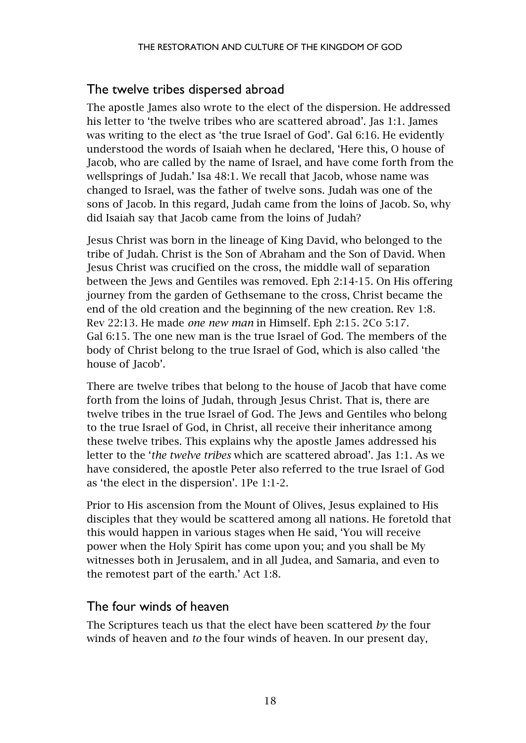## The twelve tribes dispersed abroad

The apostle James also wrote to the elect of the dispersion. He addressed his letter to 'the twelve tribes who are scattered abroad'. Jas 1:1. James was writing to the elect as 'the true Israel of God'. Gal 6:16. He evidently understood the words of Isaiah when he declared, 'Here this, O house of Jacob, who are called by the name of Israel, and have come forth from the wellsprings of Judah.' Isa 48:1. We recall that Jacob, whose name was changed to Israel, was the father of twelve sons. Judah was one of the sons of Jacob. In this regard, Judah came from the loins of Jacob. So, why did Isaiah say that Jacob came from the loins of Judah?

Jesus Christ was born in the lineage of King David, who belonged to the tribe of Judah. Christ is the Son of Abraham and the Son of David. When Jesus Christ was crucified on the cross, the middle wall of separation between the Jews and Gentiles was removed. Eph 2:14-15. On His offering journey from the garden of Gethsemane to the cross, Christ became the end of the old creation and the beginning of the new creation. Rev 1:8. Rev 22:13. He made *one new man* in Himself. Eph 2:15. 2Co 5:17. Gal 6:15. The one new man is the true Israel of God. The members of the body of Christ belong to the true Israel of God, which is also called 'the house of Jacob'.

There are twelve tribes that belong to the house of Jacob that have come forth from the loins of Judah, through Jesus Christ. That is, there are twelve tribes in the true Israel of God. The Jews and Gentiles who belong to the true Israel of God, in Christ, all receive their inheritance among these twelve tribes. This explains why the apostle James addressed his letter to the '*the twelve tribes* which are scattered abroad'. Jas 1:1. As we have considered, the apostle Peter also referred to the true Israel of God as 'the elect in the dispersion'. 1Pe 1:1-2.

Prior to His ascension from the Mount of Olives, Jesus explained to His disciples that they would be scattered among all nations. He foretold that this would happen in various stages when He said, 'You will receive power when the Holy Spirit has come upon you; and you shall be My witnesses both in Jerusalem, and in all Judea, and Samaria, and even to the remotest part of the earth.' Act 1:8.

## The four winds of heaven

The Scriptures teach us that the elect have been scattered *by* the four winds of heaven and *to* the four winds of heaven. In our present day,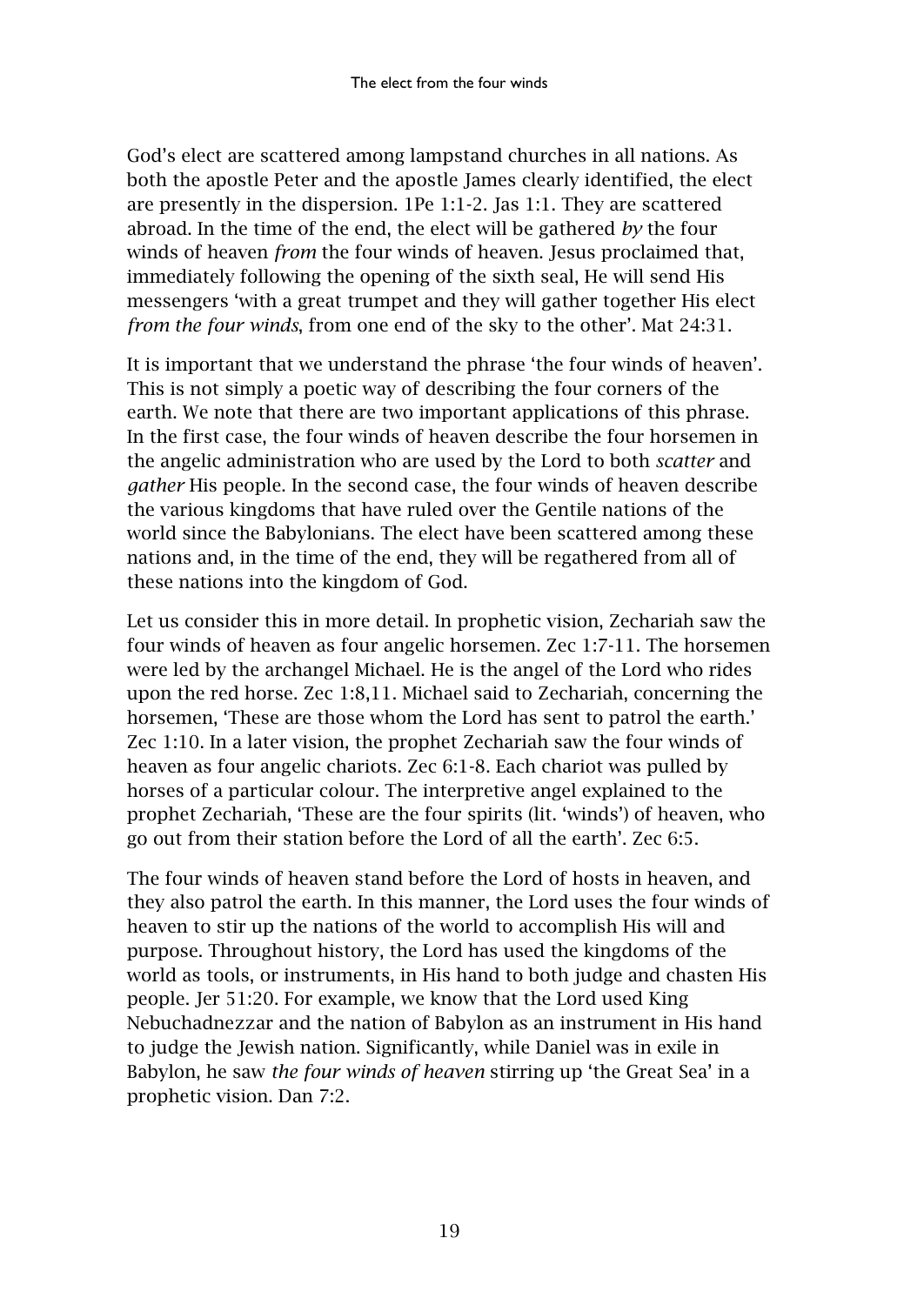God's elect are scattered among lampstand churches in all nations. As both the apostle Peter and the apostle James clearly identified, the elect are presently in the dispersion. 1Pe 1:1-2. Jas 1:1. They are scattered abroad. In the time of the end, the elect will be gathered *by* the four winds of heaven *from* the four winds of heaven. Jesus proclaimed that, immediately following the opening of the sixth seal, He will send His messengers 'with a great trumpet and they will gather together His elect *from the four winds*, from one end of the sky to the other'. Mat 24:31.

It is important that we understand the phrase 'the four winds of heaven'. This is not simply a poetic way of describing the four corners of the earth. We note that there are two important applications of this phrase. In the first case, the four winds of heaven describe the four horsemen in the angelic administration who are used by the Lord to both *scatter* and *gather* His people. In the second case, the four winds of heaven describe the various kingdoms that have ruled over the Gentile nations of the world since the Babylonians. The elect have been scattered among these nations and, in the time of the end, they will be regathered from all of these nations into the kingdom of God.

Let us consider this in more detail. In prophetic vision, Zechariah saw the four winds of heaven as four angelic horsemen. Zec 1:7-11. The horsemen were led by the archangel Michael. He is the angel of the Lord who rides upon the red horse. Zec 1:8,11. Michael said to Zechariah, concerning the horsemen, 'These are those whom the Lord has sent to patrol the earth.' Zec 1:10. In a later vision, the prophet Zechariah saw the four winds of heaven as four angelic chariots. Zec 6:1-8. Each chariot was pulled by horses of a particular colour. The interpretive angel explained to the prophet Zechariah, 'These are the four spirits (lit. 'winds') of heaven, who go out from their station before the Lord of all the earth'. Zec 6:5.

The four winds of heaven stand before the Lord of hosts in heaven, and they also patrol the earth. In this manner, the Lord uses the four winds of heaven to stir up the nations of the world to accomplish His will and purpose. Throughout history, the Lord has used the kingdoms of the world as tools, or instruments, in His hand to both judge and chasten His people. Jer 51:20. For example, we know that the Lord used King Nebuchadnezzar and the nation of Babylon as an instrument in His hand to judge the Jewish nation. Significantly, while Daniel was in exile in Babylon, he saw *the four winds of heaven* stirring up 'the Great Sea' in a prophetic vision. Dan 7:2.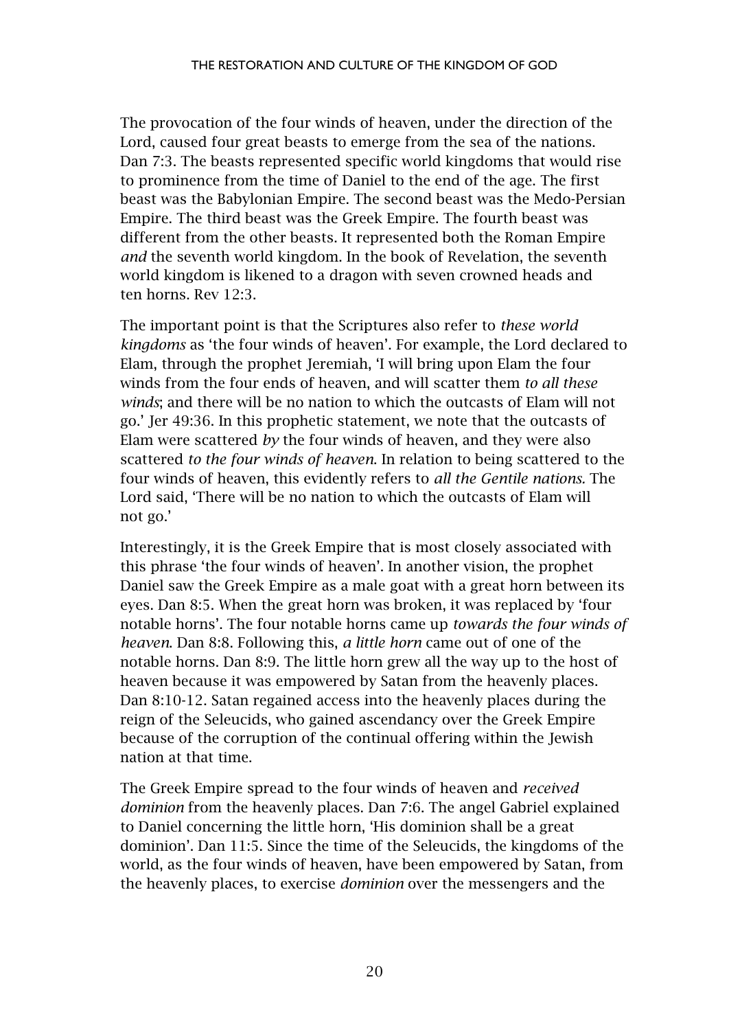The provocation of the four winds of heaven, under the direction of the Lord, caused four great beasts to emerge from the sea of the nations. Dan 7:3. The beasts represented specific world kingdoms that would rise to prominence from the time of Daniel to the end of the age. The first beast was the Babylonian Empire. The second beast was the Medo-Persian Empire. The third beast was the Greek Empire. The fourth beast was different from the other beasts. It represented both the Roman Empire *and* the seventh world kingdom. In the book of Revelation, the seventh world kingdom is likened to a dragon with seven crowned heads and ten horns. Rev 12:3.

The important point is that the Scriptures also refer to *these world kingdoms* as 'the four winds of heaven'. For example, the Lord declared to Elam, through the prophet Jeremiah, 'I will bring upon Elam the four winds from the four ends of heaven, and will scatter them *to all these winds*; and there will be no nation to which the outcasts of Elam will not go.' Jer 49:36. In this prophetic statement, we note that the outcasts of Elam were scattered *by* the four winds of heaven, and they were also scattered *to the four winds of heaven*. In relation to being scattered to the four winds of heaven, this evidently refers to *all the Gentile nations.* The Lord said, 'There will be no nation to which the outcasts of Elam will not go.'

Interestingly, it is the Greek Empire that is most closely associated with this phrase 'the four winds of heaven'. In another vision, the prophet Daniel saw the Greek Empire as a male goat with a great horn between its eyes. Dan 8:5. When the great horn was broken, it was replaced by 'four notable horns'. The four notable horns came up *towards the four winds of heaven*. Dan 8:8. Following this, *a little horn* came out of one of the notable horns. Dan 8:9. The little horn grew all the way up to the host of heaven because it was empowered by Satan from the heavenly places. Dan 8:10-12. Satan regained access into the heavenly places during the reign of the Seleucids, who gained ascendancy over the Greek Empire because of the corruption of the continual offering within the Jewish nation at that time.

The Greek Empire spread to the four winds of heaven and *received dominion* from the heavenly places. Dan 7:6. The angel Gabriel explained to Daniel concerning the little horn, 'His dominion shall be a great dominion'. Dan 11:5. Since the time of the Seleucids, the kingdoms of the world, as the four winds of heaven, have been empowered by Satan, from the heavenly places, to exercise *dominion* over the messengers and the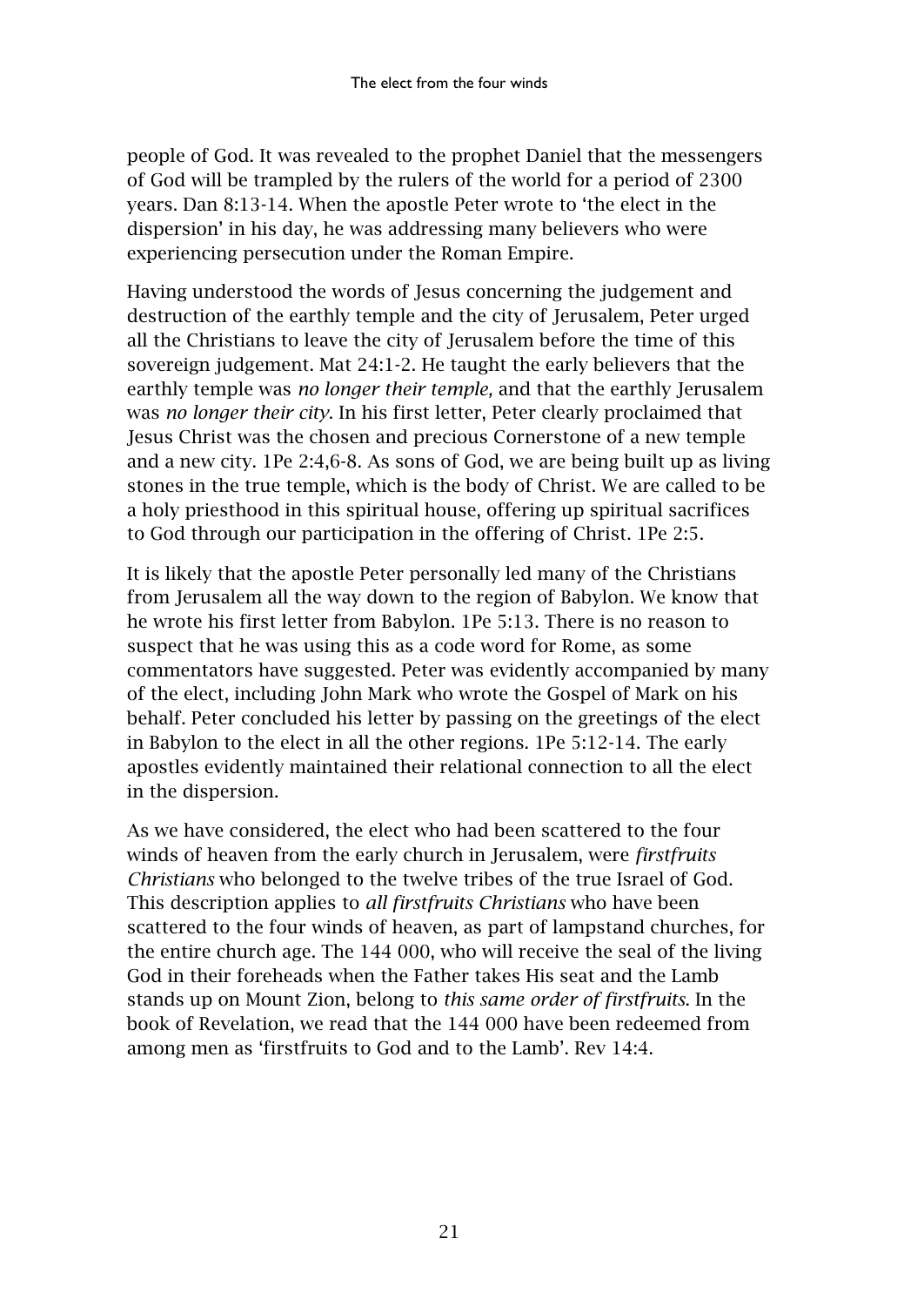people of God. It was revealed to the prophet Daniel that the messengers of God will be trampled by the rulers of the world for a period of 2300 years. Dan 8:13-14. When the apostle Peter wrote to 'the elect in the dispersion' in his day, he was addressing many believers who were experiencing persecution under the Roman Empire.

Having understood the words of Jesus concerning the judgement and destruction of the earthly temple and the city of Jerusalem, Peter urged all the Christians to leave the city of Jerusalem before the time of this sovereign judgement. Mat 24:1-2. He taught the early believers that the earthly temple was *no longer their temple,* and that the earthly Jerusalem was *no longer their city*. In his first letter, Peter clearly proclaimed that Jesus Christ was the chosen and precious Cornerstone of a new temple and a new city. 1Pe 2:4,6-8. As sons of God, we are being built up as living stones in the true temple, which is the body of Christ. We are called to be a holy priesthood in this spiritual house, offering up spiritual sacrifices to God through our participation in the offering of Christ. 1Pe 2:5.

It is likely that the apostle Peter personally led many of the Christians from Jerusalem all the way down to the region of Babylon. We know that he wrote his first letter from Babylon. 1Pe 5:13. There is no reason to suspect that he was using this as a code word for Rome, as some commentators have suggested. Peter was evidently accompanied by many of the elect, including John Mark who wrote the Gospel of Mark on his behalf. Peter concluded his letter by passing on the greetings of the elect in Babylon to the elect in all the other regions. 1Pe 5:12-14. The early apostles evidently maintained their relational connection to all the elect in the dispersion.

As we have considered, the elect who had been scattered to the four winds of heaven from the early church in Jerusalem, were *firstfruits Christians* who belonged to the twelve tribes of the true Israel of God. This description applies to *all firstfruits Christians* who have been scattered to the four winds of heaven, as part of lampstand churches, for the entire church age. The 144 000, who will receive the seal of the living God in their foreheads when the Father takes His seat and the Lamb stands up on Mount Zion, belong to *this same order of firstfruits*. In the book of Revelation, we read that the 144 000 have been redeemed from among men as 'firstfruits to God and to the Lamb'. Rev 14:4.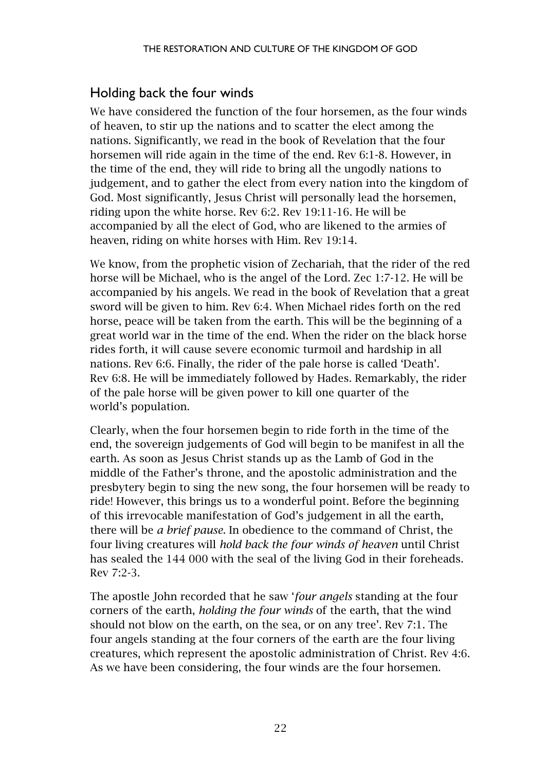## Holding back the four winds

We have considered the function of the four horsemen, as the four winds of heaven, to stir up the nations and to scatter the elect among the nations. Significantly, we read in the book of Revelation that the four horsemen will ride again in the time of the end. Rev 6:1-8. However, in the time of the end, they will ride to bring all the ungodly nations to judgement, and to gather the elect from every nation into the kingdom of God. Most significantly, Jesus Christ will personally lead the horsemen, riding upon the white horse. Rev 6:2. Rev 19:11-16. He will be accompanied by all the elect of God, who are likened to the armies of heaven, riding on white horses with Him. Rev 19:14.

We know, from the prophetic vision of Zechariah, that the rider of the red horse will be Michael, who is the angel of the Lord. Zec 1:7-12. He will be accompanied by his angels. We read in the book of Revelation that a great sword will be given to him. Rev 6:4. When Michael rides forth on the red horse, peace will be taken from the earth. This will be the beginning of a great world war in the time of the end. When the rider on the black horse rides forth, it will cause severe economic turmoil and hardship in all nations. Rev 6:6. Finally, the rider of the pale horse is called 'Death'. Rev 6:8. He will be immediately followed by Hades. Remarkably, the rider of the pale horse will be given power to kill one quarter of the world's population.

Clearly, when the four horsemen begin to ride forth in the time of the end, the sovereign judgements of God will begin to be manifest in all the earth. As soon as Jesus Christ stands up as the Lamb of God in the middle of the Father's throne, and the apostolic administration and the presbytery begin to sing the new song, the four horsemen will be ready to ride! However, this brings us to a wonderful point. Before the beginning of this irrevocable manifestation of God's judgement in all the earth, there will be *a brief pause*. In obedience to the command of Christ, the four living creatures will *hold back the four winds of heaven* until Christ has sealed the 144 000 with the seal of the living God in their foreheads. Rev 7:2-3.

The apostle John recorded that he saw '*four angels* standing at the four corners of the earth, *holding the four winds* of the earth, that the wind should not blow on the earth, on the sea, or on any tree'. Rev 7:1. The four angels standing at the four corners of the earth are the four living creatures, which represent the apostolic administration of Christ. Rev 4:6. As we have been considering, the four winds are the four horsemen.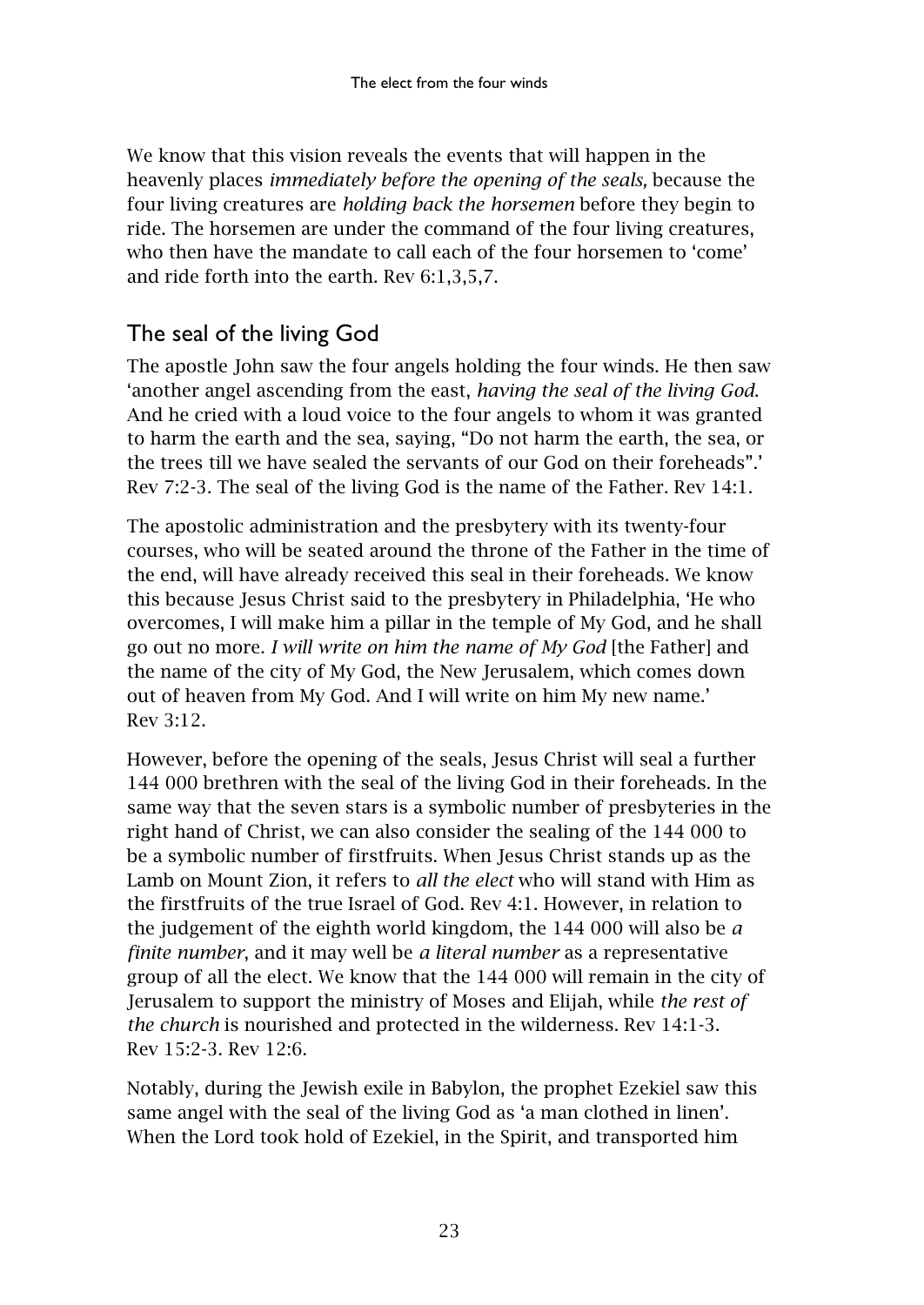We know that this vision reveals the events that will happen in the heavenly places *immediately before the opening of the seals,* because the four living creatures are *holding back the horsemen* before they begin to ride. The horsemen are under the command of the four living creatures, who then have the mandate to call each of the four horsemen to 'come' and ride forth into the earth. Rev 6:1,3,5,7.

## The seal of the living God

The apostle John saw the four angels holding the four winds. He then saw 'another angel ascending from the east, *having the seal of the living God.* And he cried with a loud voice to the four angels to whom it was granted to harm the earth and the sea, saying, "Do not harm the earth, the sea, or the trees till we have sealed the servants of our God on their foreheads".' Rev 7:2-3. The seal of the living God is the name of the Father. Rev 14:1.

The apostolic administration and the presbytery with its twenty-four courses, who will be seated around the throne of the Father in the time of the end, will have already received this seal in their foreheads. We know this because Jesus Christ said to the presbytery in Philadelphia, 'He who overcomes, I will make him a pillar in the temple of My God, and he shall go out no more. *I will write on him the name of My God* [the Father] and the name of the city of My God, the New Jerusalem, which comes down out of heaven from My God. And I will write on him My new name.' Rev 3:12.

However, before the opening of the seals, Jesus Christ will seal a further 144 000 brethren with the seal of the living God in their foreheads. In the same way that the seven stars is a symbolic number of presbyteries in the right hand of Christ, we can also consider the sealing of the 144 000 to be a symbolic number of firstfruits. When Jesus Christ stands up as the Lamb on Mount Zion, it refers to *all the elect* who will stand with Him as the firstfruits of the true Israel of God. Rev 4:1. However, in relation to the judgement of the eighth world kingdom, the 144 000 will also be *a finite number*, and it may well be *a literal number* as a representative group of all the elect. We know that the 144 000 will remain in the city of Jerusalem to support the ministry of Moses and Elijah, while *the rest of the church* is nourished and protected in the wilderness. Rev 14:1-3. Rev 15:2-3. Rev 12:6.

Notably, during the Jewish exile in Babylon, the prophet Ezekiel saw this same angel with the seal of the living God as 'a man clothed in linen'. When the Lord took hold of Ezekiel, in the Spirit, and transported him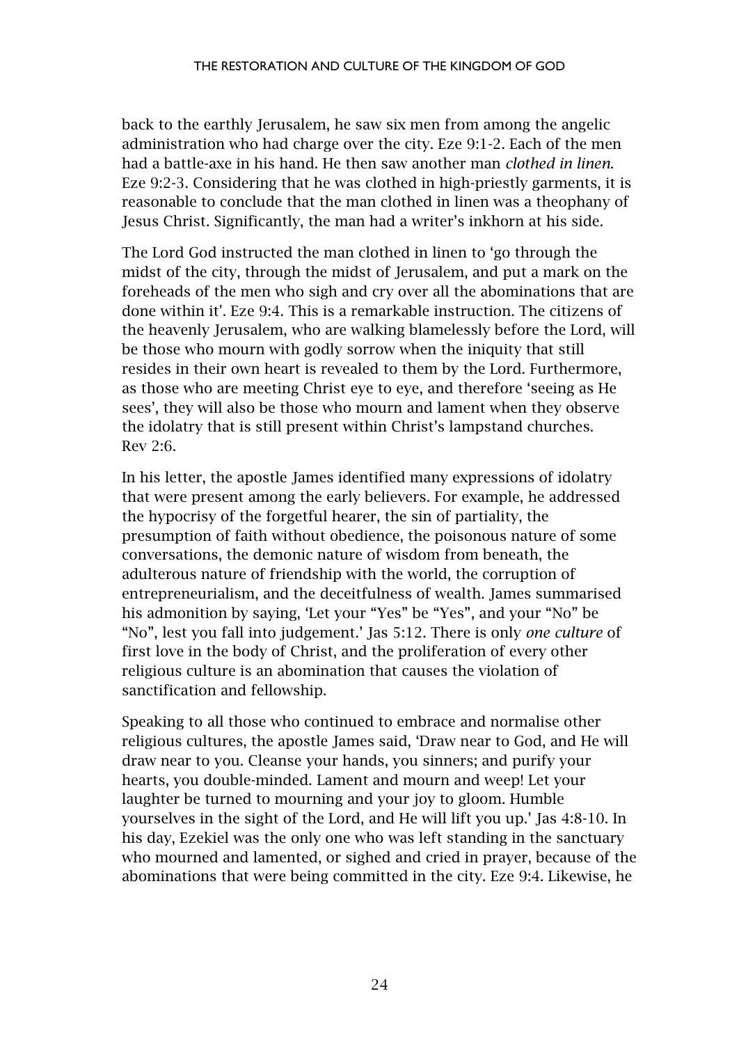back to the earthly Jerusalem, he saw six men from among the angelic administration who had charge over the city. Eze 9:1-2. Each of the men had a battle-axe in his hand. He then saw another man *clothed in linen*. Eze 9:2-3. Considering that he was clothed in high-priestly garments, it is reasonable to conclude that the man clothed in linen was a theophany of Jesus Christ. Significantly, the man had a writer's inkhorn at his side.

The Lord God instructed the man clothed in linen to 'go through the midst of the city, through the midst of Jerusalem, and put a mark on the foreheads of the men who sigh and cry over all the abominations that are done within it'. Eze 9:4. This is a remarkable instruction. The citizens of the heavenly Jerusalem, who are walking blamelessly before the Lord, will be those who mourn with godly sorrow when the iniquity that still resides in their own heart is revealed to them by the Lord. Furthermore, as those who are meeting Christ eye to eye, and therefore 'seeing as He sees', they will also be those who mourn and lament when they observe the idolatry that is still present within Christ's lampstand churches. Rev 2:6.

In his letter, the apostle James identified many expressions of idolatry that were present among the early believers. For example, he addressed the hypocrisy of the forgetful hearer, the sin of partiality, the presumption of faith without obedience, the poisonous nature of some conversations, the demonic nature of wisdom from beneath, the adulterous nature of friendship with the world, the corruption of entrepreneurialism, and the deceitfulness of wealth. James summarised his admonition by saying, 'Let your "Yes" be "Yes", and your "No" be "No", lest you fall into judgement.' Jas 5:12. There is only *one culture* of first love in the body of Christ, and the proliferation of every other religious culture is an abomination that causes the violation of sanctification and fellowship.

Speaking to all those who continued to embrace and normalise other religious cultures, the apostle James said, 'Draw near to God, and He will draw near to you. Cleanse your hands, you sinners; and purify your hearts, you double-minded. Lament and mourn and weep! Let your laughter be turned to mourning and your joy to gloom. Humble yourselves in the sight of the Lord, and He will lift you up.' Jas 4:8-10. In his day, Ezekiel was the only one who was left standing in the sanctuary who mourned and lamented, or sighed and cried in prayer, because of the abominations that were being committed in the city. Eze 9:4. Likewise, he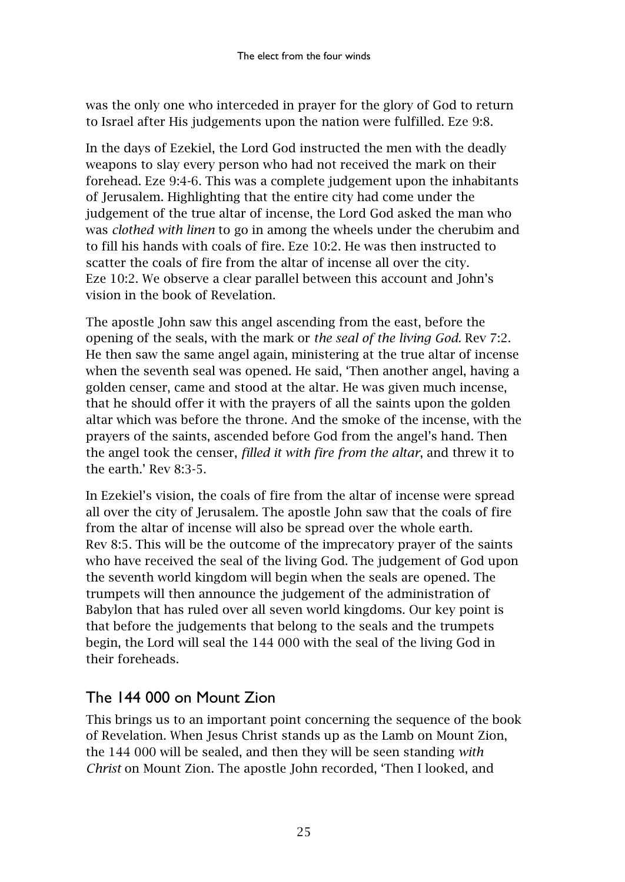was the only one who interceded in prayer for the glory of God to return to Israel after His judgements upon the nation were fulfilled. Eze 9:8.

In the days of Ezekiel, the Lord God instructed the men with the deadly weapons to slay every person who had not received the mark on their forehead. Eze 9:4-6. This was a complete judgement upon the inhabitants of Jerusalem. Highlighting that the entire city had come under the judgement of the true altar of incense, the Lord God asked the man who was *clothed with linen* to go in among the wheels under the cherubim and to fill his hands with coals of fire. Eze 10:2. He was then instructed to scatter the coals of fire from the altar of incense all over the city. Eze 10:2. We observe a clear parallel between this account and John's vision in the book of Revelation.

The apostle John saw this angel ascending from the east, before the opening of the seals, with the mark or *the seal of the living God.* Rev 7:2. He then saw the same angel again, ministering at the true altar of incense when the seventh seal was opened. He said, 'Then another angel, having a golden censer, came and stood at the altar. He was given much incense, that he should offer it with the prayers of all the saints upon the golden altar which was before the throne. And the smoke of the incense, with the prayers of the saints, ascended before God from the angel's hand. Then the angel took the censer, *filled it with fire from the altar*, and threw it to the earth.' Rev 8:3-5.

In Ezekiel's vision, the coals of fire from the altar of incense were spread all over the city of Jerusalem. The apostle John saw that the coals of fire from the altar of incense will also be spread over the whole earth. Rev 8:5. This will be the outcome of the imprecatory prayer of the saints who have received the seal of the living God. The judgement of God upon the seventh world kingdom will begin when the seals are opened. The trumpets will then announce the judgement of the administration of Babylon that has ruled over all seven world kingdoms. Our key point is that before the judgements that belong to the seals and the trumpets begin, the Lord will seal the 144 000 with the seal of the living God in their foreheads.

## The 144 000 on Mount Zion

This brings us to an important point concerning the sequence of the book of Revelation. When Jesus Christ stands up as the Lamb on Mount Zion, the 144 000 will be sealed, and then they will be seen standing *with Christ* on Mount Zion. The apostle John recorded, 'Then I looked, and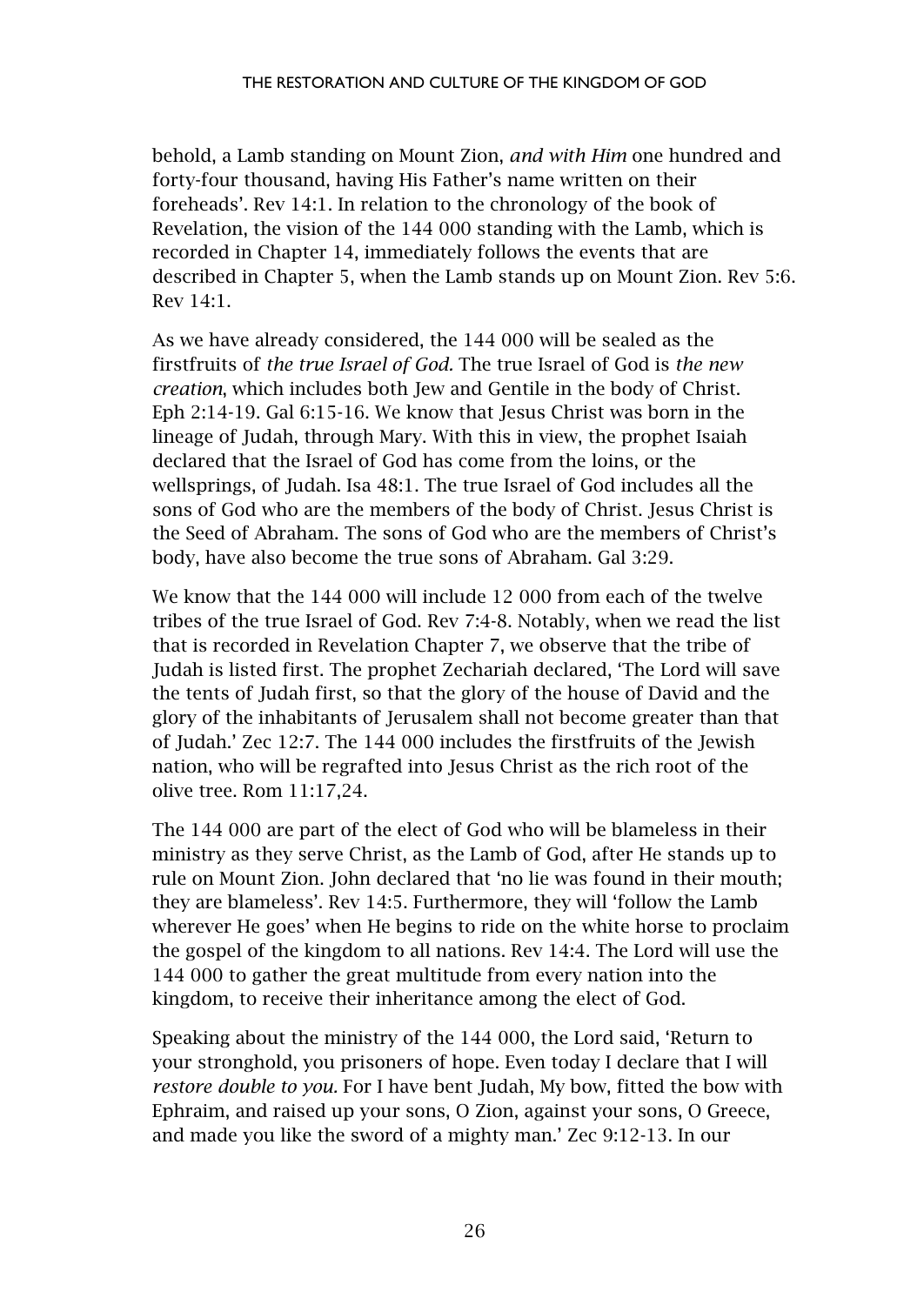behold, a Lamb standing on Mount Zion, *and with Him* one hundred and forty-four thousand, having His Father's name written on their foreheads'. Rev 14:1. In relation to the chronology of the book of Revelation, the vision of the 144 000 standing with the Lamb, which is recorded in Chapter 14, immediately follows the events that are described in Chapter 5, when the Lamb stands up on Mount Zion. Rev 5:6. Rev 14:1.

As we have already considered, the 144 000 will be sealed as the firstfruits of *the true Israel of God.* The true Israel of God is *the new creation*, which includes both Jew and Gentile in the body of Christ. Eph 2:14-19. Gal 6:15-16. We know that Jesus Christ was born in the lineage of Judah, through Mary. With this in view, the prophet Isaiah declared that the Israel of God has come from the loins, or the wellsprings, of Judah. Isa 48:1. The true Israel of God includes all the sons of God who are the members of the body of Christ. Jesus Christ is the Seed of Abraham. The sons of God who are the members of Christ's body, have also become the true sons of Abraham. Gal 3:29.

We know that the 144 000 will include 12 000 from each of the twelve tribes of the true Israel of God. Rev 7:4-8. Notably, when we read the list that is recorded in Revelation Chapter 7, we observe that the tribe of Judah is listed first. The prophet Zechariah declared, 'The Lord will save the tents of Judah first, so that the glory of the house of David and the glory of the inhabitants of Jerusalem shall not become greater than that of Judah.' Zec 12:7. The 144 000 includes the firstfruits of the Jewish nation, who will be regrafted into Jesus Christ as the rich root of the olive tree. Rom 11:17,24.

The 144 000 are part of the elect of God who will be blameless in their ministry as they serve Christ, as the Lamb of God, after He stands up to rule on Mount Zion. John declared that 'no lie was found in their mouth; they are blameless'. Rev 14:5. Furthermore, they will 'follow the Lamb wherever He goes' when He begins to ride on the white horse to proclaim the gospel of the kingdom to all nations. Rev 14:4. The Lord will use the 144 000 to gather the great multitude from every nation into the kingdom, to receive their inheritance among the elect of God.

Speaking about the ministry of the 144 000, the Lord said, 'Return to your stronghold, you prisoners of hope. Even today I declare that I will *restore double to you.* For I have bent Judah, My bow, fitted the bow with Ephraim, and raised up your sons, O Zion, against your sons, O Greece, and made you like the sword of a mighty man.' Zec 9:12-13. In our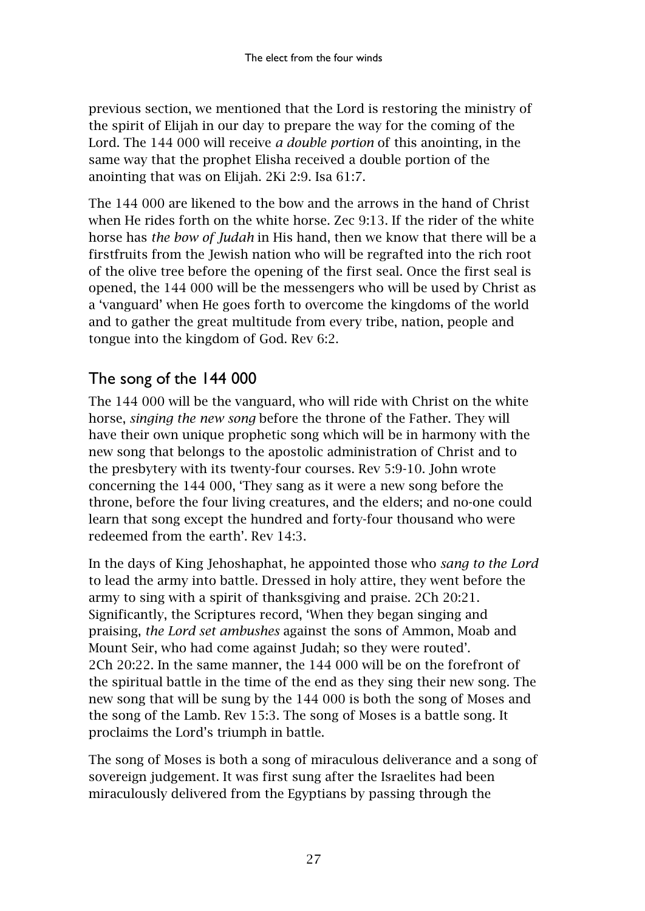previous section, we mentioned that the Lord is restoring the ministry of the spirit of Elijah in our day to prepare the way for the coming of the Lord. The 144 000 will receive *a double portion* of this anointing, in the same way that the prophet Elisha received a double portion of the anointing that was on Elijah. 2Ki 2:9. Isa 61:7.

The 144 000 are likened to the bow and the arrows in the hand of Christ when He rides forth on the white horse. Zec 9:13. If the rider of the white horse has *the bow of Judah* in His hand, then we know that there will be a firstfruits from the Jewish nation who will be regrafted into the rich root of the olive tree before the opening of the first seal. Once the first seal is opened, the 144 000 will be the messengers who will be used by Christ as a 'vanguard' when He goes forth to overcome the kingdoms of the world and to gather the great multitude from every tribe, nation, people and tongue into the kingdom of God. Rev 6:2.

## The song of the 144 000

The 144 000 will be the vanguard, who will ride with Christ on the white horse, *singing the new song* before the throne of the Father. They will have their own unique prophetic song which will be in harmony with the new song that belongs to the apostolic administration of Christ and to the presbytery with its twenty-four courses. Rev 5:9-10. John wrote concerning the 144 000, 'They sang as it were a new song before the throne, before the four living creatures, and the elders; and no-one could learn that song except the hundred and forty-four thousand who were redeemed from the earth'. Rev 14:3.

In the days of King Jehoshaphat, he appointed those who *sang to the Lord* to lead the army into battle. Dressed in holy attire, they went before the army to sing with a spirit of thanksgiving and praise. 2Ch 20:21. Significantly, the Scriptures record, 'When they began singing and praising, *the Lord set ambushes* against the sons of Ammon, Moab and Mount Seir, who had come against Judah; so they were routed'. 2Ch 20:22. In the same manner, the 144 000 will be on the forefront of the spiritual battle in the time of the end as they sing their new song. The new song that will be sung by the 144 000 is both the song of Moses and the song of the Lamb. Rev 15:3. The song of Moses is a battle song. It proclaims the Lord's triumph in battle.

The song of Moses is both a song of miraculous deliverance and a song of sovereign judgement. It was first sung after the Israelites had been miraculously delivered from the Egyptians by passing through the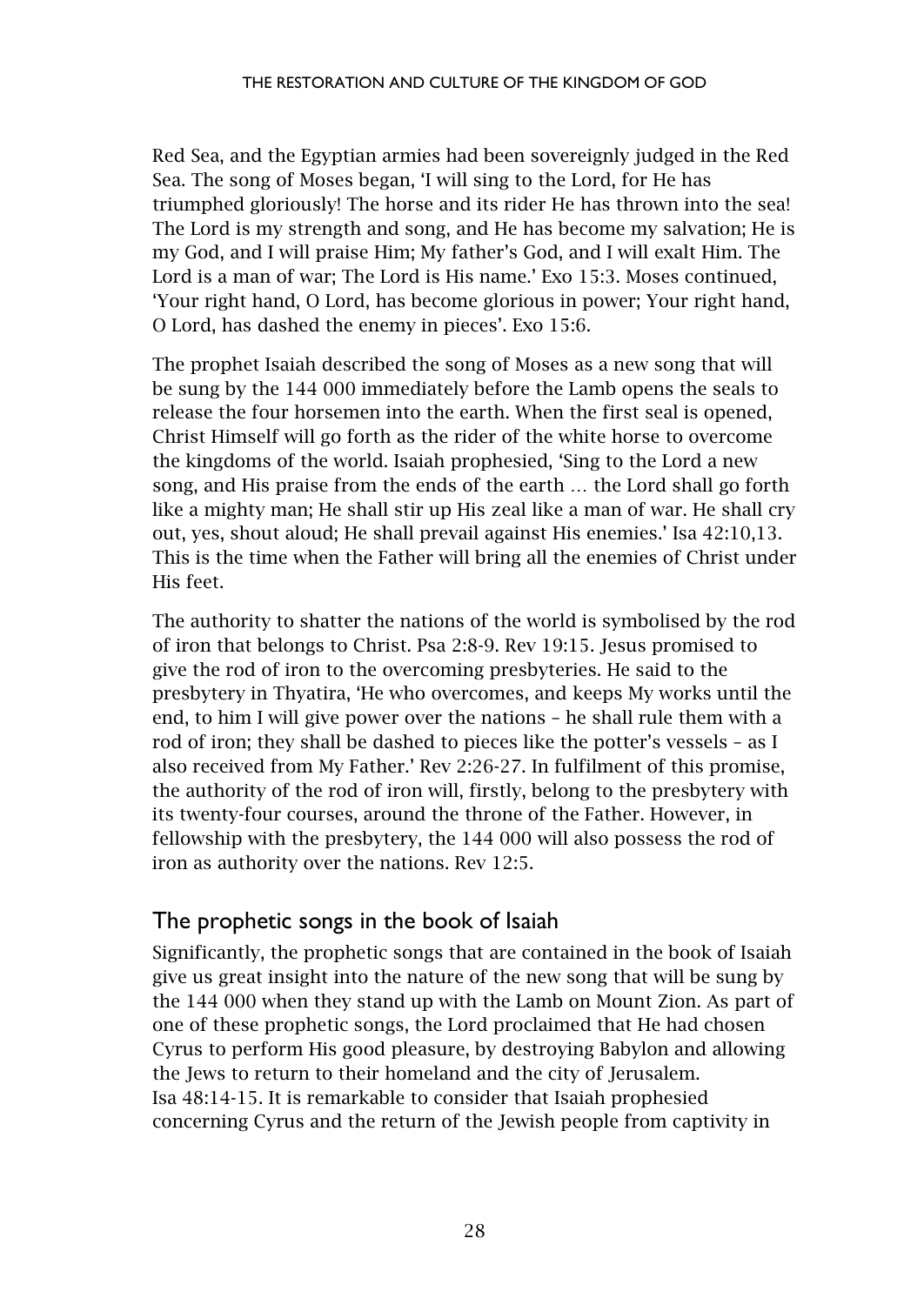Red Sea, and the Egyptian armies had been sovereignly judged in the Red Sea. The song of Moses began, 'I will sing to the Lord, for He has triumphed gloriously! The horse and its rider He has thrown into the sea! The Lord is my strength and song, and He has become my salvation; He is my God, and I will praise Him; My father's God, and I will exalt Him. The Lord is a man of war; The Lord is His name.' Exo 15:3. Moses continued, 'Your right hand, O Lord, has become glorious in power; Your right hand, O Lord, has dashed the enemy in pieces'. Exo 15:6.

The prophet Isaiah described the song of Moses as a new song that will be sung by the 144 000 immediately before the Lamb opens the seals to release the four horsemen into the earth. When the first seal is opened, Christ Himself will go forth as the rider of the white horse to overcome the kingdoms of the world. Isaiah prophesied, 'Sing to the Lord a new song, and His praise from the ends of the earth … the Lord shall go forth like a mighty man; He shall stir up His zeal like a man of war. He shall cry out, yes, shout aloud; He shall prevail against His enemies.' Isa 42:10,13. This is the time when the Father will bring all the enemies of Christ under His feet.

The authority to shatter the nations of the world is symbolised by the rod of iron that belongs to Christ. Psa 2:8-9. Rev 19:15. Jesus promised to give the rod of iron to the overcoming presbyteries. He said to the presbytery in Thyatira, 'He who overcomes, and keeps My works until the end, to him I will give power over the nations – he shall rule them with a rod of iron; they shall be dashed to pieces like the potter's vessels – as I also received from My Father.' Rev 2:26-27. In fulfilment of this promise, the authority of the rod of iron will, firstly, belong to the presbytery with its twenty-four courses, around the throne of the Father. However, in fellowship with the presbytery, the 144 000 will also possess the rod of iron as authority over the nations. Rev 12:5.

## The prophetic songs in the book of Isaiah

Significantly, the prophetic songs that are contained in the book of Isaiah give us great insight into the nature of the new song that will be sung by the 144 000 when they stand up with the Lamb on Mount Zion. As part of one of these prophetic songs, the Lord proclaimed that He had chosen Cyrus to perform His good pleasure, by destroying Babylon and allowing the Jews to return to their homeland and the city of Jerusalem. Isa 48:14-15. It is remarkable to consider that Isaiah prophesied concerning Cyrus and the return of the Jewish people from captivity in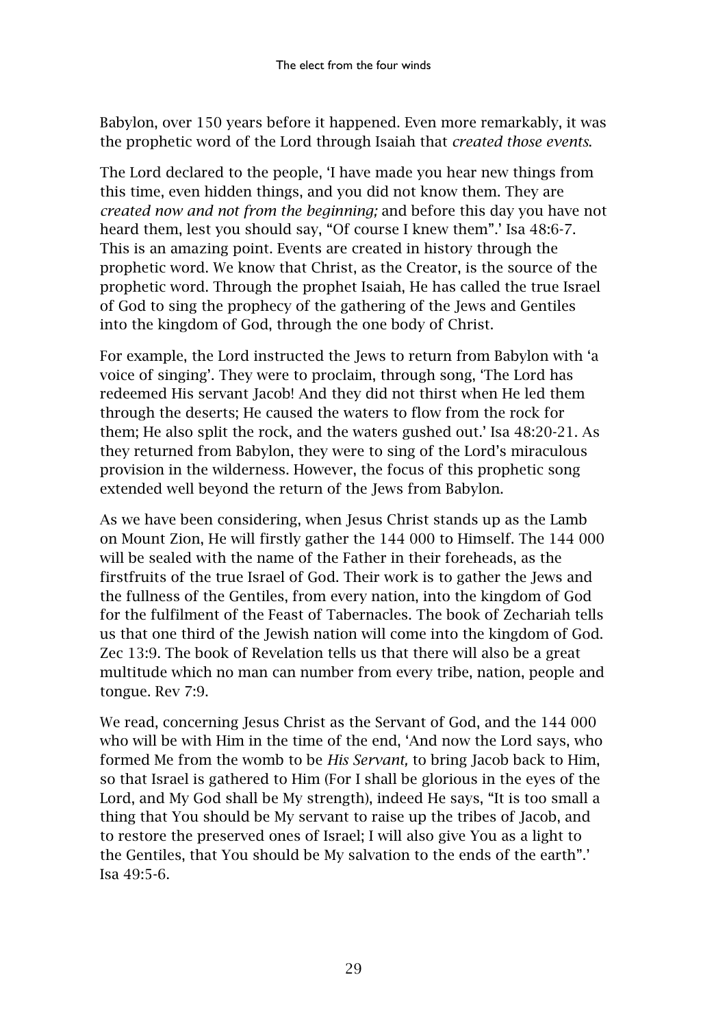Babylon, over 150 years before it happened. Even more remarkably, it was the prophetic word of the Lord through Isaiah that *created those events.*

The Lord declared to the people, 'I have made you hear new things from this time, even hidden things, and you did not know them. They are *created now and not from the beginning;* and before this day you have not heard them, lest you should say, "Of course I knew them".' Isa 48:6-7. This is an amazing point. Events are created in history through the prophetic word. We know that Christ, as the Creator, is the source of the prophetic word. Through the prophet Isaiah, He has called the true Israel of God to sing the prophecy of the gathering of the Jews and Gentiles into the kingdom of God, through the one body of Christ.

For example, the Lord instructed the Jews to return from Babylon with 'a voice of singing'. They were to proclaim, through song, 'The Lord has redeemed His servant Jacob! And they did not thirst when He led them through the deserts; He caused the waters to flow from the rock for them; He also split the rock, and the waters gushed out.' Isa 48:20-21. As they returned from Babylon, they were to sing of the Lord's miraculous provision in the wilderness. However, the focus of this prophetic song extended well beyond the return of the Jews from Babylon.

As we have been considering, when Jesus Christ stands up as the Lamb on Mount Zion, He will firstly gather the 144 000 to Himself. The 144 000 will be sealed with the name of the Father in their foreheads, as the firstfruits of the true Israel of God. Their work is to gather the Jews and the fullness of the Gentiles, from every nation, into the kingdom of God for the fulfilment of the Feast of Tabernacles. The book of Zechariah tells us that one third of the Jewish nation will come into the kingdom of God. Zec 13:9. The book of Revelation tells us that there will also be a great multitude which no man can number from every tribe, nation, people and tongue. Rev 7:9.

We read, concerning Jesus Christ as the Servant of God, and the 144 000 who will be with Him in the time of the end, 'And now the Lord says, who formed Me from the womb to be *His Servant,* to bring Jacob back to Him, so that Israel is gathered to Him (For I shall be glorious in the eyes of the Lord, and My God shall be My strength), indeed He says, "It is too small a thing that You should be My servant to raise up the tribes of Jacob, and to restore the preserved ones of Israel; I will also give You as a light to the Gentiles, that You should be My salvation to the ends of the earth".' Isa 49:5-6.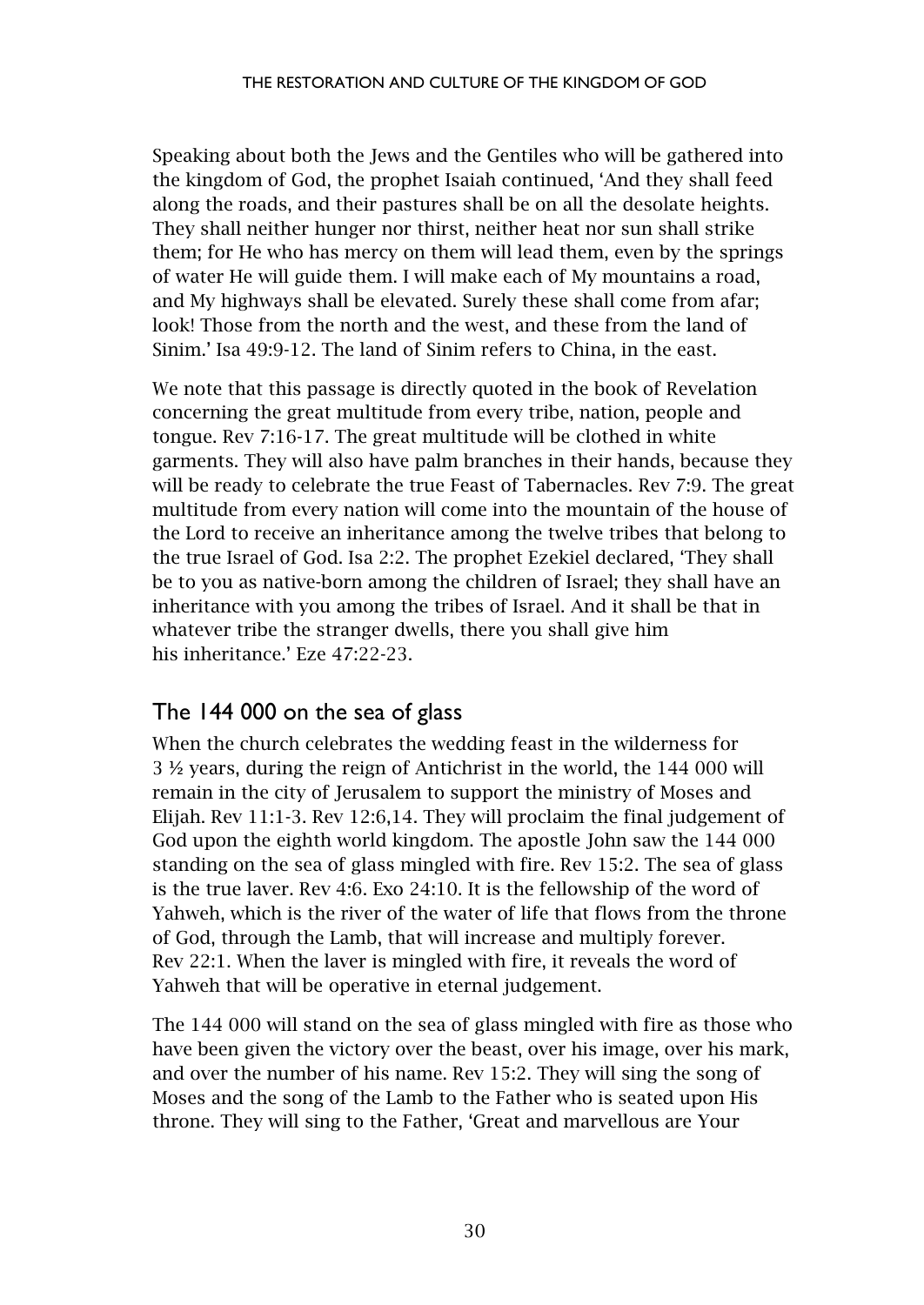Speaking about both the Jews and the Gentiles who will be gathered into the kingdom of God, the prophet Isaiah continued, 'And they shall feed along the roads, and their pastures shall be on all the desolate heights. They shall neither hunger nor thirst, neither heat nor sun shall strike them; for He who has mercy on them will lead them, even by the springs of water He will guide them. I will make each of My mountains a road, and My highways shall be elevated. Surely these shall come from afar; look! Those from the north and the west, and these from the land of Sinim.' Isa 49:9-12. The land of Sinim refers to China, in the east.

We note that this passage is directly quoted in the book of Revelation concerning the great multitude from every tribe, nation, people and tongue. Rev 7:16-17. The great multitude will be clothed in white garments. They will also have palm branches in their hands, because they will be ready to celebrate the true Feast of Tabernacles. Rev 7:9. The great multitude from every nation will come into the mountain of the house of the Lord to receive an inheritance among the twelve tribes that belong to the true Israel of God. Isa 2:2. The prophet Ezekiel declared, 'They shall be to you as native-born among the children of Israel; they shall have an inheritance with you among the tribes of Israel. And it shall be that in whatever tribe the stranger dwells, there you shall give him his inheritance.' Eze 47:22-23.

## The 144 000 on the sea of glass

When the church celebrates the wedding feast in the wilderness for 3 ½ years, during the reign of Antichrist in the world, the 144 000 will remain in the city of Jerusalem to support the ministry of Moses and Elijah. Rev 11:1-3. Rev 12:6,14. They will proclaim the final judgement of God upon the eighth world kingdom. The apostle John saw the 144 000 standing on the sea of glass mingled with fire. Rev 15:2. The sea of glass is the true laver. Rev 4:6. Exo 24:10. It is the fellowship of the word of Yahweh, which is the river of the water of life that flows from the throne of God, through the Lamb, that will increase and multiply forever. Rev 22:1. When the laver is mingled with fire, it reveals the word of Yahweh that will be operative in eternal judgement.

The 144 000 will stand on the sea of glass mingled with fire as those who have been given the victory over the beast, over his image, over his mark, and over the number of his name. Rev 15:2. They will sing the song of Moses and the song of the Lamb to the Father who is seated upon His throne. They will sing to the Father, 'Great and marvellous are Your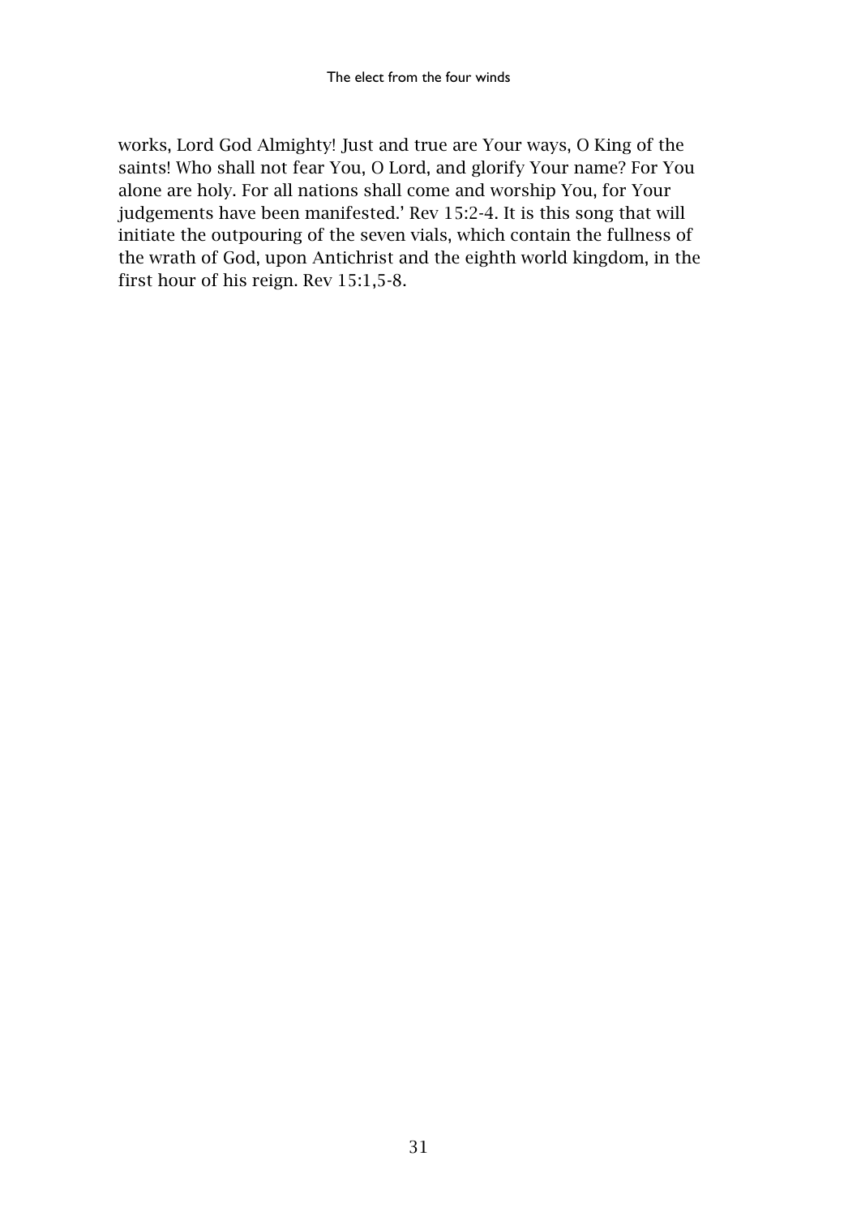works, Lord God Almighty! Just and true are Your ways, O King of the saints! Who shall not fear You, O Lord, and glorify Your name? For You alone are holy. For all nations shall come and worship You, for Your judgements have been manifested.' Rev 15:2-4. It is this song that will initiate the outpouring of the seven vials, which contain the fullness of the wrath of God, upon Antichrist and the eighth world kingdom, in the first hour of his reign. Rev 15:1,5-8.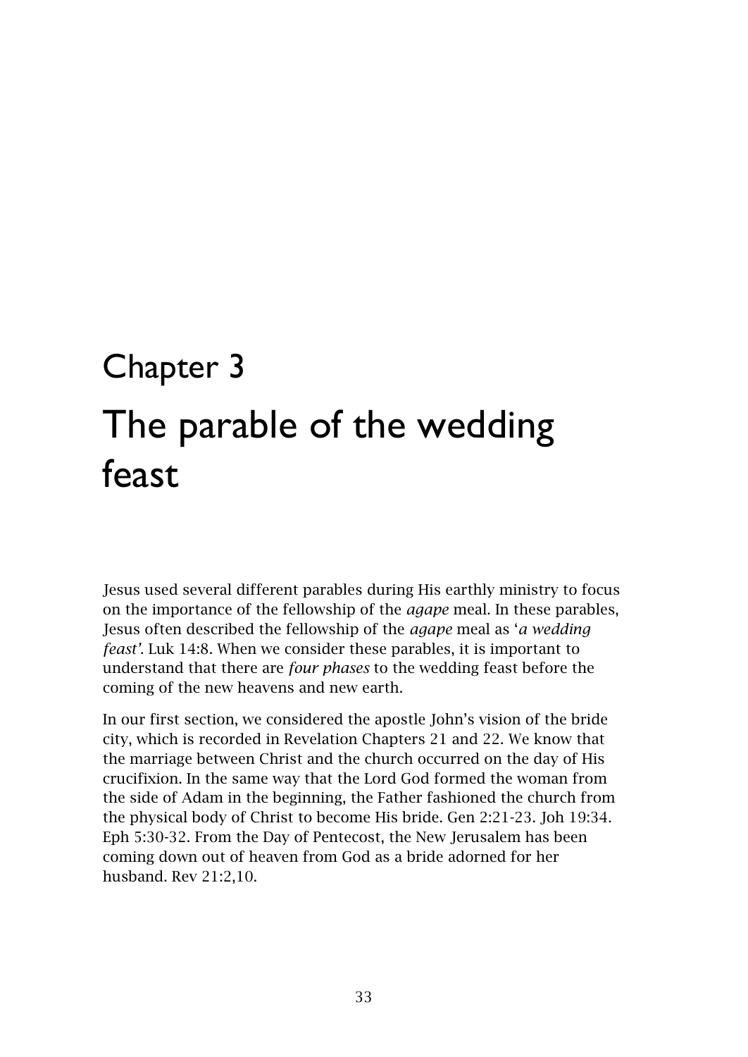# Chapter 3

# The parable of the wedding feast

Jesus used several different parables during His earthly ministry to focus on the importance of the fellowship of the *agape* meal. In these parables, Jesus often described the fellowship of the *agape* meal as '*a wedding feast'*. Luk 14:8. When we consider these parables, it is important to understand that there are *four phases* to the wedding feast before the coming of the new heavens and new earth.

In our first section, we considered the apostle John's vision of the bride city, which is recorded in Revelation Chapters 21 and 22. We know that the marriage between Christ and the church occurred on the day of His crucifixion. In the same way that the Lord God formed the woman from the side of Adam in the beginning, the Father fashioned the church from the physical body of Christ to become His bride. Gen 2:21-23. Joh 19:34. Eph 5:30-32. From the Day of Pentecost, the New Jerusalem has been coming down out of heaven from God as a bride adorned for her husband. Rev 21:2,10.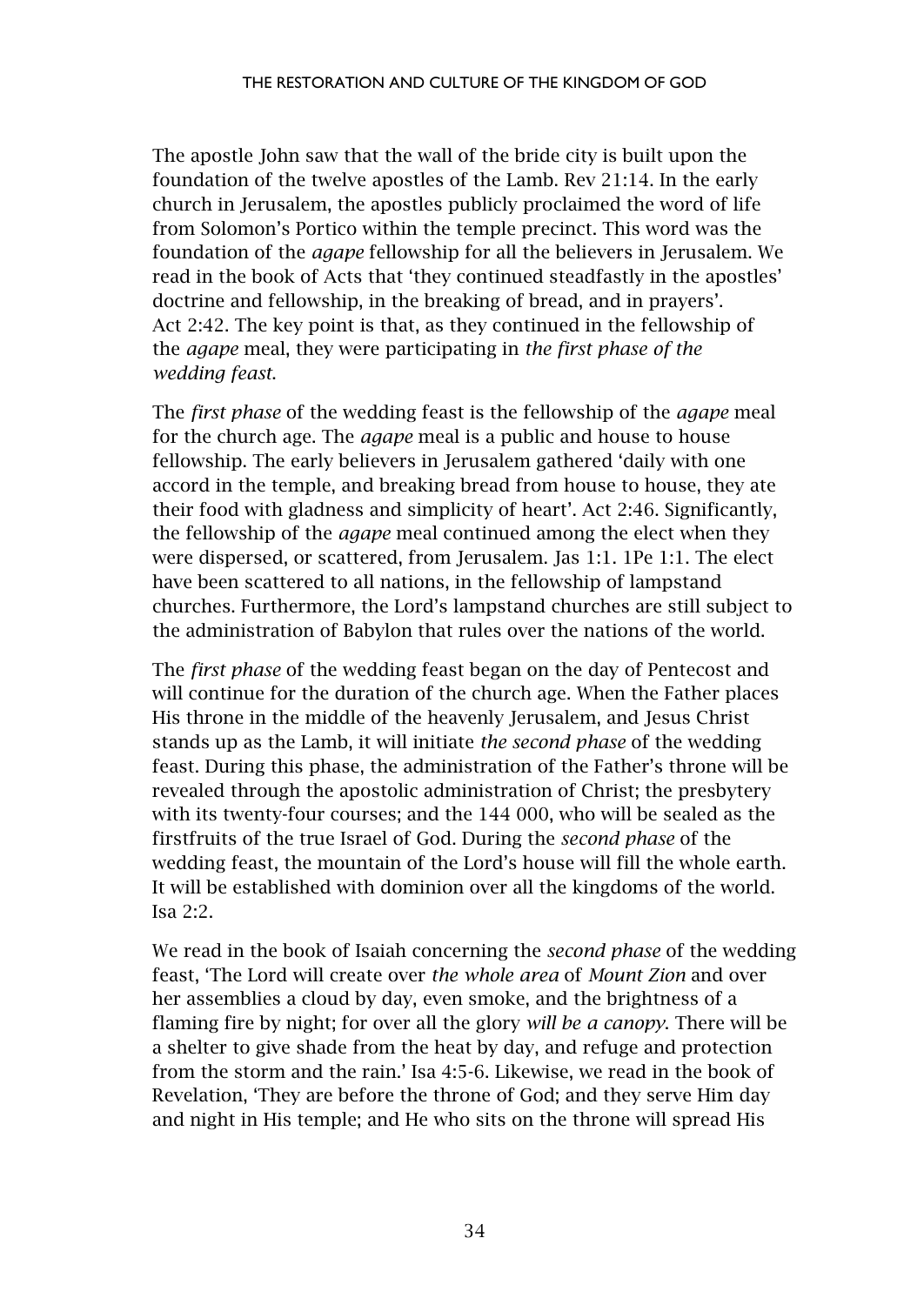The apostle John saw that the wall of the bride city is built upon the foundation of the twelve apostles of the Lamb. Rev 21:14. In the early church in Jerusalem, the apostles publicly proclaimed the word of life from Solomon's Portico within the temple precinct. This word was the foundation of the *agape* fellowship for all the believers in Jerusalem. We read in the book of Acts that 'they continued steadfastly in the apostles' doctrine and fellowship, in the breaking of bread, and in prayers'. Act 2:42. The key point is that, as they continued in the fellowship of the *agape* meal, they were participating in *the first phase of the wedding feast.*

The *first phase* of the wedding feast is the fellowship of the *agape* meal for the church age. The *agape* meal is a public and house to house fellowship. The early believers in Jerusalem gathered 'daily with one accord in the temple, and breaking bread from house to house, they ate their food with gladness and simplicity of heart'. Act 2:46. Significantly, the fellowship of the *agape* meal continued among the elect when they were dispersed, or scattered, from Jerusalem. Jas 1:1. 1Pe 1:1. The elect have been scattered to all nations, in the fellowship of lampstand churches. Furthermore, the Lord's lampstand churches are still subject to the administration of Babylon that rules over the nations of the world.

The *first phase* of the wedding feast began on the day of Pentecost and will continue for the duration of the church age. When the Father places His throne in the middle of the heavenly Jerusalem, and Jesus Christ stands up as the Lamb, it will initiate *the second phase* of the wedding feast. During this phase, the administration of the Father's throne will be revealed through the apostolic administration of Christ; the presbytery with its twenty-four courses; and the 144 000, who will be sealed as the firstfruits of the true Israel of God. During the *second phase* of the wedding feast, the mountain of the Lord's house will fill the whole earth. It will be established with dominion over all the kingdoms of the world. Isa 2:2.

We read in the book of Isaiah concerning the *second phase* of the wedding feast, 'The Lord will create over *the whole area* of *Mount Zion* and over her assemblies a cloud by day, even smoke, and the brightness of a flaming fire by night; for over all the glory *will be a canopy.* There will be a shelter to give shade from the heat by day, and refuge and protection from the storm and the rain.' Isa 4:5-6. Likewise, we read in the book of Revelation, 'They are before the throne of God; and they serve Him day and night in His temple; and He who sits on the throne will spread His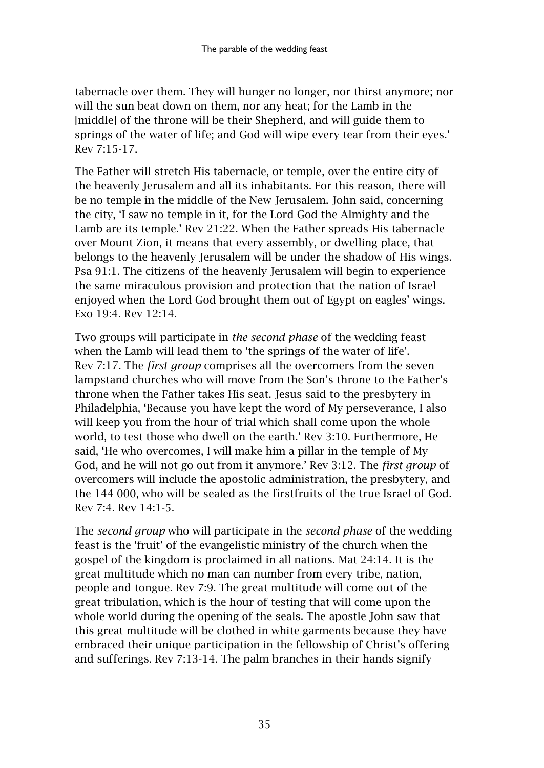tabernacle over them. They will hunger no longer, nor thirst anymore; nor will the sun beat down on them, nor any heat; for the Lamb in the [middle] of the throne will be their Shepherd, and will guide them to springs of the water of life; and God will wipe every tear from their eyes.' Rev 7:15-17.

The Father will stretch His tabernacle, or temple, over the entire city of the heavenly Jerusalem and all its inhabitants. For this reason, there will be no temple in the middle of the New Jerusalem. John said, concerning the city, 'I saw no temple in it, for the Lord God the Almighty and the Lamb are its temple.' Rev 21:22. When the Father spreads His tabernacle over Mount Zion, it means that every assembly, or dwelling place, that belongs to the heavenly Jerusalem will be under the shadow of His wings. Psa 91:1. The citizens of the heavenly Jerusalem will begin to experience the same miraculous provision and protection that the nation of Israel enjoyed when the Lord God brought them out of Egypt on eagles' wings. Exo 19:4. Rev 12:14.

Two groups will participate in *the second phase* of the wedding feast when the Lamb will lead them to 'the springs of the water of life'. Rev 7:17. The *first group* comprises all the overcomers from the seven lampstand churches who will move from the Son's throne to the Father's throne when the Father takes His seat. Jesus said to the presbytery in Philadelphia, 'Because you have kept the word of My perseverance, I also will keep you from the hour of trial which shall come upon the whole world, to test those who dwell on the earth.' Rev 3:10. Furthermore, He said, 'He who overcomes, I will make him a pillar in the temple of My God, and he will not go out from it anymore.' Rev 3:12. The *first group* of overcomers will include the apostolic administration, the presbytery, and the 144 000, who will be sealed as the firstfruits of the true Israel of God. Rev 7:4. Rev 14:1-5.

The *second group* who will participate in the *second phase* of the wedding feast is the 'fruit' of the evangelistic ministry of the church when the gospel of the kingdom is proclaimed in all nations. Mat 24:14. It is the great multitude which no man can number from every tribe, nation, people and tongue. Rev 7:9. The great multitude will come out of the great tribulation, which is the hour of testing that will come upon the whole world during the opening of the seals. The apostle John saw that this great multitude will be clothed in white garments because they have embraced their unique participation in the fellowship of Christ's offering and sufferings. Rev 7:13-14. The palm branches in their hands signify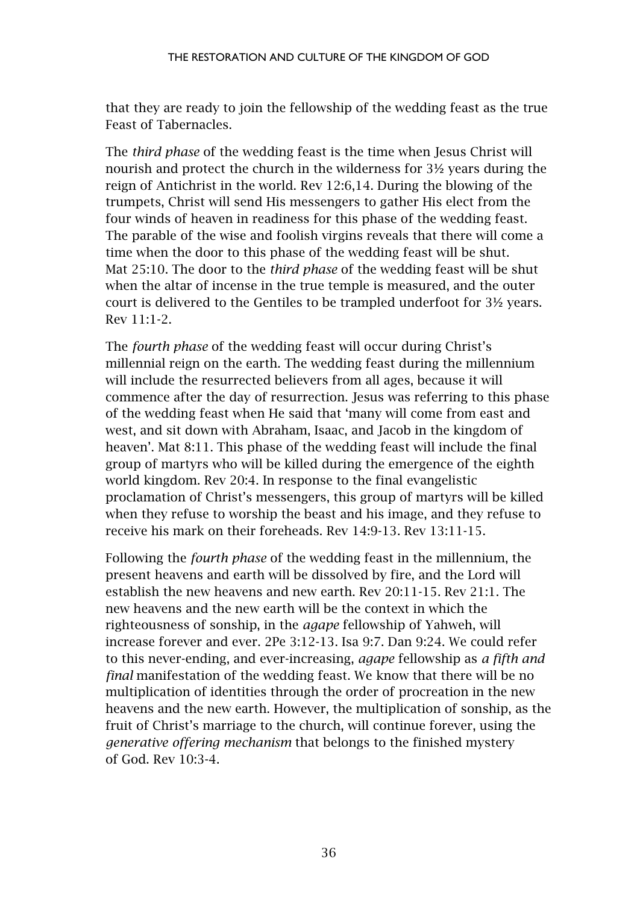that they are ready to join the fellowship of the wedding feast as the true Feast of Tabernacles.

The *third phase* of the wedding feast is the time when Jesus Christ will nourish and protect the church in the wilderness for 3½ years during the reign of Antichrist in the world. Rev 12:6,14. During the blowing of the trumpets, Christ will send His messengers to gather His elect from the four winds of heaven in readiness for this phase of the wedding feast. The parable of the wise and foolish virgins reveals that there will come a time when the door to this phase of the wedding feast will be shut. Mat 25:10. The door to the *third phase* of the wedding feast will be shut when the altar of incense in the true temple is measured, and the outer court is delivered to the Gentiles to be trampled underfoot for 3½ years. Rev 11:1-2.

The *fourth phase* of the wedding feast will occur during Christ's millennial reign on the earth. The wedding feast during the millennium will include the resurrected believers from all ages, because it will commence after the day of resurrection. Jesus was referring to this phase of the wedding feast when He said that 'many will come from east and west, and sit down with Abraham, Isaac, and Jacob in the kingdom of heaven'. Mat 8:11. This phase of the wedding feast will include the final group of martyrs who will be killed during the emergence of the eighth world kingdom. Rev 20:4. In response to the final evangelistic proclamation of Christ's messengers, this group of martyrs will be killed when they refuse to worship the beast and his image, and they refuse to receive his mark on their foreheads. Rev 14:9-13. Rev 13:11-15.

Following the *fourth phase* of the wedding feast in the millennium, the present heavens and earth will be dissolved by fire, and the Lord will establish the new heavens and new earth. Rev 20:11-15. Rev 21:1. The new heavens and the new earth will be the context in which the righteousness of sonship, in the *agape* fellowship of Yahweh, will increase forever and ever. 2Pe 3:12-13. Isa 9:7. Dan 9:24. We could refer to this never-ending, and ever-increasing, *agape* fellowship as *a fifth and final* manifestation of the wedding feast. We know that there will be no multiplication of identities through the order of procreation in the new heavens and the new earth. However, the multiplication of sonship, as the fruit of Christ's marriage to the church, will continue forever, using the *generative offering mechanism* that belongs to the finished mystery of God. Rev 10:3-4.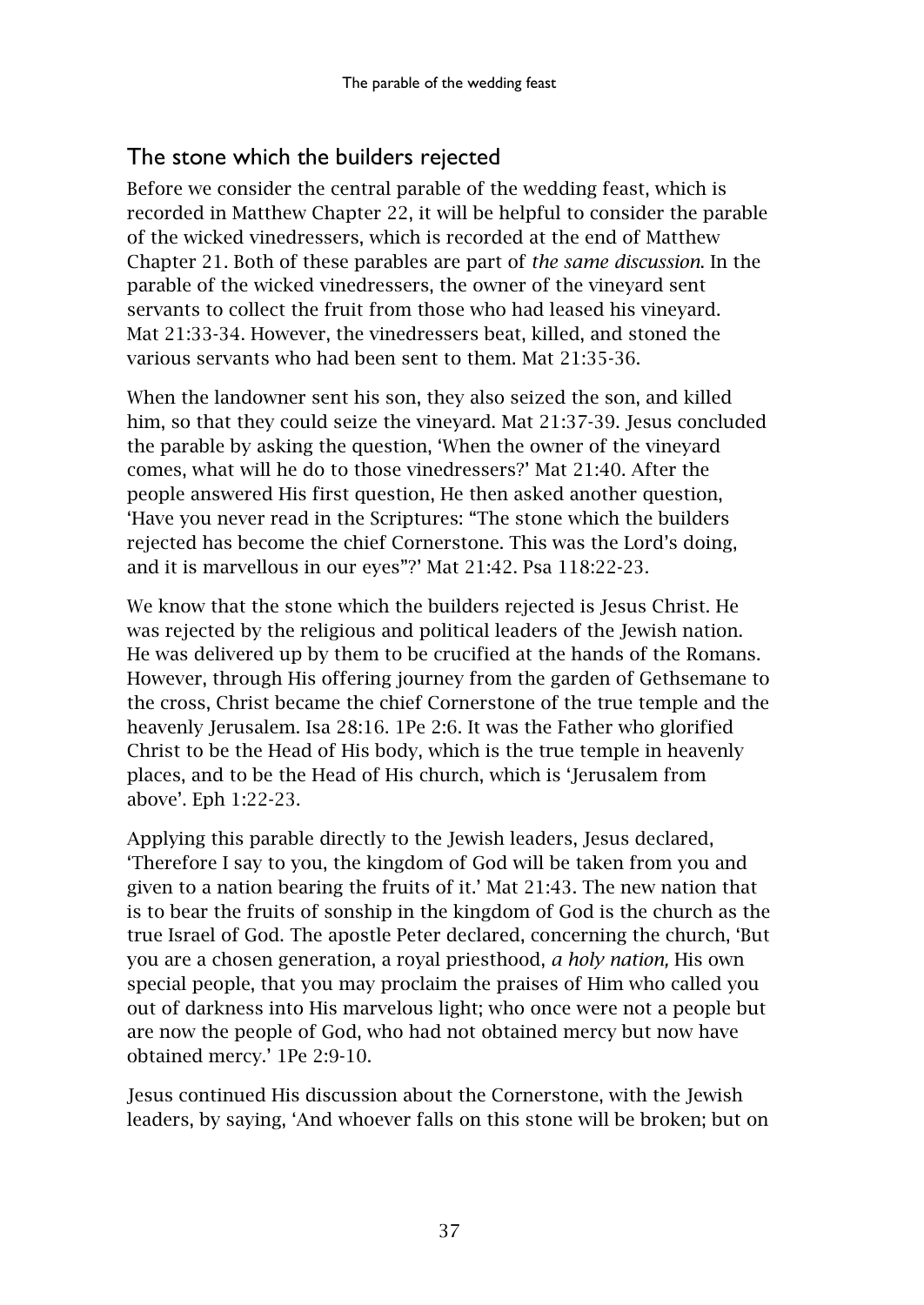## The stone which the builders rejected

Before we consider the central parable of the wedding feast, which is recorded in Matthew Chapter 22, it will be helpful to consider the parable of the wicked vinedressers, which is recorded at the end of Matthew Chapter 21. Both of these parables are part of *the same discussion*. In the parable of the wicked vinedressers, the owner of the vineyard sent servants to collect the fruit from those who had leased his vineyard. Mat 21:33-34. However, the vinedressers beat, killed, and stoned the various servants who had been sent to them. Mat 21:35-36.

When the landowner sent his son, they also seized the son, and killed him, so that they could seize the vineyard. Mat 21:37-39. Jesus concluded the parable by asking the question, 'When the owner of the vineyard comes, what will he do to those vinedressers?' Mat 21:40. After the people answered His first question, He then asked another question, 'Have you never read in the Scriptures: "The stone which the builders rejected has become the chief Cornerstone. This was the Lord's doing, and it is marvellous in our eyes"?' Mat 21:42. Psa 118:22-23.

We know that the stone which the builders rejected is Jesus Christ. He was rejected by the religious and political leaders of the Jewish nation. He was delivered up by them to be crucified at the hands of the Romans. However, through His offering journey from the garden of Gethsemane to the cross, Christ became the chief Cornerstone of the true temple and the heavenly Jerusalem. Isa 28:16. 1Pe 2:6. It was the Father who glorified Christ to be the Head of His body, which is the true temple in heavenly places, and to be the Head of His church, which is 'Jerusalem from above'. Eph 1:22-23.

Applying this parable directly to the Jewish leaders, Jesus declared, 'Therefore I say to you, the kingdom of God will be taken from you and given to a nation bearing the fruits of it.' Mat 21:43. The new nation that is to bear the fruits of sonship in the kingdom of God is the church as the true Israel of God. The apostle Peter declared, concerning the church, 'But you are a chosen generation, a royal priesthood, *a holy nation,* His own special people, that you may proclaim the praises of Him who called you out of darkness into His marvelous light; who once were not a people but are now the people of God, who had not obtained mercy but now have obtained mercy.' 1Pe 2:9-10.

Jesus continued His discussion about the Cornerstone, with the Jewish leaders, by saying, 'And whoever falls on this stone will be broken; but on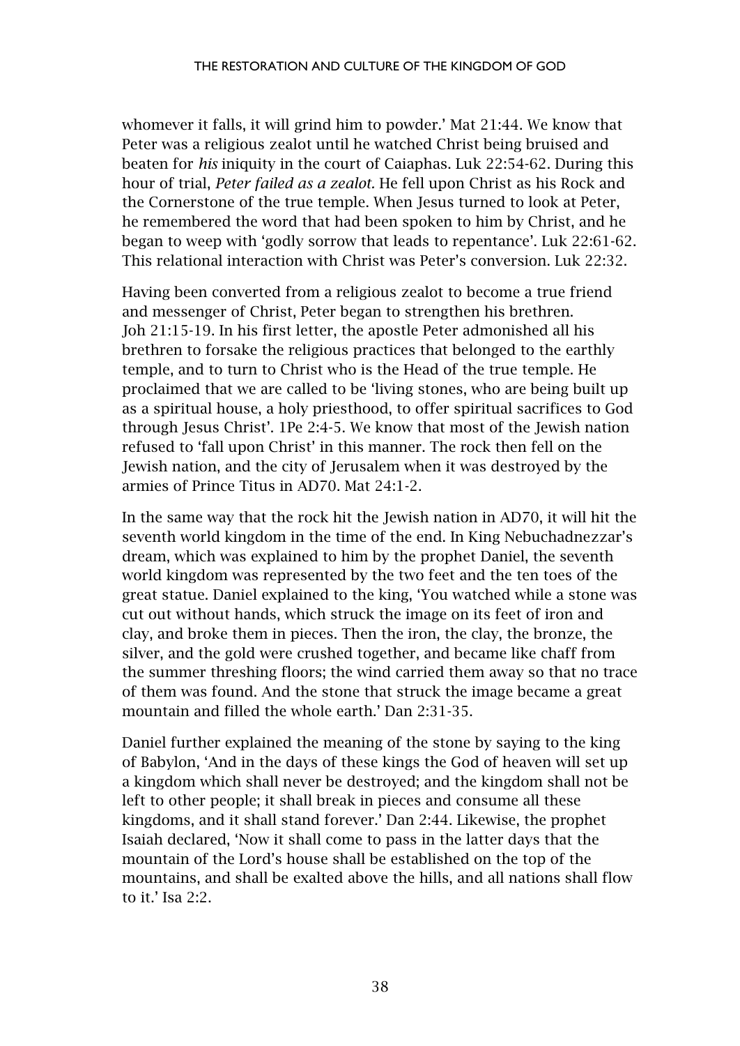whomever it falls, it will grind him to powder.' Mat 21:44. We know that Peter was a religious zealot until he watched Christ being bruised and beaten for *his* iniquity in the court of Caiaphas. Luk 22:54-62. During this hour of trial, *Peter failed as a zealot.* He fell upon Christ as his Rock and the Cornerstone of the true temple. When Jesus turned to look at Peter, he remembered the word that had been spoken to him by Christ, and he began to weep with 'godly sorrow that leads to repentance'. Luk 22:61-62. This relational interaction with Christ was Peter's conversion. Luk 22:32.

Having been converted from a religious zealot to become a true friend and messenger of Christ, Peter began to strengthen his brethren. Joh 21:15-19. In his first letter, the apostle Peter admonished all his brethren to forsake the religious practices that belonged to the earthly temple, and to turn to Christ who is the Head of the true temple. He proclaimed that we are called to be 'living stones, who are being built up as a spiritual house, a holy priesthood, to offer spiritual sacrifices to God through Jesus Christ'. 1Pe 2:4-5. We know that most of the Jewish nation refused to 'fall upon Christ' in this manner. The rock then fell on the Jewish nation, and the city of Jerusalem when it was destroyed by the armies of Prince Titus in AD70. Mat 24:1-2.

In the same way that the rock hit the Jewish nation in AD70, it will hit the seventh world kingdom in the time of the end. In King Nebuchadnezzar's dream, which was explained to him by the prophet Daniel, the seventh world kingdom was represented by the two feet and the ten toes of the great statue. Daniel explained to the king, 'You watched while a stone was cut out without hands, which struck the image on its feet of iron and clay, and broke them in pieces. Then the iron, the clay, the bronze, the silver, and the gold were crushed together, and became like chaff from the summer threshing floors; the wind carried them away so that no trace of them was found. And the stone that struck the image became a great mountain and filled the whole earth.' Dan 2:31-35.

Daniel further explained the meaning of the stone by saying to the king of Babylon, 'And in the days of these kings the God of heaven will set up a kingdom which shall never be destroyed; and the kingdom shall not be left to other people; it shall break in pieces and consume all these kingdoms, and it shall stand forever.' Dan 2:44. Likewise, the prophet Isaiah declared, 'Now it shall come to pass in the latter days that the mountain of the Lord's house shall be established on the top of the mountains, and shall be exalted above the hills, and all nations shall flow to it.' Isa 2:2.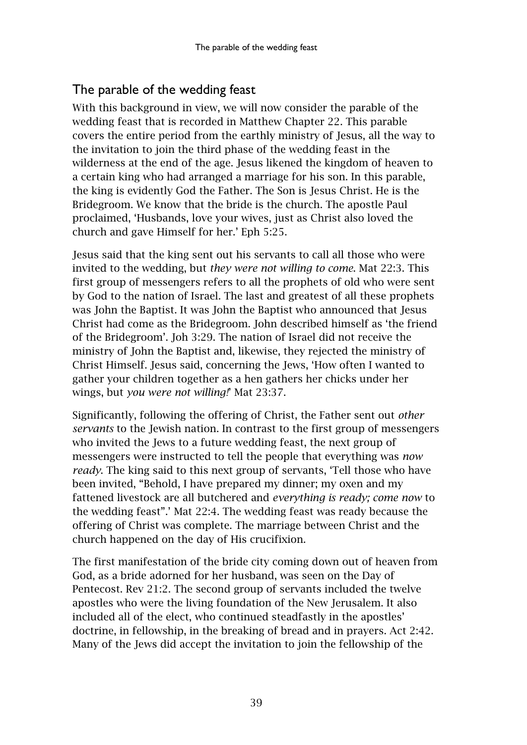## The parable of the wedding feast

With this background in view, we will now consider the parable of the wedding feast that is recorded in Matthew Chapter 22. This parable covers the entire period from the earthly ministry of Jesus, all the way to the invitation to join the third phase of the wedding feast in the wilderness at the end of the age. Jesus likened the kingdom of heaven to a certain king who had arranged a marriage for his son. In this parable, the king is evidently God the Father. The Son is Jesus Christ. He is the Bridegroom. We know that the bride is the church. The apostle Paul proclaimed, 'Husbands, love your wives, just as Christ also loved the church and gave Himself for her.' Eph 5:25.

Jesus said that the king sent out his servants to call all those who were invited to the wedding, but *they were not willing to come*. Mat 22:3. This first group of messengers refers to all the prophets of old who were sent by God to the nation of Israel. The last and greatest of all these prophets was John the Baptist. It was John the Baptist who announced that Jesus Christ had come as the Bridegroom. John described himself as 'the friend of the Bridegroom'. Joh 3:29. The nation of Israel did not receive the ministry of John the Baptist and, likewise, they rejected the ministry of Christ Himself. Jesus said, concerning the Jews, 'How often I wanted to gather your children together as a hen gathers her chicks under her wings, but *you were not willing!*' Mat 23:37.

Significantly, following the offering of Christ, the Father sent out *other servants* to the Jewish nation. In contrast to the first group of messengers who invited the Jews to a future wedding feast, the next group of messengers were instructed to tell the people that everything was *now ready*. The king said to this next group of servants, 'Tell those who have been invited, "Behold, I have prepared my dinner; my oxen and my fattened livestock are all butchered and *everything is ready; come now* to the wedding feast".' Mat 22:4. The wedding feast was ready because the offering of Christ was complete. The marriage between Christ and the church happened on the day of His crucifixion.

The first manifestation of the bride city coming down out of heaven from God, as a bride adorned for her husband, was seen on the Day of Pentecost. Rev 21:2. The second group of servants included the twelve apostles who were the living foundation of the New Jerusalem. It also included all of the elect, who continued steadfastly in the apostles' doctrine, in fellowship, in the breaking of bread and in prayers. Act 2:42. Many of the Jews did accept the invitation to join the fellowship of the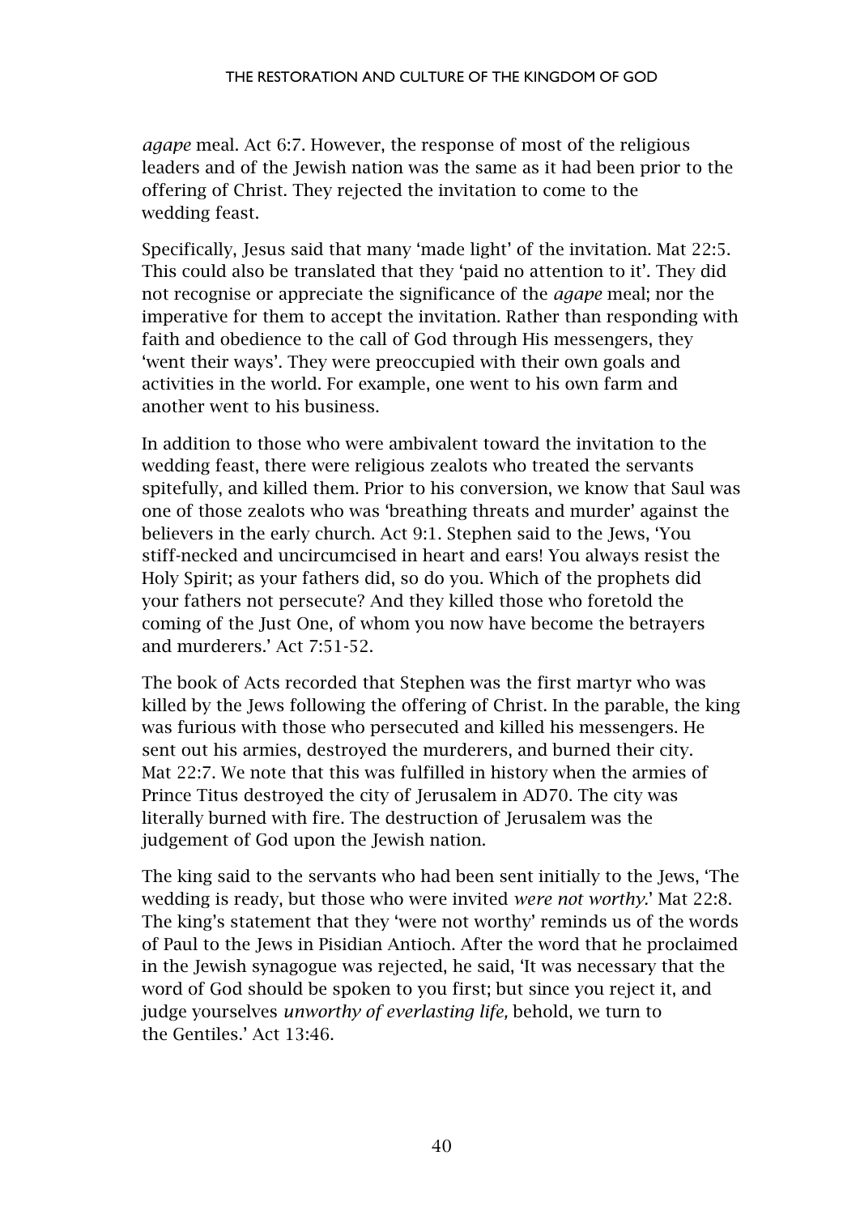*agape* meal. Act 6:7. However, the response of most of the religious leaders and of the Jewish nation was the same as it had been prior to the offering of Christ. They rejected the invitation to come to the wedding feast.

Specifically, Jesus said that many 'made light' of the invitation. Mat 22:5. This could also be translated that they 'paid no attention to it'. They did not recognise or appreciate the significance of the *agape* meal; nor the imperative for them to accept the invitation. Rather than responding with faith and obedience to the call of God through His messengers, they 'went their ways'. They were preoccupied with their own goals and activities in the world. For example, one went to his own farm and another went to his business.

In addition to those who were ambivalent toward the invitation to the wedding feast, there were religious zealots who treated the servants spitefully, and killed them. Prior to his conversion, we know that Saul was one of those zealots who was 'breathing threats and murder' against the believers in the early church. Act 9:1. Stephen said to the Jews, 'You stiff-necked and uncircumcised in heart and ears! You always resist the Holy Spirit; as your fathers did, so do you. Which of the prophets did your fathers not persecute? And they killed those who foretold the coming of the Just One, of whom you now have become the betrayers and murderers.' Act 7:51-52.

The book of Acts recorded that Stephen was the first martyr who was killed by the Jews following the offering of Christ. In the parable, the king was furious with those who persecuted and killed his messengers. He sent out his armies, destroyed the murderers, and burned their city. Mat 22:7. We note that this was fulfilled in history when the armies of Prince Titus destroyed the city of Jerusalem in AD70. The city was literally burned with fire. The destruction of Jerusalem was the judgement of God upon the Jewish nation.

The king said to the servants who had been sent initially to the Jews, 'The wedding is ready, but those who were invited *were not worthy*.' Mat 22:8. The king's statement that they 'were not worthy' reminds us of the words of Paul to the Jews in Pisidian Antioch. After the word that he proclaimed in the Jewish synagogue was rejected, he said, 'It was necessary that the word of God should be spoken to you first; but since you reject it, and judge yourselves *unworthy of everlasting life,* behold, we turn to the Gentiles.' Act 13:46.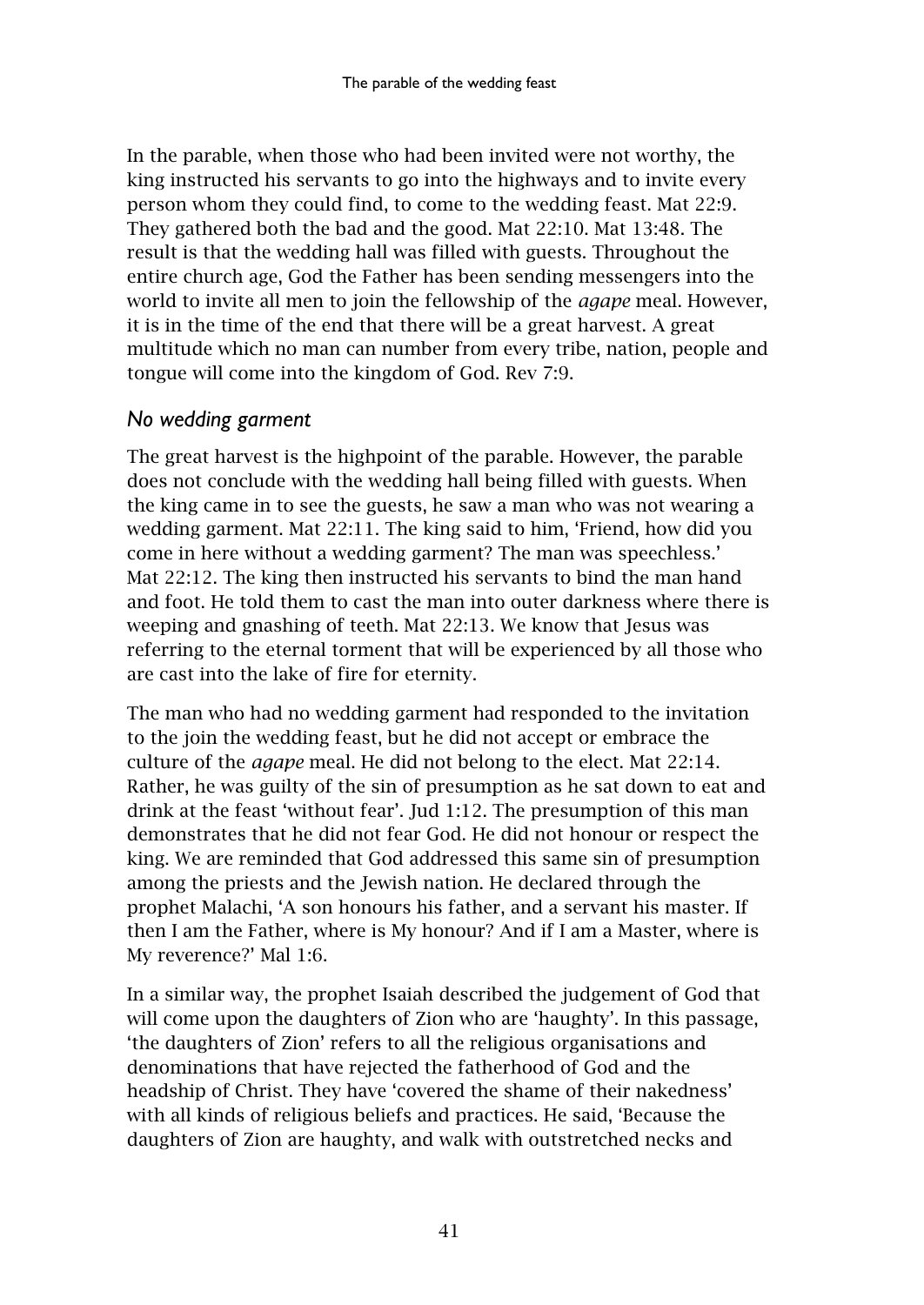In the parable, when those who had been invited were not worthy, the king instructed his servants to go into the highways and to invite every person whom they could find, to come to the wedding feast. Mat 22:9. They gathered both the bad and the good. Mat 22:10. Mat 13:48. The result is that the wedding hall was filled with guests. Throughout the entire church age, God the Father has been sending messengers into the world to invite all men to join the fellowship of the *agape* meal. However, it is in the time of the end that there will be a great harvest. A great multitude which no man can number from every tribe, nation, people and tongue will come into the kingdom of God. Rev 7:9.

## *No wedding garment*

The great harvest is the highpoint of the parable. However, the parable does not conclude with the wedding hall being filled with guests. When the king came in to see the guests, he saw a man who was not wearing a wedding garment. Mat 22:11. The king said to him, 'Friend, how did you come in here without a wedding garment? The man was speechless.' Mat 22:12. The king then instructed his servants to bind the man hand and foot. He told them to cast the man into outer darkness where there is weeping and gnashing of teeth. Mat 22:13. We know that Jesus was referring to the eternal torment that will be experienced by all those who are cast into the lake of fire for eternity.

The man who had no wedding garment had responded to the invitation to the join the wedding feast, but he did not accept or embrace the culture of the *agape* meal. He did not belong to the elect. Mat 22:14. Rather, he was guilty of the sin of presumption as he sat down to eat and drink at the feast 'without fear'. Jud 1:12. The presumption of this man demonstrates that he did not fear God. He did not honour or respect the king. We are reminded that God addressed this same sin of presumption among the priests and the Jewish nation. He declared through the prophet Malachi, 'A son honours his father, and a servant his master. If then I am the Father, where is My honour? And if I am a Master, where is My reverence?' Mal 1:6.

In a similar way, the prophet Isaiah described the judgement of God that will come upon the daughters of Zion who are 'haughty'. In this passage, 'the daughters of Zion' refers to all the religious organisations and denominations that have rejected the fatherhood of God and the headship of Christ. They have 'covered the shame of their nakedness' with all kinds of religious beliefs and practices. He said, 'Because the daughters of Zion are haughty, and walk with outstretched necks and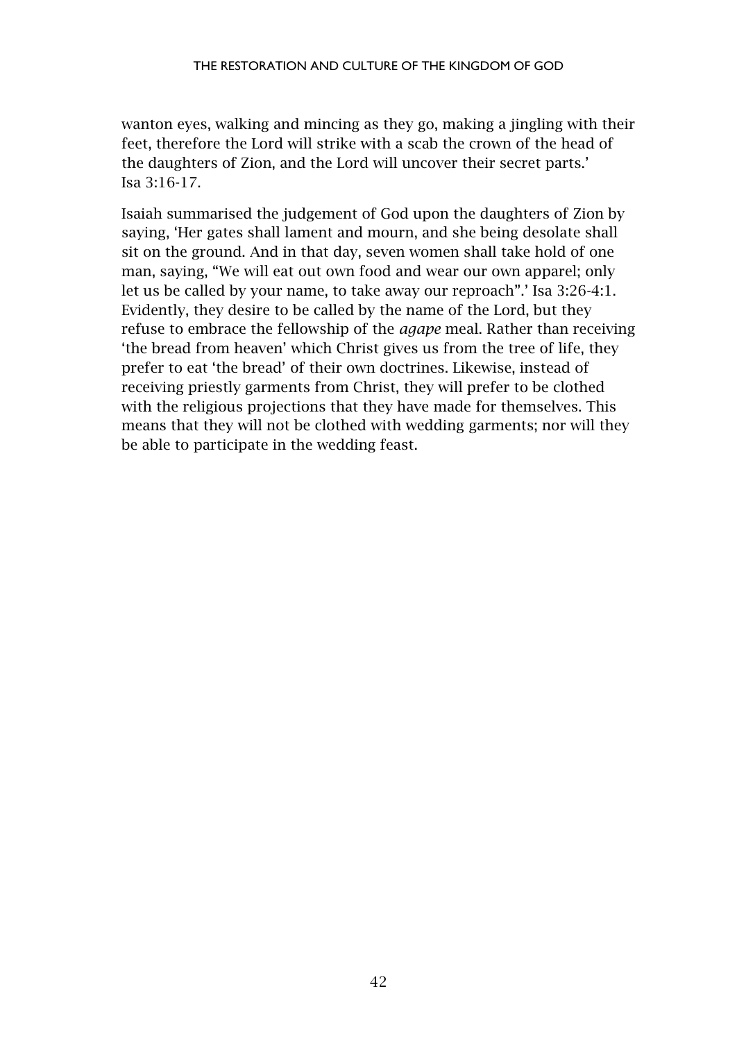wanton eyes, walking and mincing as they go, making a jingling with their feet, therefore the Lord will strike with a scab the crown of the head of the daughters of Zion, and the Lord will uncover their secret parts.' Isa 3:16-17.

Isaiah summarised the judgement of God upon the daughters of Zion by saying, 'Her gates shall lament and mourn, and she being desolate shall sit on the ground. And in that day, seven women shall take hold of one man, saying, "We will eat out own food and wear our own apparel; only let us be called by your name, to take away our reproach".' Isa 3:26-4:1. Evidently, they desire to be called by the name of the Lord, but they refuse to embrace the fellowship of the *agape* meal. Rather than receiving 'the bread from heaven' which Christ gives us from the tree of life, they prefer to eat 'the bread' of their own doctrines. Likewise, instead of receiving priestly garments from Christ, they will prefer to be clothed with the religious projections that they have made for themselves. This means that they will not be clothed with wedding garments; nor will they be able to participate in the wedding feast.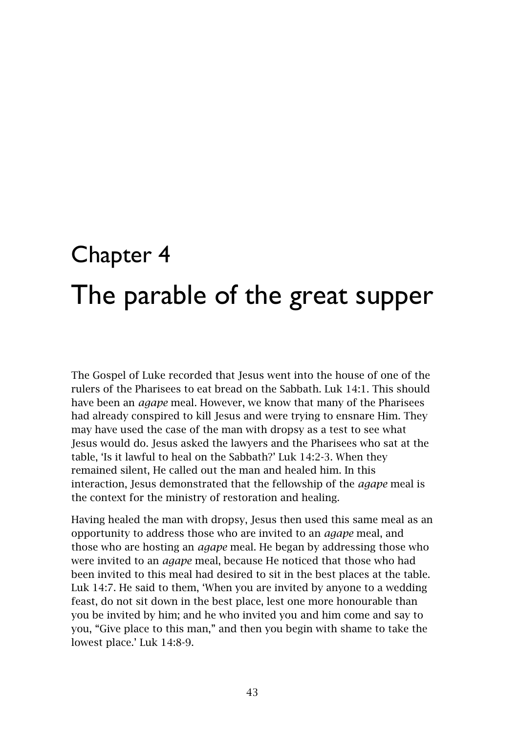# Chapter 4

# The parable of the great supper

The Gospel of Luke recorded that Jesus went into the house of one of the rulers of the Pharisees to eat bread on the Sabbath. Luk 14:1. This should have been an *agape* meal. However, we know that many of the Pharisees had already conspired to kill Jesus and were trying to ensnare Him. They may have used the case of the man with dropsy as a test to see what Jesus would do. Jesus asked the lawyers and the Pharisees who sat at the table, 'Is it lawful to heal on the Sabbath?' Luk 14:2-3. When they remained silent, He called out the man and healed him. In this interaction, Jesus demonstrated that the fellowship of the *agape* meal is the context for the ministry of restoration and healing.

Having healed the man with dropsy, Jesus then used this same meal as an opportunity to address those who are invited to an *agape* meal, and those who are hosting an *agape* meal. He began by addressing those who were invited to an *agape* meal, because He noticed that those who had been invited to this meal had desired to sit in the best places at the table. Luk 14:7. He said to them, 'When you are invited by anyone to a wedding feast, do not sit down in the best place, lest one more honourable than you be invited by him; and he who invited you and him come and say to you, "Give place to this man," and then you begin with shame to take the lowest place.' Luk 14:8-9.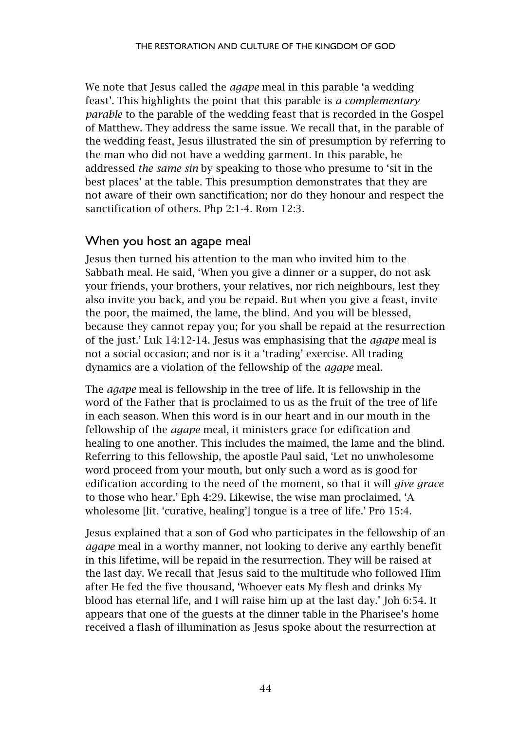We note that Jesus called the *agape* meal in this parable 'a wedding feast'. This highlights the point that this parable is *a complementary parable* to the parable of the wedding feast that is recorded in the Gospel of Matthew. They address the same issue. We recall that, in the parable of the wedding feast, Jesus illustrated the sin of presumption by referring to the man who did not have a wedding garment. In this parable, he addressed *the same sin* by speaking to those who presume to 'sit in the best places' at the table. This presumption demonstrates that they are not aware of their own sanctification; nor do they honour and respect the sanctification of others. Php 2:1-4. Rom 12:3.

## When you host an agape meal

Jesus then turned his attention to the man who invited him to the Sabbath meal. He said, 'When you give a dinner or a supper, do not ask your friends, your brothers, your relatives, nor rich neighbours, lest they also invite you back, and you be repaid. But when you give a feast, invite the poor, the maimed, the lame, the blind. And you will be blessed, because they cannot repay you; for you shall be repaid at the resurrection of the just.' Luk 14:12-14. Jesus was emphasising that the *agape* meal is not a social occasion; and nor is it a 'trading' exercise. All trading dynamics are a violation of the fellowship of the *agape* meal.

The *agape* meal is fellowship in the tree of life. It is fellowship in the word of the Father that is proclaimed to us as the fruit of the tree of life in each season. When this word is in our heart and in our mouth in the fellowship of the *agape* meal, it ministers grace for edification and healing to one another. This includes the maimed, the lame and the blind. Referring to this fellowship, the apostle Paul said, 'Let no unwholesome word proceed from your mouth, but only such a word as is good for edification according to the need of the moment, so that it will *give grace* to those who hear.' Eph 4:29. Likewise, the wise man proclaimed, 'A wholesome [lit. 'curative, healing'] tongue is a tree of life.' Pro 15:4.

Jesus explained that a son of God who participates in the fellowship of an *agape* meal in a worthy manner, not looking to derive any earthly benefit in this lifetime, will be repaid in the resurrection. They will be raised at the last day. We recall that Jesus said to the multitude who followed Him after He fed the five thousand, 'Whoever eats My flesh and drinks My blood has eternal life, and I will raise him up at the last day.' Joh 6:54. It appears that one of the guests at the dinner table in the Pharisee's home received a flash of illumination as Jesus spoke about the resurrection at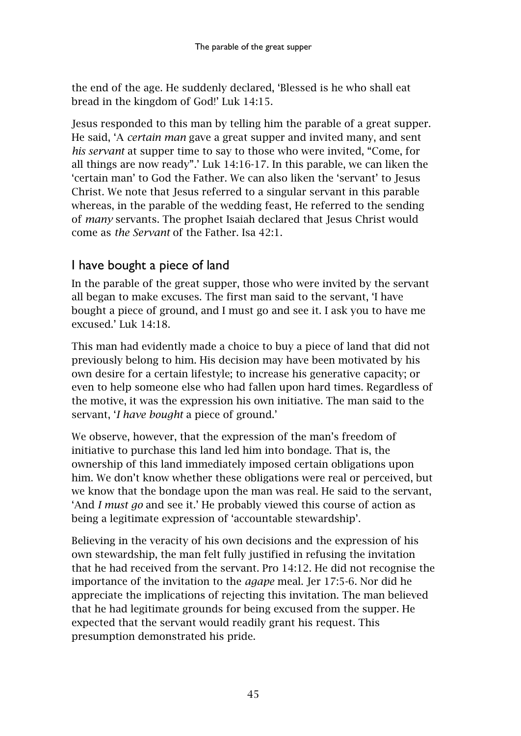the end of the age. He suddenly declared, 'Blessed is he who shall eat bread in the kingdom of God!' Luk 14:15.

Jesus responded to this man by telling him the parable of a great supper. He said, 'A *certain man* gave a great supper and invited many, and sent *his servant* at supper time to say to those who were invited, "Come, for all things are now ready".' Luk 14:16-17. In this parable, we can liken the 'certain man' to God the Father. We can also liken the 'servant' to Jesus Christ. We note that Jesus referred to a singular servant in this parable whereas, in the parable of the wedding feast, He referred to the sending of *many* servants. The prophet Isaiah declared that Jesus Christ would come as *the Servant* of the Father. Isa 42:1.

## I have bought a piece of land

In the parable of the great supper, those who were invited by the servant all began to make excuses. The first man said to the servant, 'I have bought a piece of ground, and I must go and see it. I ask you to have me excused.' Luk 14:18.

This man had evidently made a choice to buy a piece of land that did not previously belong to him. His decision may have been motivated by his own desire for a certain lifestyle; to increase his generative capacity; or even to help someone else who had fallen upon hard times. Regardless of the motive, it was the expression his own initiative. The man said to the servant, '*I have bought* a piece of ground.'

We observe, however, that the expression of the man's freedom of initiative to purchase this land led him into bondage. That is, the ownership of this land immediately imposed certain obligations upon him. We don't know whether these obligations were real or perceived, but we know that the bondage upon the man was real. He said to the servant, 'And *I must go* and see it.' He probably viewed this course of action as being a legitimate expression of 'accountable stewardship'.

Believing in the veracity of his own decisions and the expression of his own stewardship, the man felt fully justified in refusing the invitation that he had received from the servant. Pro 14:12. He did not recognise the importance of the invitation to the *agape* meal. Jer 17:5-6. Nor did he appreciate the implications of rejecting this invitation. The man believed that he had legitimate grounds for being excused from the supper. He expected that the servant would readily grant his request. This presumption demonstrated his pride.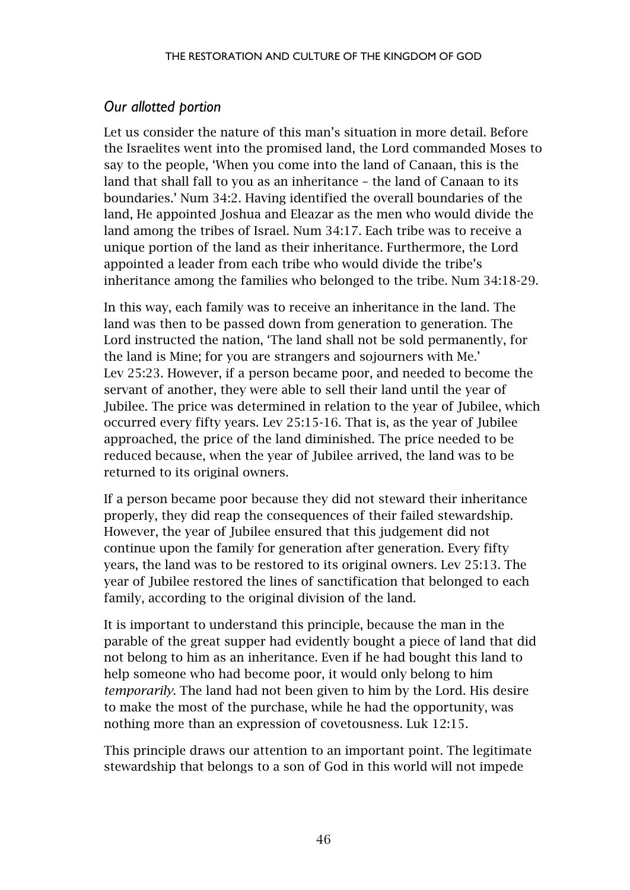## *Our allotted portion*

Let us consider the nature of this man's situation in more detail. Before the Israelites went into the promised land, the Lord commanded Moses to say to the people, 'When you come into the land of Canaan, this is the land that shall fall to you as an inheritance – the land of Canaan to its boundaries.' Num 34:2. Having identified the overall boundaries of the land, He appointed Joshua and Eleazar as the men who would divide the land among the tribes of Israel. Num 34:17. Each tribe was to receive a unique portion of the land as their inheritance. Furthermore, the Lord appointed a leader from each tribe who would divide the tribe's inheritance among the families who belonged to the tribe. Num 34:18-29.

In this way, each family was to receive an inheritance in the land. The land was then to be passed down from generation to generation. The Lord instructed the nation, 'The land shall not be sold permanently, for the land is Mine; for you are strangers and sojourners with Me.' Lev 25:23. However, if a person became poor, and needed to become the servant of another, they were able to sell their land until the year of Jubilee. The price was determined in relation to the year of Jubilee, which occurred every fifty years. Lev 25:15-16. That is, as the year of Jubilee approached, the price of the land diminished. The price needed to be reduced because, when the year of Jubilee arrived, the land was to be returned to its original owners.

If a person became poor because they did not steward their inheritance properly, they did reap the consequences of their failed stewardship. However, the year of Jubilee ensured that this judgement did not continue upon the family for generation after generation. Every fifty years, the land was to be restored to its original owners. Lev 25:13. The year of Jubilee restored the lines of sanctification that belonged to each family, according to the original division of the land.

It is important to understand this principle, because the man in the parable of the great supper had evidently bought a piece of land that did not belong to him as an inheritance. Even if he had bought this land to help someone who had become poor, it would only belong to him *temporarily*. The land had not been given to him by the Lord. His desire to make the most of the purchase, while he had the opportunity, was nothing more than an expression of covetousness. Luk 12:15.

This principle draws our attention to an important point. The legitimate stewardship that belongs to a son of God in this world will not impede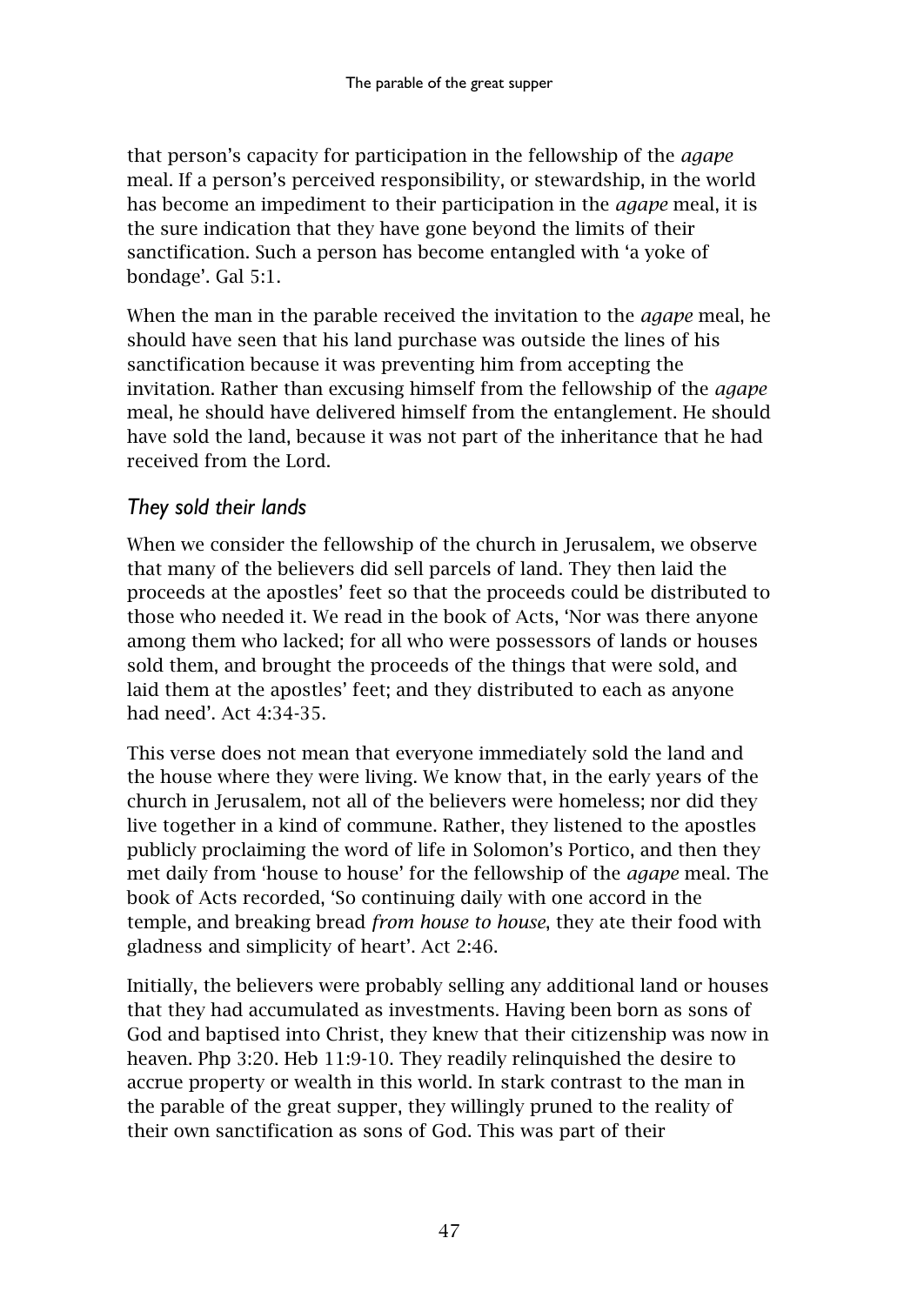that person's capacity for participation in the fellowship of the *agape* meal. If a person's perceived responsibility, or stewardship, in the world has become an impediment to their participation in the *agape* meal, it is the sure indication that they have gone beyond the limits of their sanctification. Such a person has become entangled with 'a yoke of bondage'. Gal 5:1.

When the man in the parable received the invitation to the *agape* meal, he should have seen that his land purchase was outside the lines of his sanctification because it was preventing him from accepting the invitation. Rather than excusing himself from the fellowship of the *agape* meal, he should have delivered himself from the entanglement. He should have sold the land, because it was not part of the inheritance that he had received from the Lord.

### *They sold their lands*

When we consider the fellowship of the church in Jerusalem, we observe that many of the believers did sell parcels of land. They then laid the proceeds at the apostles' feet so that the proceeds could be distributed to those who needed it. We read in the book of Acts, 'Nor was there anyone among them who lacked; for all who were possessors of lands or houses sold them, and brought the proceeds of the things that were sold, and laid them at the apostles' feet; and they distributed to each as anyone had need'. Act 4:34-35.

This verse does not mean that everyone immediately sold the land and the house where they were living. We know that, in the early years of the church in Jerusalem, not all of the believers were homeless; nor did they live together in a kind of commune. Rather, they listened to the apostles publicly proclaiming the word of life in Solomon's Portico, and then they met daily from 'house to house' for the fellowship of the *agape* meal. The book of Acts recorded, 'So continuing daily with one accord in the temple, and breaking bread *from house to house*, they ate their food with gladness and simplicity of heart'. Act 2:46.

Initially, the believers were probably selling any additional land or houses that they had accumulated as investments. Having been born as sons of God and baptised into Christ, they knew that their citizenship was now in heaven. Php 3:20. Heb 11:9-10. They readily relinquished the desire to accrue property or wealth in this world. In stark contrast to the man in the parable of the great supper, they willingly pruned to the reality of their own sanctification as sons of God. This was part of their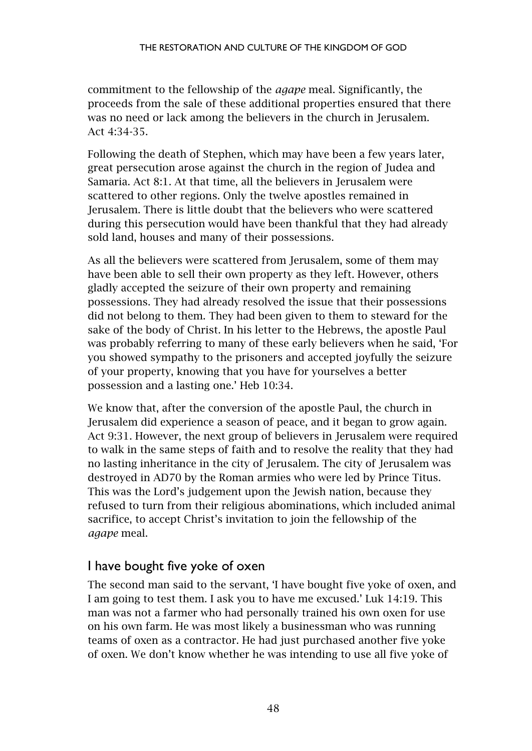commitment to the fellowship of the *agape* meal. Significantly, the proceeds from the sale of these additional properties ensured that there was no need or lack among the believers in the church in Jerusalem. Act 4:34-35.

Following the death of Stephen, which may have been a few years later, great persecution arose against the church in the region of Judea and Samaria. Act 8:1. At that time, all the believers in Jerusalem were scattered to other regions. Only the twelve apostles remained in Jerusalem. There is little doubt that the believers who were scattered during this persecution would have been thankful that they had already sold land, houses and many of their possessions.

As all the believers were scattered from Jerusalem, some of them may have been able to sell their own property as they left. However, others gladly accepted the seizure of their own property and remaining possessions. They had already resolved the issue that their possessions did not belong to them. They had been given to them to steward for the sake of the body of Christ. In his letter to the Hebrews, the apostle Paul was probably referring to many of these early believers when he said, 'For you showed sympathy to the prisoners and accepted joyfully the seizure of your property, knowing that you have for yourselves a better possession and a lasting one.' Heb 10:34.

We know that, after the conversion of the apostle Paul, the church in Jerusalem did experience a season of peace, and it began to grow again. Act 9:31. However, the next group of believers in Jerusalem were required to walk in the same steps of faith and to resolve the reality that they had no lasting inheritance in the city of Jerusalem. The city of Jerusalem was destroyed in AD70 by the Roman armies who were led by Prince Titus. This was the Lord's judgement upon the Jewish nation, because they refused to turn from their religious abominations, which included animal sacrifice, to accept Christ's invitation to join the fellowship of the *agape* meal.

## I have bought five yoke of oxen

The second man said to the servant, 'I have bought five yoke of oxen, and I am going to test them. I ask you to have me excused.' Luk 14:19. This man was not a farmer who had personally trained his own oxen for use on his own farm. He was most likely a businessman who was running teams of oxen as a contractor. He had just purchased another five yoke of oxen. We don't know whether he was intending to use all five yoke of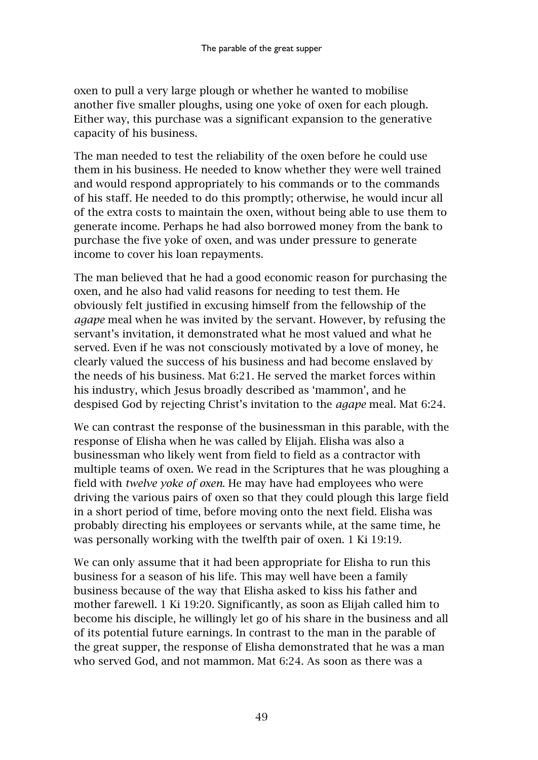oxen to pull a very large plough or whether he wanted to mobilise another five smaller ploughs, using one yoke of oxen for each plough. Either way, this purchase was a significant expansion to the generative capacity of his business.

The man needed to test the reliability of the oxen before he could use them in his business. He needed to know whether they were well trained and would respond appropriately to his commands or to the commands of his staff. He needed to do this promptly; otherwise, he would incur all of the extra costs to maintain the oxen, without being able to use them to generate income. Perhaps he had also borrowed money from the bank to purchase the five yoke of oxen, and was under pressure to generate income to cover his loan repayments.

The man believed that he had a good economic reason for purchasing the oxen, and he also had valid reasons for needing to test them. He obviously felt justified in excusing himself from the fellowship of the *agape* meal when he was invited by the servant. However, by refusing the servant's invitation, it demonstrated what he most valued and what he served. Even if he was not consciously motivated by a love of money, he clearly valued the success of his business and had become enslaved by the needs of his business. Mat 6:21. He served the market forces within his industry, which Jesus broadly described as 'mammon', and he despised God by rejecting Christ's invitation to the *agape* meal. Mat 6:24.

We can contrast the response of the businessman in this parable, with the response of Elisha when he was called by Elijah. Elisha was also a businessman who likely went from field to field as a contractor with multiple teams of oxen. We read in the Scriptures that he was ploughing a field with *twelve yoke of oxen*. He may have had employees who were driving the various pairs of oxen so that they could plough this large field in a short period of time, before moving onto the next field. Elisha was probably directing his employees or servants while, at the same time, he was personally working with the twelfth pair of oxen. 1 Ki 19:19.

We can only assume that it had been appropriate for Elisha to run this business for a season of his life. This may well have been a family business because of the way that Elisha asked to kiss his father and mother farewell. 1 Ki 19:20. Significantly, as soon as Elijah called him to become his disciple, he willingly let go of his share in the business and all of its potential future earnings. In contrast to the man in the parable of the great supper, the response of Elisha demonstrated that he was a man who served God, and not mammon. Mat 6:24. As soon as there was a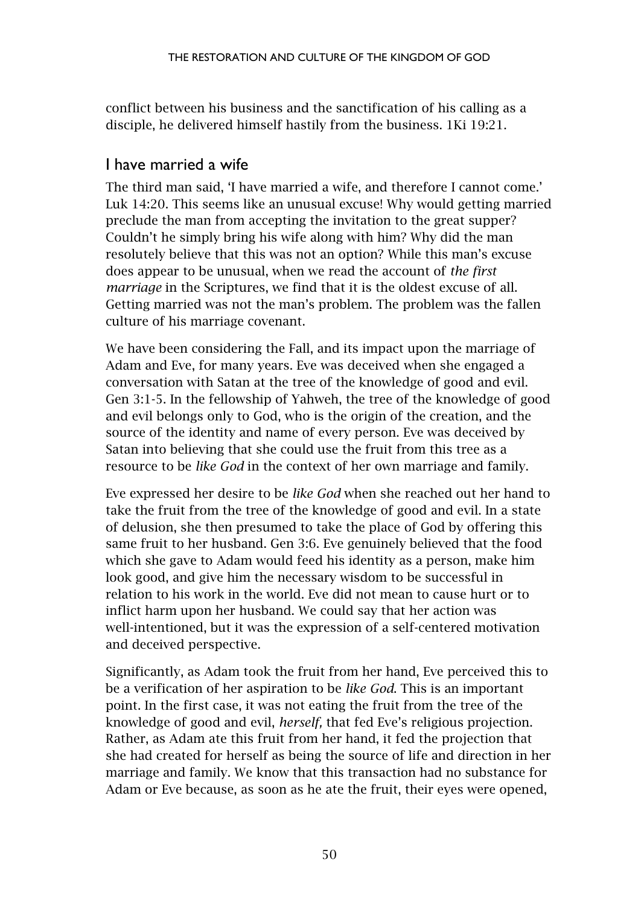conflict between his business and the sanctification of his calling as a disciple, he delivered himself hastily from the business. 1Ki 19:21.

## I have married a wife

The third man said, 'I have married a wife, and therefore I cannot come.' Luk 14:20. This seems like an unusual excuse! Why would getting married preclude the man from accepting the invitation to the great supper? Couldn't he simply bring his wife along with him? Why did the man resolutely believe that this was not an option? While this man's excuse does appear to be unusual, when we read the account of *the first marriage* in the Scriptures, we find that it is the oldest excuse of all. Getting married was not the man's problem. The problem was the fallen culture of his marriage covenant.

We have been considering the Fall, and its impact upon the marriage of Adam and Eve, for many years. Eve was deceived when she engaged a conversation with Satan at the tree of the knowledge of good and evil. Gen 3:1-5. In the fellowship of Yahweh, the tree of the knowledge of good and evil belongs only to God, who is the origin of the creation, and the source of the identity and name of every person. Eve was deceived by Satan into believing that she could use the fruit from this tree as a resource to be *like God* in the context of her own marriage and family.

Eve expressed her desire to be *like God* when she reached out her hand to take the fruit from the tree of the knowledge of good and evil. In a state of delusion, she then presumed to take the place of God by offering this same fruit to her husband. Gen 3:6. Eve genuinely believed that the food which she gave to Adam would feed his identity as a person, make him look good, and give him the necessary wisdom to be successful in relation to his work in the world. Eve did not mean to cause hurt or to inflict harm upon her husband. We could say that her action was well-intentioned, but it was the expression of a self-centered motivation and deceived perspective.

Significantly, as Adam took the fruit from her hand, Eve perceived this to be a verification of her aspiration to be *like God*. This is an important point. In the first case, it was not eating the fruit from the tree of the knowledge of good and evil, *herself,* that fed Eve's religious projection. Rather, as Adam ate this fruit from her hand, it fed the projection that she had created for herself as being the source of life and direction in her marriage and family. We know that this transaction had no substance for Adam or Eve because, as soon as he ate the fruit, their eyes were opened,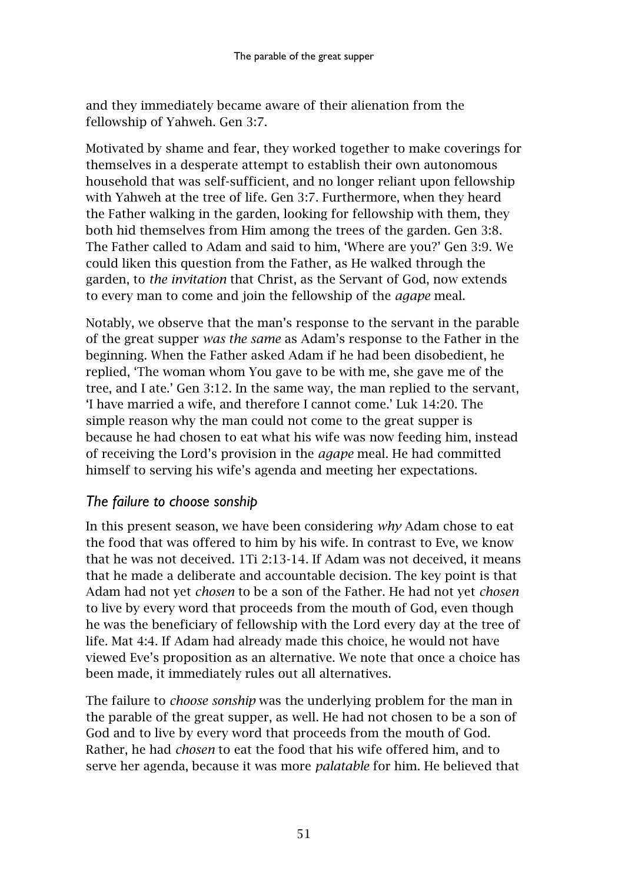and they immediately became aware of their alienation from the fellowship of Yahweh. Gen 3:7.

Motivated by shame and fear, they worked together to make coverings for themselves in a desperate attempt to establish their own autonomous household that was self-sufficient, and no longer reliant upon fellowship with Yahweh at the tree of life. Gen 3:7. Furthermore, when they heard the Father walking in the garden, looking for fellowship with them, they both hid themselves from Him among the trees of the garden. Gen 3:8. The Father called to Adam and said to him, 'Where are you?' Gen 3:9. We could liken this question from the Father, as He walked through the garden, to *the invitation* that Christ, as the Servant of God, now extends to every man to come and join the fellowship of the *agape* meal.

Notably, we observe that the man's response to the servant in the parable of the great supper *was the same* as Adam's response to the Father in the beginning. When the Father asked Adam if he had been disobedient, he replied, 'The woman whom You gave to be with me, she gave me of the tree, and I ate.' Gen 3:12. In the same way, the man replied to the servant, 'I have married a wife, and therefore I cannot come.' Luk 14:20. The simple reason why the man could not come to the great supper is because he had chosen to eat what his wife was now feeding him, instead of receiving the Lord's provision in the *agape* meal. He had committed himself to serving his wife's agenda and meeting her expectations.

### *The failure to choose sonship*

In this present season, we have been considering *why* Adam chose to eat the food that was offered to him by his wife. In contrast to Eve, we know that he was not deceived. 1Ti 2:13-14. If Adam was not deceived, it means that he made a deliberate and accountable decision. The key point is that Adam had not yet *chosen* to be a son of the Father. He had not yet *chosen* to live by every word that proceeds from the mouth of God, even though he was the beneficiary of fellowship with the Lord every day at the tree of life. Mat 4:4. If Adam had already made this choice, he would not have viewed Eve's proposition as an alternative. We note that once a choice has been made, it immediately rules out all alternatives.

The failure to *choose sonship* was the underlying problem for the man in the parable of the great supper, as well. He had not chosen to be a son of God and to live by every word that proceeds from the mouth of God. Rather, he had *chosen* to eat the food that his wife offered him, and to serve her agenda, because it was more *palatable* for him. He believed that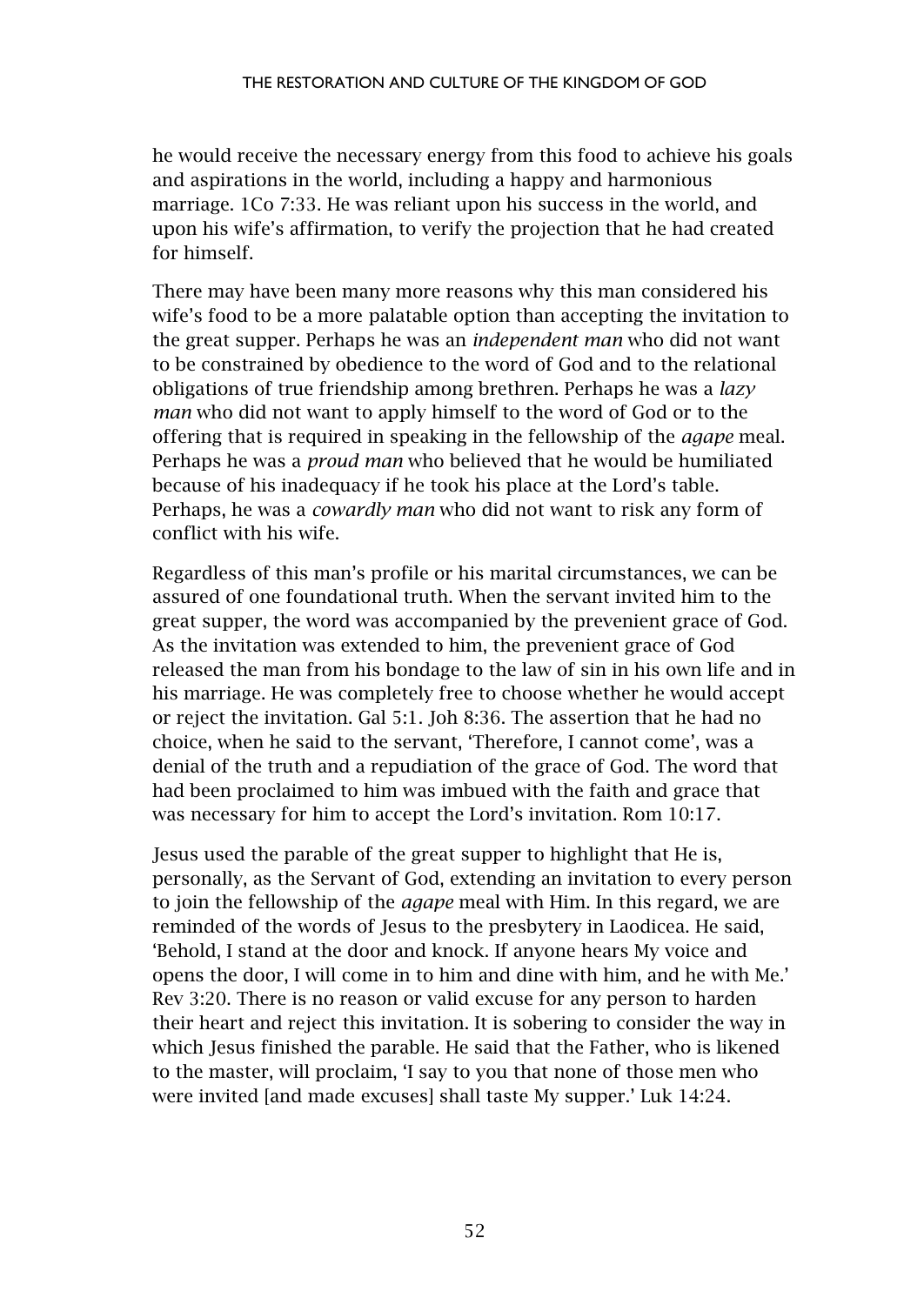he would receive the necessary energy from this food to achieve his goals and aspirations in the world, including a happy and harmonious marriage. 1Co 7:33. He was reliant upon his success in the world, and upon his wife's affirmation, to verify the projection that he had created for himself.

There may have been many more reasons why this man considered his wife's food to be a more palatable option than accepting the invitation to the great supper. Perhaps he was an *independent man* who did not want to be constrained by obedience to the word of God and to the relational obligations of true friendship among brethren. Perhaps he was a *lazy man* who did not want to apply himself to the word of God or to the offering that is required in speaking in the fellowship of the *agape* meal. Perhaps he was a *proud man* who believed that he would be humiliated because of his inadequacy if he took his place at the Lord's table. Perhaps, he was a *cowardly man* who did not want to risk any form of conflict with his wife.

Regardless of this man's profile or his marital circumstances, we can be assured of one foundational truth. When the servant invited him to the great supper, the word was accompanied by the prevenient grace of God. As the invitation was extended to him, the prevenient grace of God released the man from his bondage to the law of sin in his own life and in his marriage. He was completely free to choose whether he would accept or reject the invitation. Gal 5:1. Joh 8:36. The assertion that he had no choice, when he said to the servant, 'Therefore, I cannot come', was a denial of the truth and a repudiation of the grace of God. The word that had been proclaimed to him was imbued with the faith and grace that was necessary for him to accept the Lord's invitation. Rom 10:17.

Jesus used the parable of the great supper to highlight that He is, personally, as the Servant of God, extending an invitation to every person to join the fellowship of the *agape* meal with Him. In this regard, we are reminded of the words of Jesus to the presbytery in Laodicea. He said, 'Behold, I stand at the door and knock. If anyone hears My voice and opens the door, I will come in to him and dine with him, and he with Me.' Rev 3:20. There is no reason or valid excuse for any person to harden their heart and reject this invitation. It is sobering to consider the way in which Jesus finished the parable. He said that the Father, who is likened to the master, will proclaim, 'I say to you that none of those men who were invited [and made excuses] shall taste My supper.' Luk 14:24.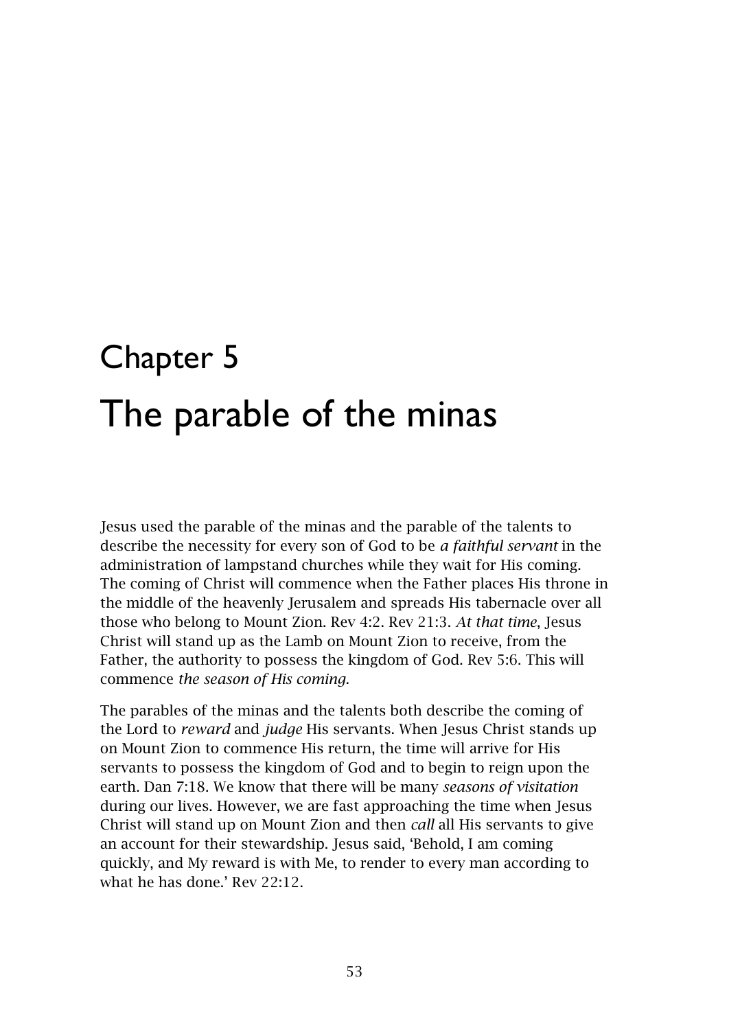# Chapter 5

# The parable of the minas

Jesus used the parable of the minas and the parable of the talents to describe the necessity for every son of God to be *a faithful servant* in the administration of lampstand churches while they wait for His coming. The coming of Christ will commence when the Father places His throne in the middle of the heavenly Jerusalem and spreads His tabernacle over all those who belong to Mount Zion. Rev 4:2. Rev 21:3. *At that time*, Jesus Christ will stand up as the Lamb on Mount Zion to receive, from the Father, the authority to possess the kingdom of God. Rev 5:6. This will commence *the season of His coming*.

The parables of the minas and the talents both describe the coming of the Lord to *reward* and *judge* His servants. When Jesus Christ stands up on Mount Zion to commence His return, the time will arrive for His servants to possess the kingdom of God and to begin to reign upon the earth. Dan 7:18. We know that there will be many *seasons of visitation* during our lives. However, we are fast approaching the time when Jesus Christ will stand up on Mount Zion and then *call* all His servants to give an account for their stewardship. Jesus said, 'Behold, I am coming quickly, and My reward is with Me, to render to every man according to what he has done.' Rev 22:12.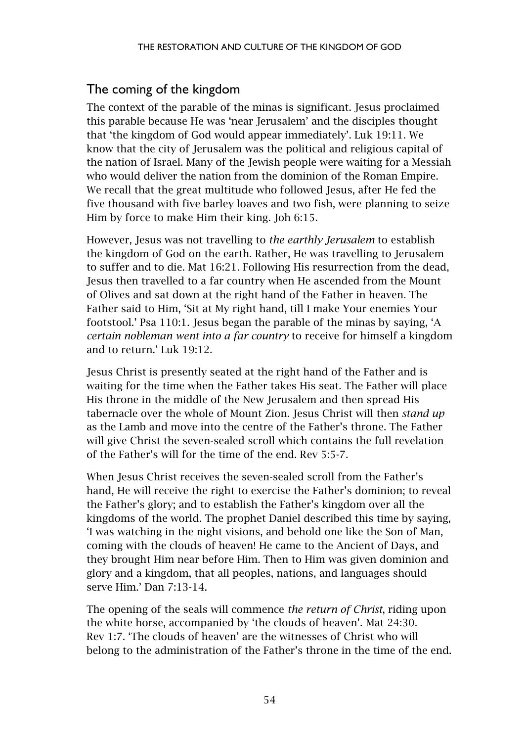## The coming of the kingdom

The context of the parable of the minas is significant. Jesus proclaimed this parable because He was 'near Jerusalem' and the disciples thought that 'the kingdom of God would appear immediately'. Luk 19:11. We know that the city of Jerusalem was the political and religious capital of the nation of Israel. Many of the Jewish people were waiting for a Messiah who would deliver the nation from the dominion of the Roman Empire. We recall that the great multitude who followed Jesus, after He fed the five thousand with five barley loaves and two fish, were planning to seize Him by force to make Him their king. Joh 6:15.

However, Jesus was not travelling to *the earthly Jerusalem* to establish the kingdom of God on the earth. Rather, He was travelling to Jerusalem to suffer and to die. Mat 16:21. Following His resurrection from the dead, Jesus then travelled to a far country when He ascended from the Mount of Olives and sat down at the right hand of the Father in heaven. The Father said to Him, 'Sit at My right hand, till I make Your enemies Your footstool.' Psa 110:1. Jesus began the parable of the minas by saying, 'A *certain nobleman went into a far country* to receive for himself a kingdom and to return.' Luk 19:12.

Jesus Christ is presently seated at the right hand of the Father and is waiting for the time when the Father takes His seat. The Father will place His throne in the middle of the New Jerusalem and then spread His tabernacle over the whole of Mount Zion. Jesus Christ will then *stand up* as the Lamb and move into the centre of the Father's throne. The Father will give Christ the seven-sealed scroll which contains the full revelation of the Father's will for the time of the end. Rev 5:5-7.

When Jesus Christ receives the seven-sealed scroll from the Father's hand, He will receive the right to exercise the Father's dominion; to reveal the Father's glory; and to establish the Father's kingdom over all the kingdoms of the world. The prophet Daniel described this time by saying, 'I was watching in the night visions, and behold one like the Son of Man, coming with the clouds of heaven! He came to the Ancient of Days, and they brought Him near before Him. Then to Him was given dominion and glory and a kingdom, that all peoples, nations, and languages should serve Him.' Dan 7:13-14.

The opening of the seals will commence *the return of Christ*, riding upon the white horse, accompanied by 'the clouds of heaven'. Mat 24:30. Rev 1:7. 'The clouds of heaven' are the witnesses of Christ who will belong to the administration of the Father's throne in the time of the end.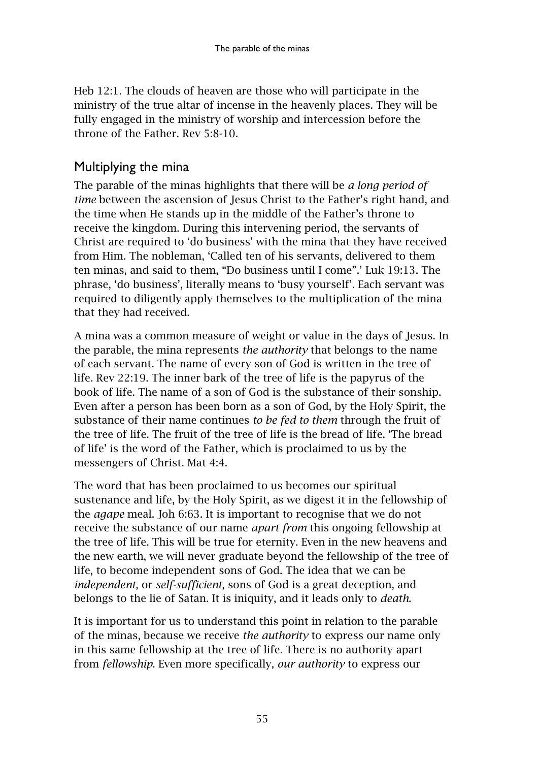Heb 12:1. The clouds of heaven are those who will participate in the ministry of the true altar of incense in the heavenly places. They will be fully engaged in the ministry of worship and intercession before the throne of the Father. Rev 5:8-10.

## Multiplying the mina

The parable of the minas highlights that there will be *a long period of time* between the ascension of Jesus Christ to the Father's right hand, and the time when He stands up in the middle of the Father's throne to receive the kingdom. During this intervening period, the servants of Christ are required to 'do business' with the mina that they have received from Him. The nobleman, 'Called ten of his servants, delivered to them ten minas, and said to them, "Do business until I come".' Luk 19:13. The phrase, 'do business', literally means to 'busy yourself'. Each servant was required to diligently apply themselves to the multiplication of the mina that they had received.

A mina was a common measure of weight or value in the days of Jesus. In the parable, the mina represents *the authority* that belongs to the name of each servant. The name of every son of God is written in the tree of life. Rev 22:19. The inner bark of the tree of life is the papyrus of the book of life. The name of a son of God is the substance of their sonship. Even after a person has been born as a son of God, by the Holy Spirit, the substance of their name continues *to be fed to them* through the fruit of the tree of life. The fruit of the tree of life is the bread of life. 'The bread of life' is the word of the Father, which is proclaimed to us by the messengers of Christ. Mat 4:4.

The word that has been proclaimed to us becomes our spiritual sustenance and life, by the Holy Spirit, as we digest it in the fellowship of the *agape* meal. Joh 6:63. It is important to recognise that we do not receive the substance of our name *apart from* this ongoing fellowship at the tree of life. This will be true for eternity. Even in the new heavens and the new earth, we will never graduate beyond the fellowship of the tree of life, to become independent sons of God. The idea that we can be *independent*, or *self-sufficient*, sons of God is a great deception, and belongs to the lie of Satan. It is iniquity, and it leads only to *death*.

It is important for us to understand this point in relation to the parable of the minas, because we receive *the authority* to express our name only in this same fellowship at the tree of life. There is no authority apart from *fellowship*. Even more specifically, *our authority* to express our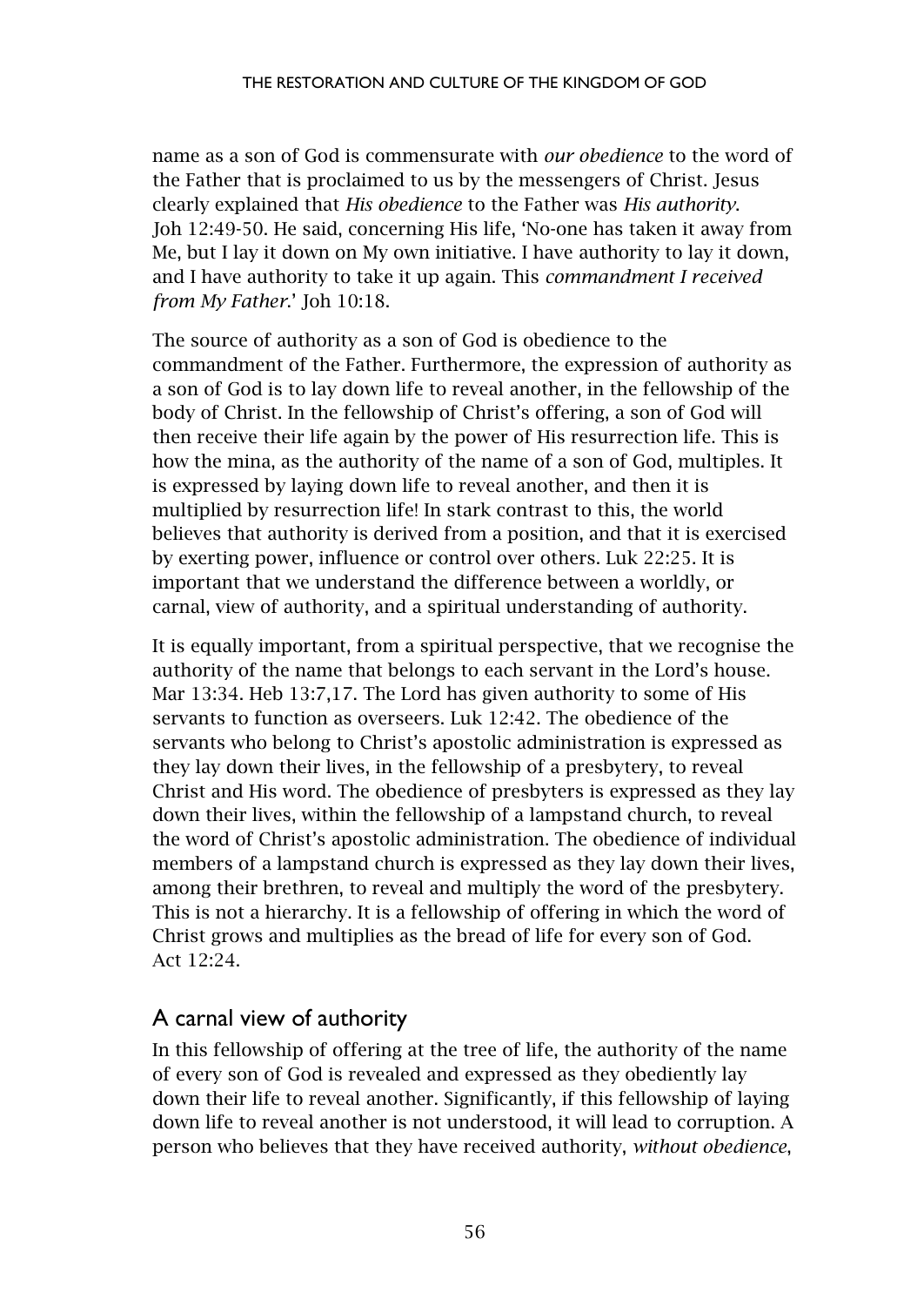name as a son of God is commensurate with *our obedience* to the word of the Father that is proclaimed to us by the messengers of Christ. Jesus clearly explained that *His obedience* to the Father was *His authority*. Joh 12:49-50. He said, concerning His life, 'No-one has taken it away from Me, but I lay it down on My own initiative. I have authority to lay it down, and I have authority to take it up again. This *commandment I received from My Father*.' Joh 10:18.

The source of authority as a son of God is obedience to the commandment of the Father. Furthermore, the expression of authority as a son of God is to lay down life to reveal another, in the fellowship of the body of Christ. In the fellowship of Christ's offering, a son of God will then receive their life again by the power of His resurrection life. This is how the mina, as the authority of the name of a son of God, multiples. It is expressed by laying down life to reveal another, and then it is multiplied by resurrection life! In stark contrast to this, the world believes that authority is derived from a position, and that it is exercised by exerting power, influence or control over others. Luk 22:25. It is important that we understand the difference between a worldly, or carnal, view of authority, and a spiritual understanding of authority.

It is equally important, from a spiritual perspective, that we recognise the authority of the name that belongs to each servant in the Lord's house. Mar 13:34. Heb 13:7,17. The Lord has given authority to some of His servants to function as overseers. Luk 12:42. The obedience of the servants who belong to Christ's apostolic administration is expressed as they lay down their lives, in the fellowship of a presbytery, to reveal Christ and His word. The obedience of presbyters is expressed as they lay down their lives, within the fellowship of a lampstand church, to reveal the word of Christ's apostolic administration. The obedience of individual members of a lampstand church is expressed as they lay down their lives, among their brethren, to reveal and multiply the word of the presbytery. This is not a hierarchy. It is a fellowship of offering in which the word of Christ grows and multiplies as the bread of life for every son of God. Act 12:24.

## A carnal view of authority

In this fellowship of offering at the tree of life, the authority of the name of every son of God is revealed and expressed as they obediently lay down their life to reveal another. Significantly, if this fellowship of laying down life to reveal another is not understood, it will lead to corruption. A person who believes that they have received authority, *without obedience*,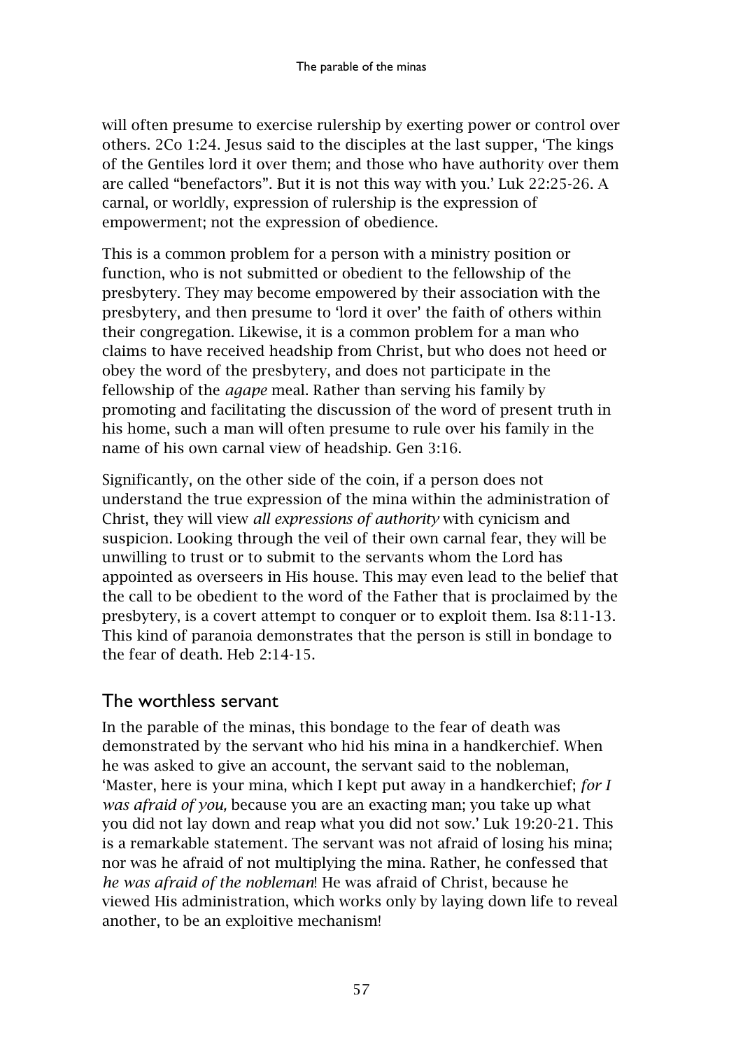will often presume to exercise rulership by exerting power or control over others. 2Co 1:24. Jesus said to the disciples at the last supper, 'The kings of the Gentiles lord it over them; and those who have authority over them are called "benefactors". But it is not this way with you.' Luk 22:25-26. A carnal, or worldly, expression of rulership is the expression of empowerment; not the expression of obedience.

This is a common problem for a person with a ministry position or function, who is not submitted or obedient to the fellowship of the presbytery. They may become empowered by their association with the presbytery, and then presume to 'lord it over' the faith of others within their congregation. Likewise, it is a common problem for a man who claims to have received headship from Christ, but who does not heed or obey the word of the presbytery, and does not participate in the fellowship of the *agape* meal. Rather than serving his family by promoting and facilitating the discussion of the word of present truth in his home, such a man will often presume to rule over his family in the name of his own carnal view of headship. Gen 3:16.

Significantly, on the other side of the coin, if a person does not understand the true expression of the mina within the administration of Christ, they will view *all expressions of authority* with cynicism and suspicion. Looking through the veil of their own carnal fear, they will be unwilling to trust or to submit to the servants whom the Lord has appointed as overseers in His house. This may even lead to the belief that the call to be obedient to the word of the Father that is proclaimed by the presbytery, is a covert attempt to conquer or to exploit them. Isa 8:11-13. This kind of paranoia demonstrates that the person is still in bondage to the fear of death. Heb 2:14-15.

## The worthless servant

In the parable of the minas, this bondage to the fear of death was demonstrated by the servant who hid his mina in a handkerchief. When he was asked to give an account, the servant said to the nobleman, 'Master, here is your mina, which I kept put away in a handkerchief; *for I was afraid of you,* because you are an exacting man; you take up what you did not lay down and reap what you did not sow.' Luk 19:20-21. This is a remarkable statement. The servant was not afraid of losing his mina; nor was he afraid of not multiplying the mina. Rather, he confessed that *he was afraid of the nobleman*! He was afraid of Christ, because he viewed His administration, which works only by laying down life to reveal another, to be an exploitive mechanism!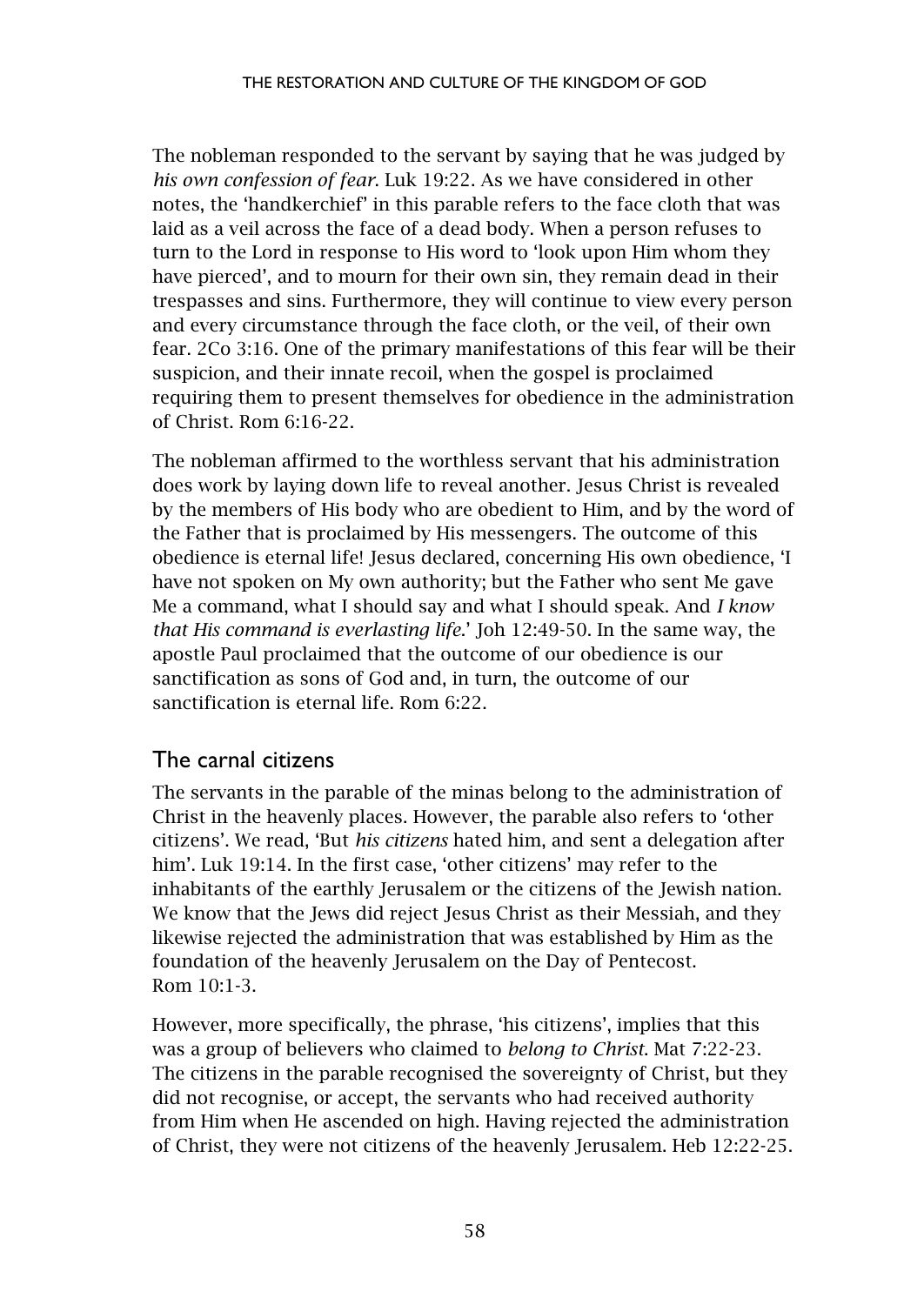The nobleman responded to the servant by saying that he was judged by *his own confession of fear*. Luk 19:22. As we have considered in other notes, the 'handkerchief' in this parable refers to the face cloth that was laid as a veil across the face of a dead body. When a person refuses to turn to the Lord in response to His word to 'look upon Him whom they have pierced', and to mourn for their own sin, they remain dead in their trespasses and sins. Furthermore, they will continue to view every person and every circumstance through the face cloth, or the veil, of their own fear. 2Co 3:16. One of the primary manifestations of this fear will be their suspicion, and their innate recoil, when the gospel is proclaimed requiring them to present themselves for obedience in the administration of Christ. Rom 6:16-22.

The nobleman affirmed to the worthless servant that his administration does work by laying down life to reveal another. Jesus Christ is revealed by the members of His body who are obedient to Him, and by the word of the Father that is proclaimed by His messengers. The outcome of this obedience is eternal life! Jesus declared, concerning His own obedience, 'I have not spoken on My own authority; but the Father who sent Me gave Me a command, what I should say and what I should speak. And *I know that His command is everlasting life*.' Joh 12:49-50. In the same way, the apostle Paul proclaimed that the outcome of our obedience is our sanctification as sons of God and, in turn, the outcome of our sanctification is eternal life. Rom 6:22.

## The carnal citizens

The servants in the parable of the minas belong to the administration of Christ in the heavenly places. However, the parable also refers to 'other citizens'. We read, 'But *his citizens* hated him, and sent a delegation after him'. Luk 19:14. In the first case, 'other citizens' may refer to the inhabitants of the earthly Jerusalem or the citizens of the Jewish nation. We know that the Jews did reject Jesus Christ as their Messiah, and they likewise rejected the administration that was established by Him as the foundation of the heavenly Jerusalem on the Day of Pentecost. Rom 10:1-3.

However, more specifically, the phrase, 'his citizens', implies that this was a group of believers who claimed to *belong to Christ*. Mat 7:22-23. The citizens in the parable recognised the sovereignty of Christ, but they did not recognise, or accept, the servants who had received authority from Him when He ascended on high. Having rejected the administration of Christ, they were not citizens of the heavenly Jerusalem. Heb 12:22-25.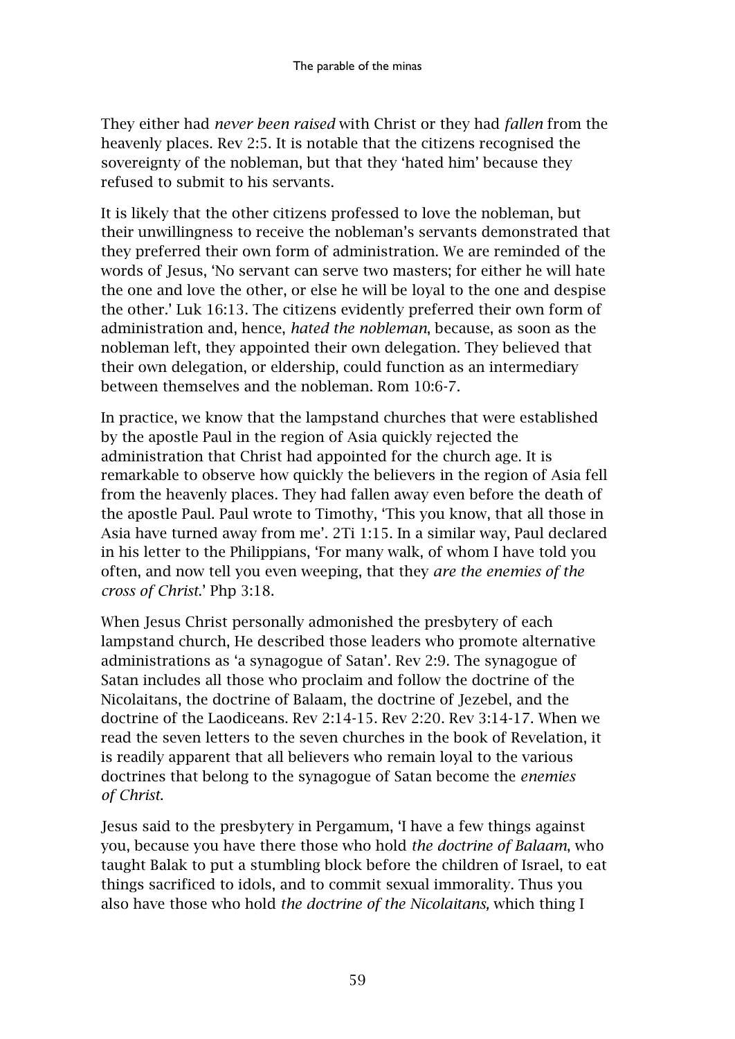They either had *never been raised* with Christ or they had *fallen* from the heavenly places. Rev 2:5. It is notable that the citizens recognised the sovereignty of the nobleman, but that they 'hated him' because they refused to submit to his servants.

It is likely that the other citizens professed to love the nobleman, but their unwillingness to receive the nobleman's servants demonstrated that they preferred their own form of administration. We are reminded of the words of Jesus, 'No servant can serve two masters; for either he will hate the one and love the other, or else he will be loyal to the one and despise the other.' Luk 16:13. The citizens evidently preferred their own form of administration and, hence, *hated the nobleman*, because, as soon as the nobleman left, they appointed their own delegation. They believed that their own delegation, or eldership, could function as an intermediary between themselves and the nobleman. Rom 10:6-7.

In practice, we know that the lampstand churches that were established by the apostle Paul in the region of Asia quickly rejected the administration that Christ had appointed for the church age. It is remarkable to observe how quickly the believers in the region of Asia fell from the heavenly places. They had fallen away even before the death of the apostle Paul. Paul wrote to Timothy, 'This you know, that all those in Asia have turned away from me'. 2Ti 1:15. In a similar way, Paul declared in his letter to the Philippians, 'For many walk, of whom I have told you often, and now tell you even weeping, that they *are the enemies of the cross of Christ*.' Php 3:18.

When Jesus Christ personally admonished the presbytery of each lampstand church, He described those leaders who promote alternative administrations as 'a synagogue of Satan'. Rev 2:9. The synagogue of Satan includes all those who proclaim and follow the doctrine of the Nicolaitans, the doctrine of Balaam, the doctrine of Jezebel, and the doctrine of the Laodiceans. Rev 2:14-15. Rev 2:20. Rev 3:14-17. When we read the seven letters to the seven churches in the book of Revelation, it is readily apparent that all believers who remain loyal to the various doctrines that belong to the synagogue of Satan become the *enemies of Christ*.

Jesus said to the presbytery in Pergamum, 'I have a few things against you, because you have there those who hold *the doctrine of Balaam*, who taught Balak to put a stumbling block before the children of Israel, to eat things sacrificed to idols, and to commit sexual immorality. Thus you also have those who hold *the doctrine of the Nicolaitans,* which thing I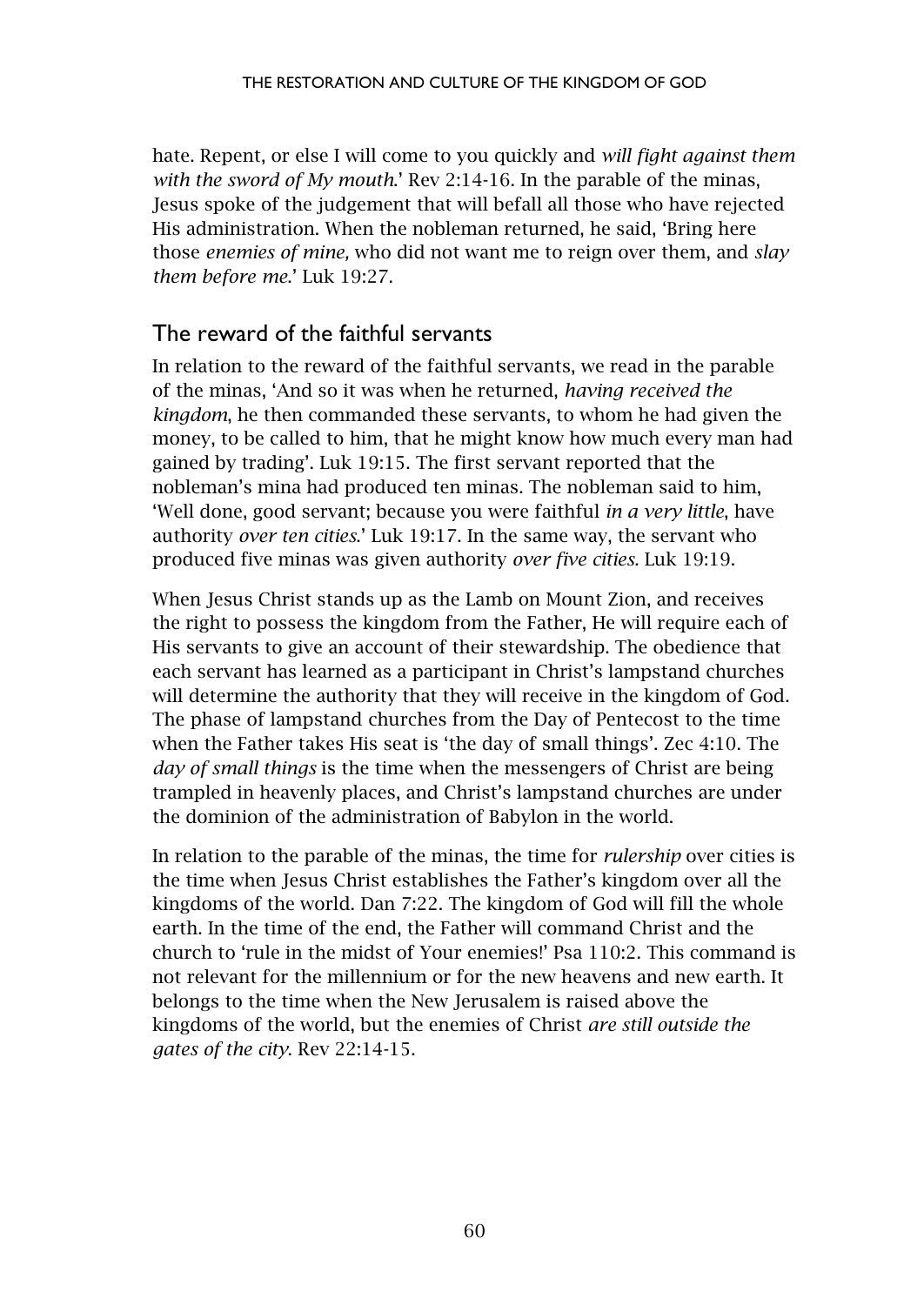hate. Repent, or else I will come to you quickly and *will fight against them with the sword of My mouth*.' Rev 2:14-16. In the parable of the minas, Jesus spoke of the judgement that will befall all those who have rejected His administration. When the nobleman returned, he said, 'Bring here those *enemies of mine,* who did not want me to reign over them, and *slay them before me*.' Luk 19:27.

## The reward of the faithful servants

In relation to the reward of the faithful servants, we read in the parable of the minas, 'And so it was when he returned, *having received the kingdom*, he then commanded these servants, to whom he had given the money, to be called to him, that he might know how much every man had gained by trading'. Luk 19:15. The first servant reported that the nobleman's mina had produced ten minas. The nobleman said to him, 'Well done, good servant; because you were faithful *in a very little*, have authority *over ten cities*.' Luk 19:17. In the same way, the servant who produced five minas was given authority *over five cities.* Luk 19:19.

When Jesus Christ stands up as the Lamb on Mount Zion, and receives the right to possess the kingdom from the Father, He will require each of His servants to give an account of their stewardship. The obedience that each servant has learned as a participant in Christ's lampstand churches will determine the authority that they will receive in the kingdom of God. The phase of lampstand churches from the Day of Pentecost to the time when the Father takes His seat is 'the day of small things'. Zec 4:10. The *day of small things* is the time when the messengers of Christ are being trampled in heavenly places, and Christ's lampstand churches are under the dominion of the administration of Babylon in the world.

In relation to the parable of the minas, the time for *rulership* over cities is the time when Jesus Christ establishes the Father's kingdom over all the kingdoms of the world. Dan 7:22. The kingdom of God will fill the whole earth. In the time of the end, the Father will command Christ and the church to 'rule in the midst of Your enemies!' Psa 110:2. This command is not relevant for the millennium or for the new heavens and new earth. It belongs to the time when the New Jerusalem is raised above the kingdoms of the world, but the enemies of Christ *are still outside the gates of the city*. Rev 22:14-15.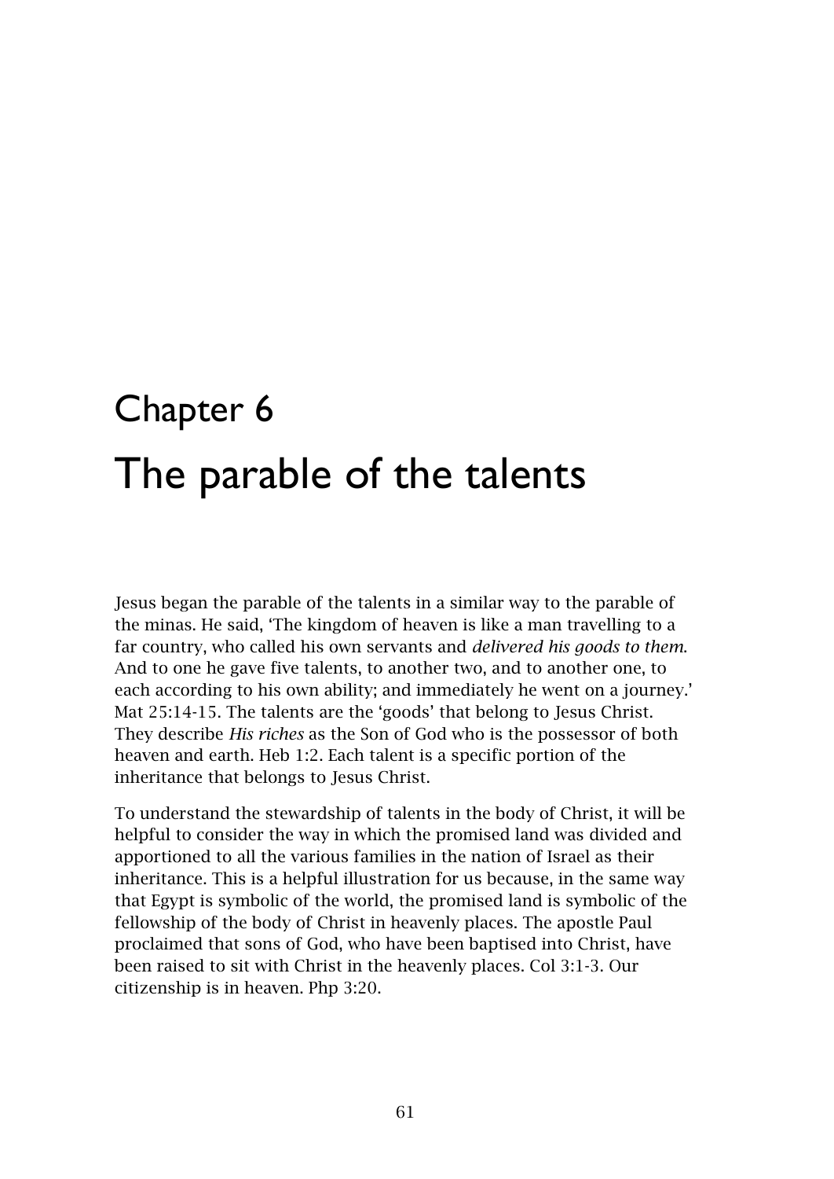# Chapter 6

# The parable of the talents

Jesus began the parable of the talents in a similar way to the parable of the minas. He said, 'The kingdom of heaven is like a man travelling to a far country, who called his own servants and *delivered his goods to them*. And to one he gave five talents, to another two, and to another one, to each according to his own ability; and immediately he went on a journey.' Mat 25:14-15. The talents are the 'goods' that belong to Jesus Christ. They describe *His riches* as the Son of God who is the possessor of both heaven and earth. Heb 1:2. Each talent is a specific portion of the inheritance that belongs to Jesus Christ.

To understand the stewardship of talents in the body of Christ, it will be helpful to consider the way in which the promised land was divided and apportioned to all the various families in the nation of Israel as their inheritance. This is a helpful illustration for us because, in the same way that Egypt is symbolic of the world, the promised land is symbolic of the fellowship of the body of Christ in heavenly places. The apostle Paul proclaimed that sons of God, who have been baptised into Christ, have been raised to sit with Christ in the heavenly places. Col 3:1-3. Our citizenship is in heaven. Php 3:20.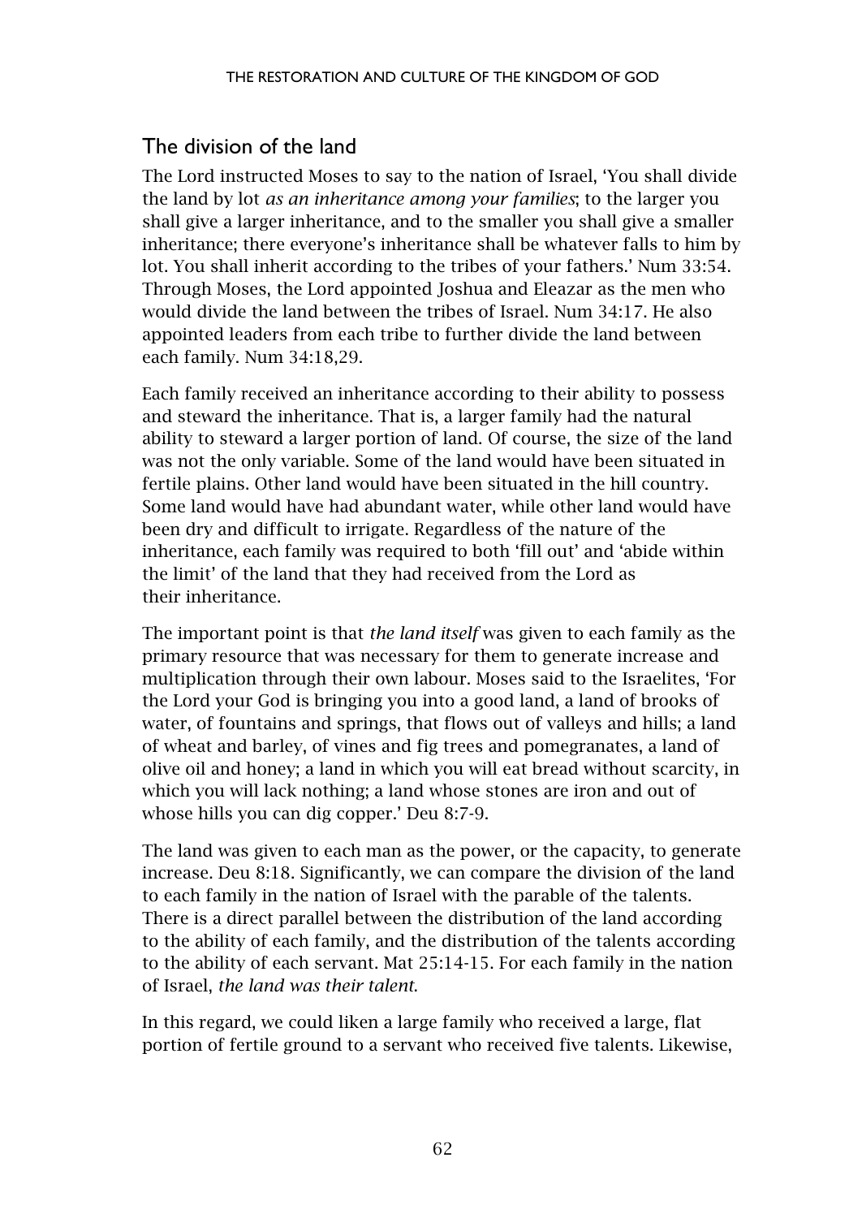## The division of the land

The Lord instructed Moses to say to the nation of Israel, 'You shall divide the land by lot *as an inheritance among your families*; to the larger you shall give a larger inheritance, and to the smaller you shall give a smaller inheritance; there everyone's inheritance shall be whatever falls to him by lot. You shall inherit according to the tribes of your fathers.' Num 33:54. Through Moses, the Lord appointed Joshua and Eleazar as the men who would divide the land between the tribes of Israel. Num 34:17. He also appointed leaders from each tribe to further divide the land between each family. Num 34:18,29.

Each family received an inheritance according to their ability to possess and steward the inheritance. That is, a larger family had the natural ability to steward a larger portion of land. Of course, the size of the land was not the only variable. Some of the land would have been situated in fertile plains. Other land would have been situated in the hill country. Some land would have had abundant water, while other land would have been dry and difficult to irrigate. Regardless of the nature of the inheritance, each family was required to both 'fill out' and 'abide within the limit' of the land that they had received from the Lord as their inheritance.

The important point is that *the land itself* was given to each family as the primary resource that was necessary for them to generate increase and multiplication through their own labour. Moses said to the Israelites, 'For the Lord your God is bringing you into a good land, a land of brooks of water, of fountains and springs, that flows out of valleys and hills; a land of wheat and barley, of vines and fig trees and pomegranates, a land of olive oil and honey; a land in which you will eat bread without scarcity, in which you will lack nothing; a land whose stones are iron and out of whose hills you can dig copper.' Deu 8:7-9.

The land was given to each man as the power, or the capacity, to generate increase. Deu 8:18. Significantly, we can compare the division of the land to each family in the nation of Israel with the parable of the talents. There is a direct parallel between the distribution of the land according to the ability of each family, and the distribution of the talents according to the ability of each servant. Mat 25:14-15. For each family in the nation of Israel, *the land was their talent.*

In this regard, we could liken a large family who received a large, flat portion of fertile ground to a servant who received five talents. Likewise,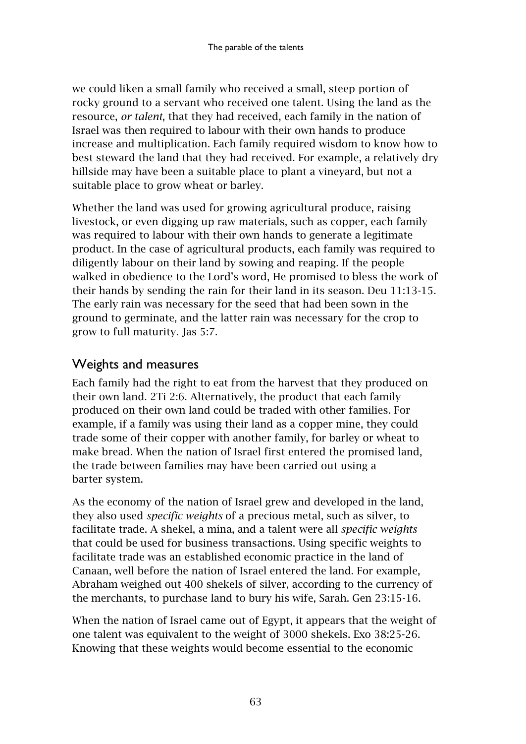we could liken a small family who received a small, steep portion of rocky ground to a servant who received one talent. Using the land as the resource, *or talent*, that they had received, each family in the nation of Israel was then required to labour with their own hands to produce increase and multiplication. Each family required wisdom to know how to best steward the land that they had received. For example, a relatively dry hillside may have been a suitable place to plant a vineyard, but not a suitable place to grow wheat or barley.

Whether the land was used for growing agricultural produce, raising livestock, or even digging up raw materials, such as copper, each family was required to labour with their own hands to generate a legitimate product. In the case of agricultural products, each family was required to diligently labour on their land by sowing and reaping. If the people walked in obedience to the Lord's word, He promised to bless the work of their hands by sending the rain for their land in its season. Deu 11:13-15. The early rain was necessary for the seed that had been sown in the ground to germinate, and the latter rain was necessary for the crop to grow to full maturity. Jas 5:7.

## Weights and measures

Each family had the right to eat from the harvest that they produced on their own land. 2Ti 2:6. Alternatively, the product that each family produced on their own land could be traded with other families. For example, if a family was using their land as a copper mine, they could trade some of their copper with another family, for barley or wheat to make bread. When the nation of Israel first entered the promised land, the trade between families may have been carried out using a barter system.

As the economy of the nation of Israel grew and developed in the land, they also used *specific weights* of a precious metal, such as silver, to facilitate trade. A shekel, a mina, and a talent were all *specific weights* that could be used for business transactions. Using specific weights to facilitate trade was an established economic practice in the land of Canaan, well before the nation of Israel entered the land. For example, Abraham weighed out 400 shekels of silver, according to the currency of the merchants, to purchase land to bury his wife, Sarah. Gen 23:15-16.

When the nation of Israel came out of Egypt, it appears that the weight of one talent was equivalent to the weight of 3000 shekels. Exo 38:25-26. Knowing that these weights would become essential to the economic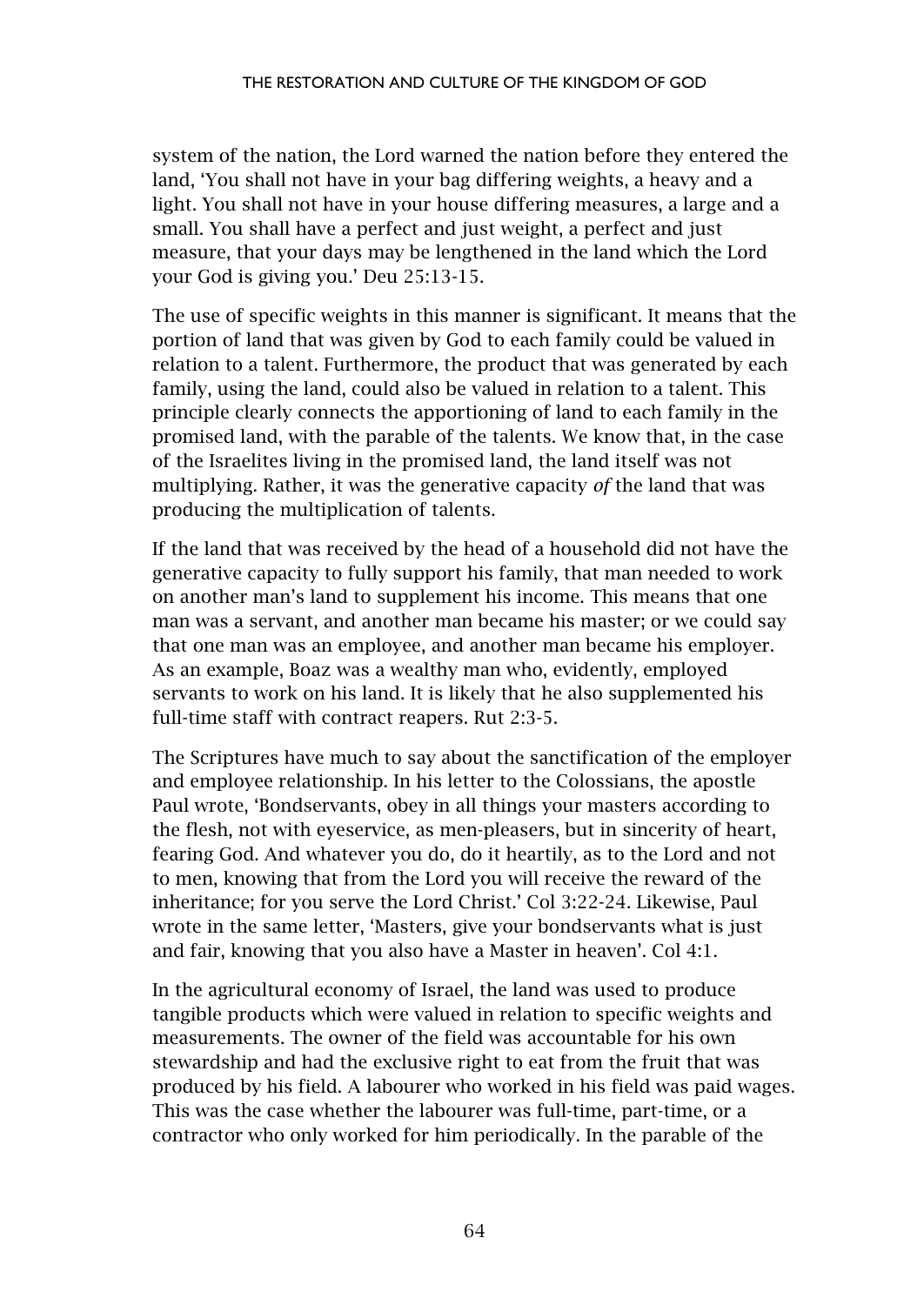system of the nation, the Lord warned the nation before they entered the land, 'You shall not have in your bag differing weights, a heavy and a light. You shall not have in your house differing measures, a large and a small. You shall have a perfect and just weight, a perfect and just measure, that your days may be lengthened in the land which the Lord your God is giving you.' Deu 25:13-15.

The use of specific weights in this manner is significant. It means that the portion of land that was given by God to each family could be valued in relation to a talent. Furthermore, the product that was generated by each family, using the land, could also be valued in relation to a talent. This principle clearly connects the apportioning of land to each family in the promised land, with the parable of the talents. We know that, in the case of the Israelites living in the promised land, the land itself was not multiplying. Rather, it was the generative capacity *of* the land that was producing the multiplication of talents.

If the land that was received by the head of a household did not have the generative capacity to fully support his family, that man needed to work on another man's land to supplement his income. This means that one man was a servant, and another man became his master; or we could say that one man was an employee, and another man became his employer. As an example, Boaz was a wealthy man who, evidently, employed servants to work on his land. It is likely that he also supplemented his full-time staff with contract reapers. Rut 2:3-5.

The Scriptures have much to say about the sanctification of the employer and employee relationship. In his letter to the Colossians, the apostle Paul wrote, 'Bondservants, obey in all things your masters according to the flesh, not with eyeservice, as men-pleasers, but in sincerity of heart, fearing God. And whatever you do, do it heartily, as to the Lord and not to men, knowing that from the Lord you will receive the reward of the inheritance; for you serve the Lord Christ.' Col 3:22-24. Likewise, Paul wrote in the same letter, 'Masters, give your bondservants what is just and fair, knowing that you also have a Master in heaven'. Col 4:1.

In the agricultural economy of Israel, the land was used to produce tangible products which were valued in relation to specific weights and measurements. The owner of the field was accountable for his own stewardship and had the exclusive right to eat from the fruit that was produced by his field. A labourer who worked in his field was paid wages. This was the case whether the labourer was full-time, part-time, or a contractor who only worked for him periodically. In the parable of the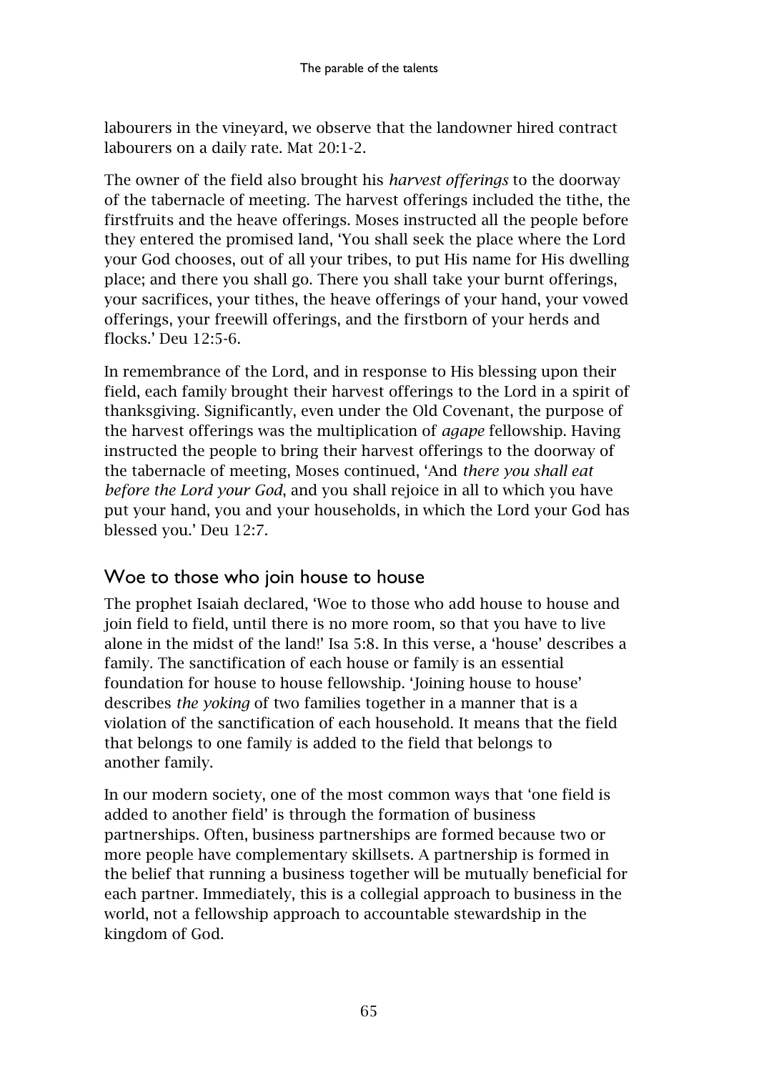labourers in the vineyard, we observe that the landowner hired contract labourers on a daily rate. Mat 20:1-2.

The owner of the field also brought his *harvest offerings* to the doorway of the tabernacle of meeting. The harvest offerings included the tithe, the firstfruits and the heave offerings. Moses instructed all the people before they entered the promised land, 'You shall seek the place where the Lord your God chooses, out of all your tribes, to put His name for His dwelling place; and there you shall go. There you shall take your burnt offerings, your sacrifices, your tithes, the heave offerings of your hand, your vowed offerings, your freewill offerings, and the firstborn of your herds and flocks.' Deu 12:5-6.

In remembrance of the Lord, and in response to His blessing upon their field, each family brought their harvest offerings to the Lord in a spirit of thanksgiving. Significantly, even under the Old Covenant, the purpose of the harvest offerings was the multiplication of *agape* fellowship. Having instructed the people to bring their harvest offerings to the doorway of the tabernacle of meeting, Moses continued, 'And *there you shall eat before the Lord your God*, and you shall rejoice in all to which you have put your hand, you and your households, in which the Lord your God has blessed you.' Deu 12:7.

## Woe to those who join house to house

The prophet Isaiah declared, 'Woe to those who add house to house and join field to field, until there is no more room, so that you have to live alone in the midst of the land!' Isa 5:8. In this verse, a 'house' describes a family. The sanctification of each house or family is an essential foundation for house to house fellowship. 'Joining house to house' describes *the yoking* of two families together in a manner that is a violation of the sanctification of each household. It means that the field that belongs to one family is added to the field that belongs to another family.

In our modern society, one of the most common ways that 'one field is added to another field' is through the formation of business partnerships. Often, business partnerships are formed because two or more people have complementary skillsets. A partnership is formed in the belief that running a business together will be mutually beneficial for each partner. Immediately, this is a collegial approach to business in the world, not a fellowship approach to accountable stewardship in the kingdom of God.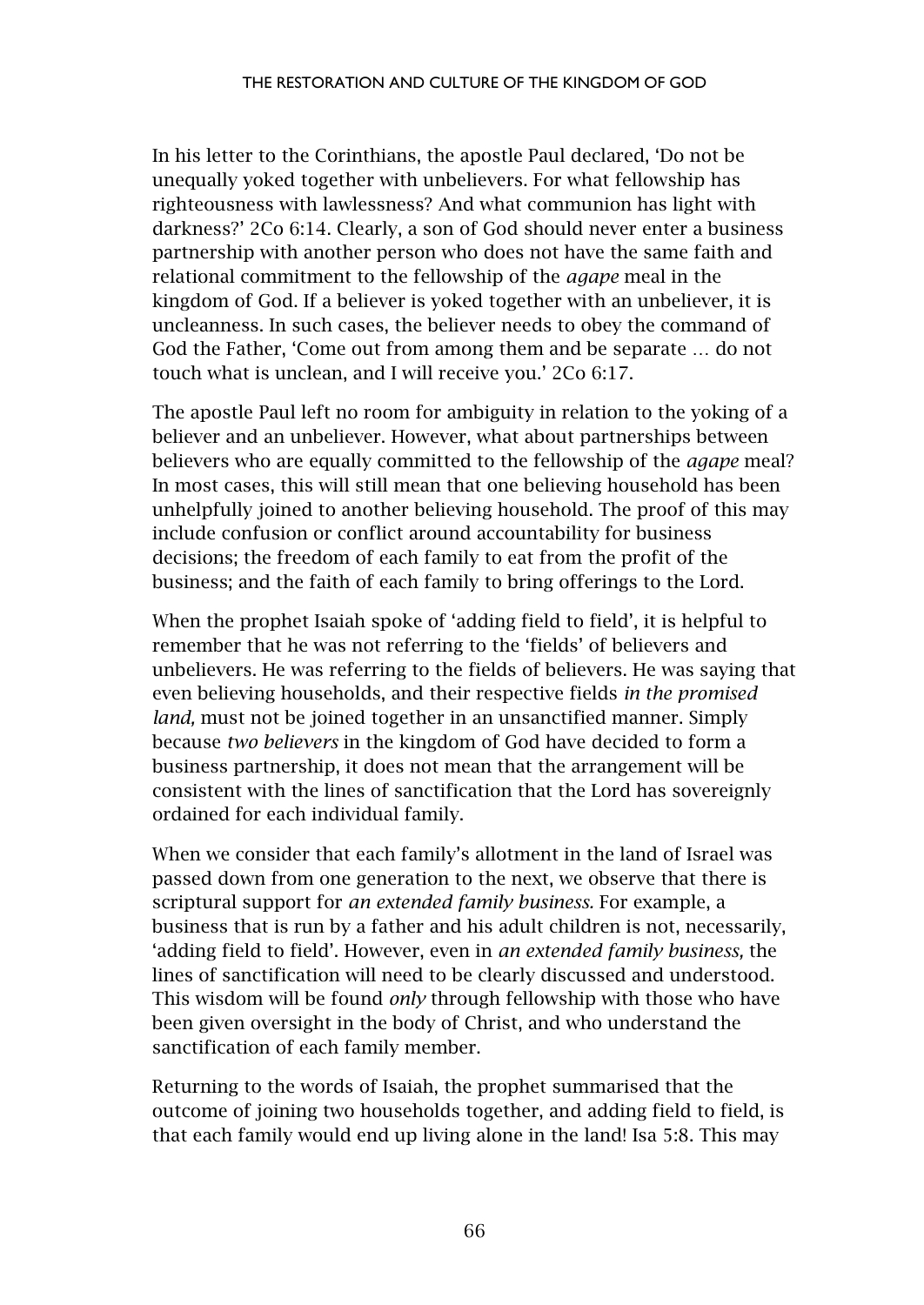In his letter to the Corinthians, the apostle Paul declared, 'Do not be unequally yoked together with unbelievers. For what fellowship has righteousness with lawlessness? And what communion has light with darkness?' 2Co 6:14. Clearly, a son of God should never enter a business partnership with another person who does not have the same faith and relational commitment to the fellowship of the *agape* meal in the kingdom of God. If a believer is yoked together with an unbeliever, it is uncleanness. In such cases, the believer needs to obey the command of God the Father, 'Come out from among them and be separate … do not touch what is unclean, and I will receive you.' 2Co 6:17.

The apostle Paul left no room for ambiguity in relation to the yoking of a believer and an unbeliever. However, what about partnerships between believers who are equally committed to the fellowship of the *agape* meal? In most cases, this will still mean that one believing household has been unhelpfully joined to another believing household. The proof of this may include confusion or conflict around accountability for business decisions; the freedom of each family to eat from the profit of the business; and the faith of each family to bring offerings to the Lord.

When the prophet Isaiah spoke of 'adding field to field', it is helpful to remember that he was not referring to the 'fields' of believers and unbelievers. He was referring to the fields of believers. He was saying that even believing households, and their respective fields *in the promised land,* must not be joined together in an unsanctified manner. Simply because *two believers* in the kingdom of God have decided to form a business partnership, it does not mean that the arrangement will be consistent with the lines of sanctification that the Lord has sovereignly ordained for each individual family.

When we consider that each family's allotment in the land of Israel was passed down from one generation to the next, we observe that there is scriptural support for *an extended family business.* For example, a business that is run by a father and his adult children is not, necessarily, 'adding field to field'. However, even in *an extended family business,* the lines of sanctification will need to be clearly discussed and understood. This wisdom will be found *only* through fellowship with those who have been given oversight in the body of Christ, and who understand the sanctification of each family member.

Returning to the words of Isaiah, the prophet summarised that the outcome of joining two households together, and adding field to field, is that each family would end up living alone in the land! Isa 5:8. This may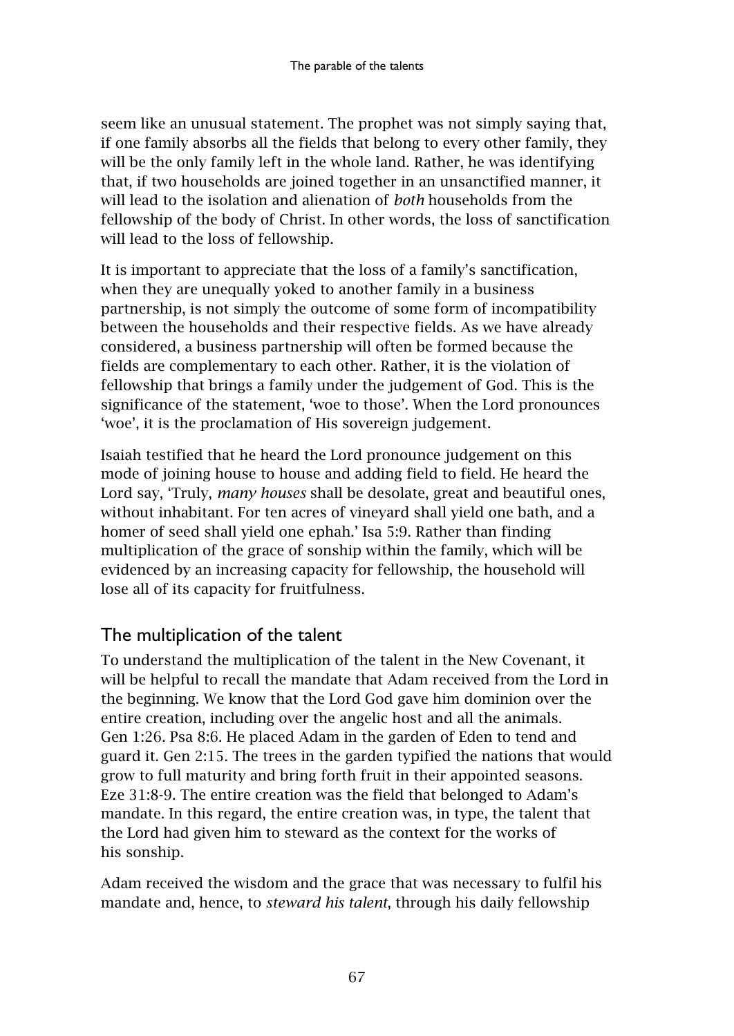seem like an unusual statement. The prophet was not simply saying that, if one family absorbs all the fields that belong to every other family, they will be the only family left in the whole land. Rather, he was identifying that, if two households are joined together in an unsanctified manner, it will lead to the isolation and alienation of *both* households from the fellowship of the body of Christ. In other words, the loss of sanctification will lead to the loss of fellowship.

It is important to appreciate that the loss of a family's sanctification, when they are unequally yoked to another family in a business partnership, is not simply the outcome of some form of incompatibility between the households and their respective fields. As we have already considered, a business partnership will often be formed because the fields are complementary to each other. Rather, it is the violation of fellowship that brings a family under the judgement of God. This is the significance of the statement, 'woe to those'. When the Lord pronounces 'woe', it is the proclamation of His sovereign judgement.

Isaiah testified that he heard the Lord pronounce judgement on this mode of joining house to house and adding field to field. He heard the Lord say, 'Truly, *many houses* shall be desolate, great and beautiful ones, without inhabitant. For ten acres of vineyard shall yield one bath, and a homer of seed shall yield one ephah.' Isa 5:9. Rather than finding multiplication of the grace of sonship within the family, which will be evidenced by an increasing capacity for fellowship, the household will lose all of its capacity for fruitfulness.

## The multiplication of the talent

To understand the multiplication of the talent in the New Covenant, it will be helpful to recall the mandate that Adam received from the Lord in the beginning. We know that the Lord God gave him dominion over the entire creation, including over the angelic host and all the animals. Gen 1:26. Psa 8:6. He placed Adam in the garden of Eden to tend and guard it. Gen 2:15. The trees in the garden typified the nations that would grow to full maturity and bring forth fruit in their appointed seasons. Eze 31:8-9. The entire creation was the field that belonged to Adam's mandate. In this regard, the entire creation was, in type, the talent that the Lord had given him to steward as the context for the works of his sonship.

Adam received the wisdom and the grace that was necessary to fulfil his mandate and, hence, to *steward his talent*, through his daily fellowship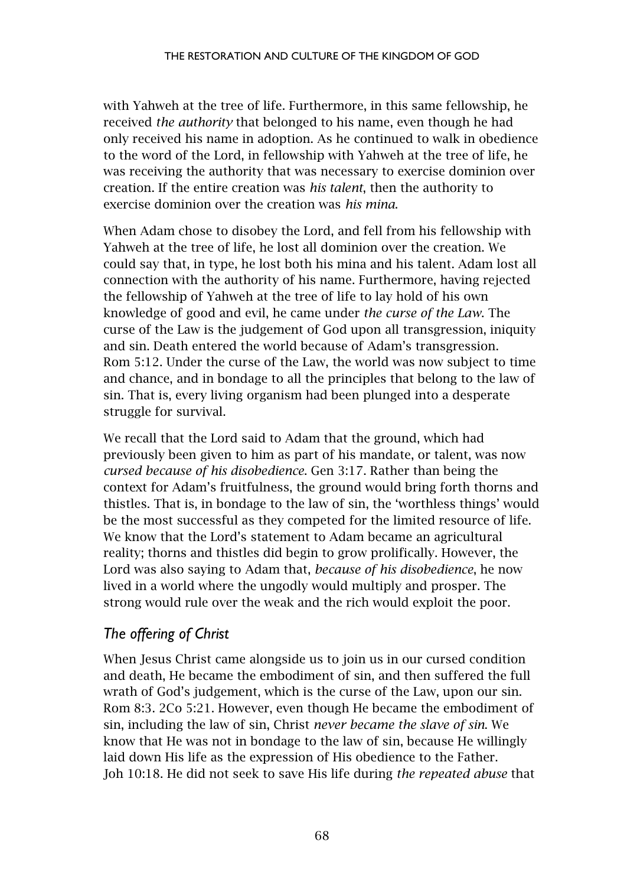with Yahweh at the tree of life. Furthermore, in this same fellowship, he received *the authority* that belonged to his name, even though he had only received his name in adoption. As he continued to walk in obedience to the word of the Lord, in fellowship with Yahweh at the tree of life, he was receiving the authority that was necessary to exercise dominion over creation. If the entire creation was *his talent*, then the authority to exercise dominion over the creation was *his mina*.

When Adam chose to disobey the Lord, and fell from his fellowship with Yahweh at the tree of life, he lost all dominion over the creation. We could say that, in type, he lost both his mina and his talent. Adam lost all connection with the authority of his name. Furthermore, having rejected the fellowship of Yahweh at the tree of life to lay hold of his own knowledge of good and evil, he came under *the curse of the Law*. The curse of the Law is the judgement of God upon all transgression, iniquity and sin. Death entered the world because of Adam's transgression. Rom 5:12. Under the curse of the Law, the world was now subject to time and chance, and in bondage to all the principles that belong to the law of sin. That is, every living organism had been plunged into a desperate struggle for survival.

We recall that the Lord said to Adam that the ground, which had previously been given to him as part of his mandate, or talent, was now *cursed because of his disobedience*. Gen 3:17. Rather than being the context for Adam's fruitfulness, the ground would bring forth thorns and thistles. That is, in bondage to the law of sin, the 'worthless things' would be the most successful as they competed for the limited resource of life. We know that the Lord's statement to Adam became an agricultural reality; thorns and thistles did begin to grow prolifically. However, the Lord was also saying to Adam that, *because of his disobedience*, he now lived in a world where the ungodly would multiply and prosper. The strong would rule over the weak and the rich would exploit the poor.

### *The offering of Christ*

When Jesus Christ came alongside us to join us in our cursed condition and death, He became the embodiment of sin, and then suffered the full wrath of God's judgement, which is the curse of the Law, upon our sin. Rom 8:3. 2Co 5:21. However, even though He became the embodiment of sin, including the law of sin, Christ *never became the slave of sin*. We know that He was not in bondage to the law of sin, because He willingly laid down His life as the expression of His obedience to the Father. Joh 10:18. He did not seek to save His life during *the repeated abuse* that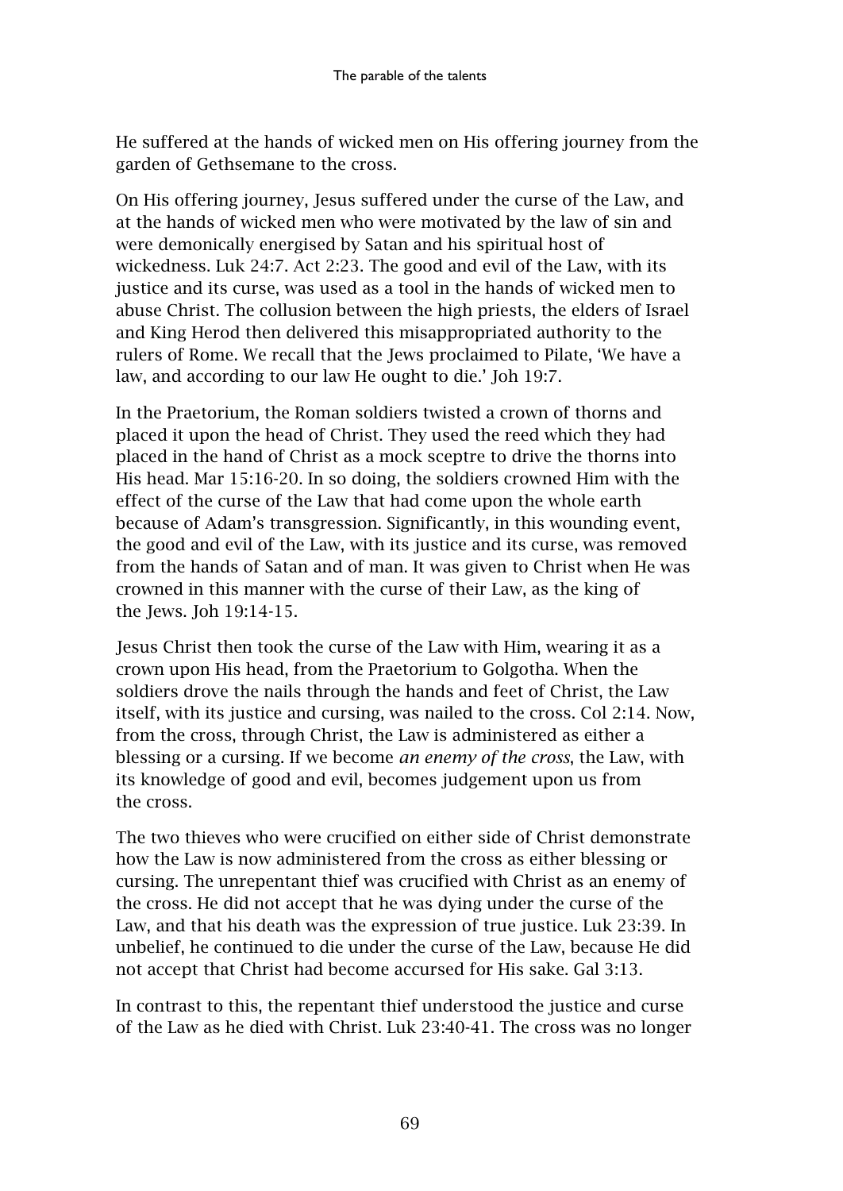He suffered at the hands of wicked men on His offering journey from the garden of Gethsemane to the cross.

On His offering journey, Jesus suffered under the curse of the Law, and at the hands of wicked men who were motivated by the law of sin and were demonically energised by Satan and his spiritual host of wickedness. Luk 24:7. Act 2:23. The good and evil of the Law, with its justice and its curse, was used as a tool in the hands of wicked men to abuse Christ. The collusion between the high priests, the elders of Israel and King Herod then delivered this misappropriated authority to the rulers of Rome. We recall that the Jews proclaimed to Pilate, 'We have a law, and according to our law He ought to die.' Joh 19:7.

In the Praetorium, the Roman soldiers twisted a crown of thorns and placed it upon the head of Christ. They used the reed which they had placed in the hand of Christ as a mock sceptre to drive the thorns into His head. Mar 15:16-20. In so doing, the soldiers crowned Him with the effect of the curse of the Law that had come upon the whole earth because of Adam's transgression. Significantly, in this wounding event, the good and evil of the Law, with its justice and its curse, was removed from the hands of Satan and of man. It was given to Christ when He was crowned in this manner with the curse of their Law, as the king of the Jews. Joh 19:14-15.

Jesus Christ then took the curse of the Law with Him, wearing it as a crown upon His head, from the Praetorium to Golgotha. When the soldiers drove the nails through the hands and feet of Christ, the Law itself, with its justice and cursing, was nailed to the cross. Col 2:14. Now, from the cross, through Christ, the Law is administered as either a blessing or a cursing. If we become *an enemy of the cross*, the Law, with its knowledge of good and evil, becomes judgement upon us from the cross.

The two thieves who were crucified on either side of Christ demonstrate how the Law is now administered from the cross as either blessing or cursing. The unrepentant thief was crucified with Christ as an enemy of the cross. He did not accept that he was dying under the curse of the Law, and that his death was the expression of true justice. Luk 23:39. In unbelief, he continued to die under the curse of the Law, because He did not accept that Christ had become accursed for His sake. Gal 3:13.

In contrast to this, the repentant thief understood the justice and curse of the Law as he died with Christ. Luk 23:40-41. The cross was no longer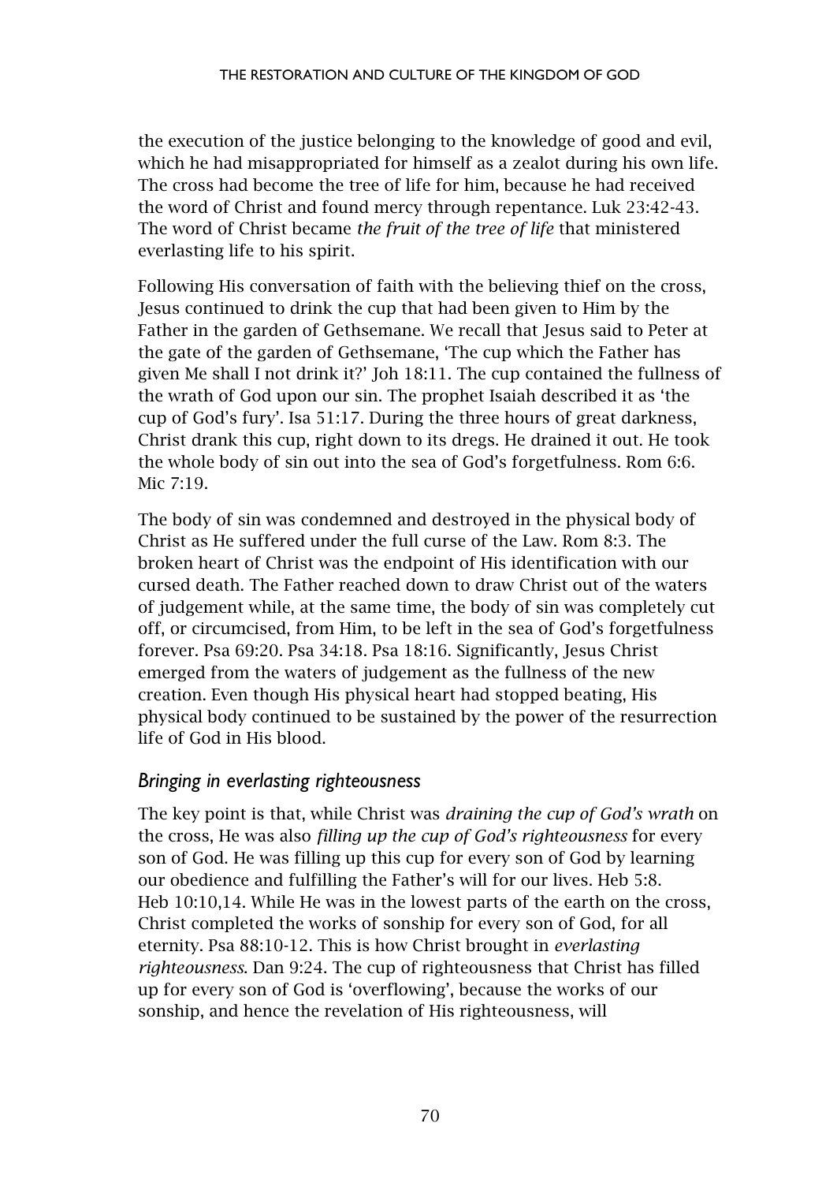the execution of the justice belonging to the knowledge of good and evil, which he had misappropriated for himself as a zealot during his own life. The cross had become the tree of life for him, because he had received the word of Christ and found mercy through repentance. Luk 23:42-43. The word of Christ became *the fruit of the tree of life* that ministered everlasting life to his spirit.

Following His conversation of faith with the believing thief on the cross, Jesus continued to drink the cup that had been given to Him by the Father in the garden of Gethsemane. We recall that Jesus said to Peter at the gate of the garden of Gethsemane, 'The cup which the Father has given Me shall I not drink it?' Joh 18:11. The cup contained the fullness of the wrath of God upon our sin. The prophet Isaiah described it as 'the cup of God's fury'. Isa 51:17. During the three hours of great darkness, Christ drank this cup, right down to its dregs. He drained it out. He took the whole body of sin out into the sea of God's forgetfulness. Rom 6:6. Mic 7:19.

The body of sin was condemned and destroyed in the physical body of Christ as He suffered under the full curse of the Law. Rom 8:3. The broken heart of Christ was the endpoint of His identification with our cursed death. The Father reached down to draw Christ out of the waters of judgement while, at the same time, the body of sin was completely cut off, or circumcised, from Him, to be left in the sea of God's forgetfulness forever. Psa 69:20. Psa 34:18. Psa 18:16. Significantly, Jesus Christ emerged from the waters of judgement as the fullness of the new creation. Even though His physical heart had stopped beating, His physical body continued to be sustained by the power of the resurrection life of God in His blood.

### *Bringing in everlasting righteousness*

The key point is that, while Christ was *draining the cup of God's wrath* on the cross, He was also *filling up the cup of God's righteousness* for every son of God. He was filling up this cup for every son of God by learning our obedience and fulfilling the Father's will for our lives. Heb 5:8. Heb 10:10,14. While He was in the lowest parts of the earth on the cross, Christ completed the works of sonship for every son of God, for all eternity. Psa 88:10-12. This is how Christ brought in *everlasting righteousness*. Dan 9:24. The cup of righteousness that Christ has filled up for every son of God is 'overflowing', because the works of our sonship, and hence the revelation of His righteousness, will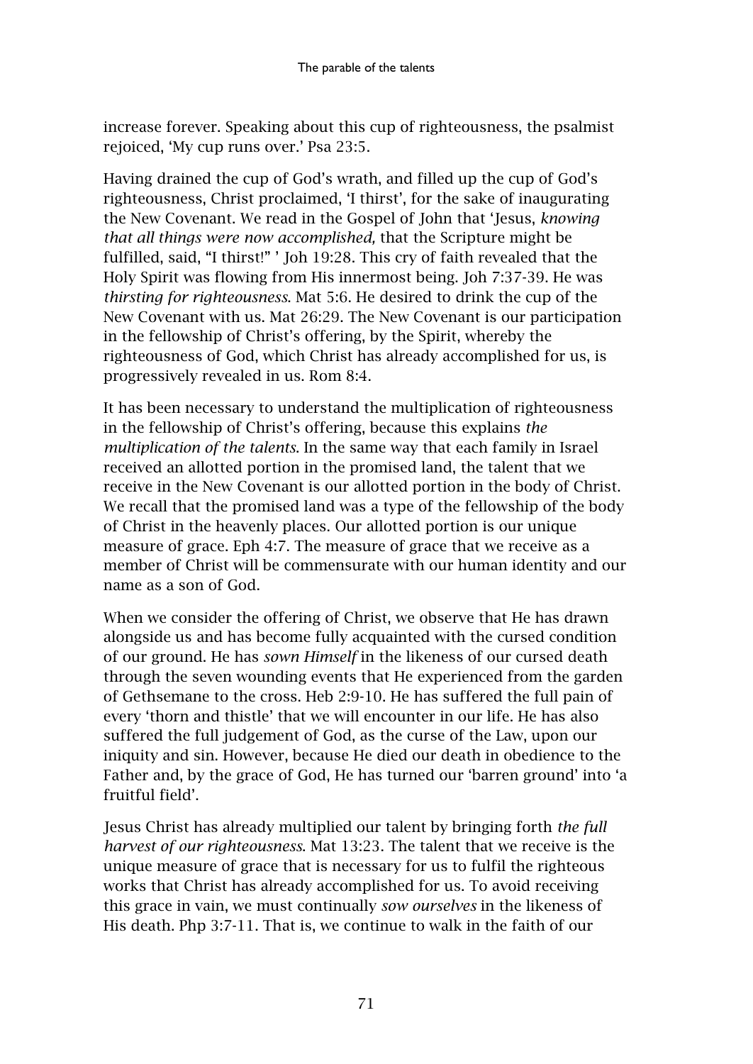increase forever. Speaking about this cup of righteousness, the psalmist rejoiced, 'My cup runs over.' Psa 23:5.

Having drained the cup of God's wrath, and filled up the cup of God's righteousness, Christ proclaimed, 'I thirst', for the sake of inaugurating the New Covenant. We read in the Gospel of John that 'Jesus, *knowing that all things were now accomplished,* that the Scripture might be fulfilled, said, "I thirst!" ' Joh 19:28. This cry of faith revealed that the Holy Spirit was flowing from His innermost being. Joh 7:37-39. He was *thirsting for righteousness*. Mat 5:6. He desired to drink the cup of the New Covenant with us. Mat 26:29. The New Covenant is our participation in the fellowship of Christ's offering, by the Spirit, whereby the righteousness of God, which Christ has already accomplished for us, is progressively revealed in us. Rom 8:4.

It has been necessary to understand the multiplication of righteousness in the fellowship of Christ's offering, because this explains *the multiplication of the talents*. In the same way that each family in Israel received an allotted portion in the promised land, the talent that we receive in the New Covenant is our allotted portion in the body of Christ. We recall that the promised land was a type of the fellowship of the body of Christ in the heavenly places. Our allotted portion is our unique measure of grace. Eph 4:7. The measure of grace that we receive as a member of Christ will be commensurate with our human identity and our name as a son of God.

When we consider the offering of Christ, we observe that He has drawn alongside us and has become fully acquainted with the cursed condition of our ground. He has *sown Himself* in the likeness of our cursed death through the seven wounding events that He experienced from the garden of Gethsemane to the cross. Heb 2:9-10. He has suffered the full pain of every 'thorn and thistle' that we will encounter in our life. He has also suffered the full judgement of God, as the curse of the Law, upon our iniquity and sin. However, because He died our death in obedience to the Father and, by the grace of God, He has turned our 'barren ground' into 'a fruitful field'.

Jesus Christ has already multiplied our talent by bringing forth *the full harvest of our righteousness*. Mat 13:23. The talent that we receive is the unique measure of grace that is necessary for us to fulfil the righteous works that Christ has already accomplished for us. To avoid receiving this grace in vain, we must continually *sow ourselves* in the likeness of His death. Php 3:7-11. That is, we continue to walk in the faith of our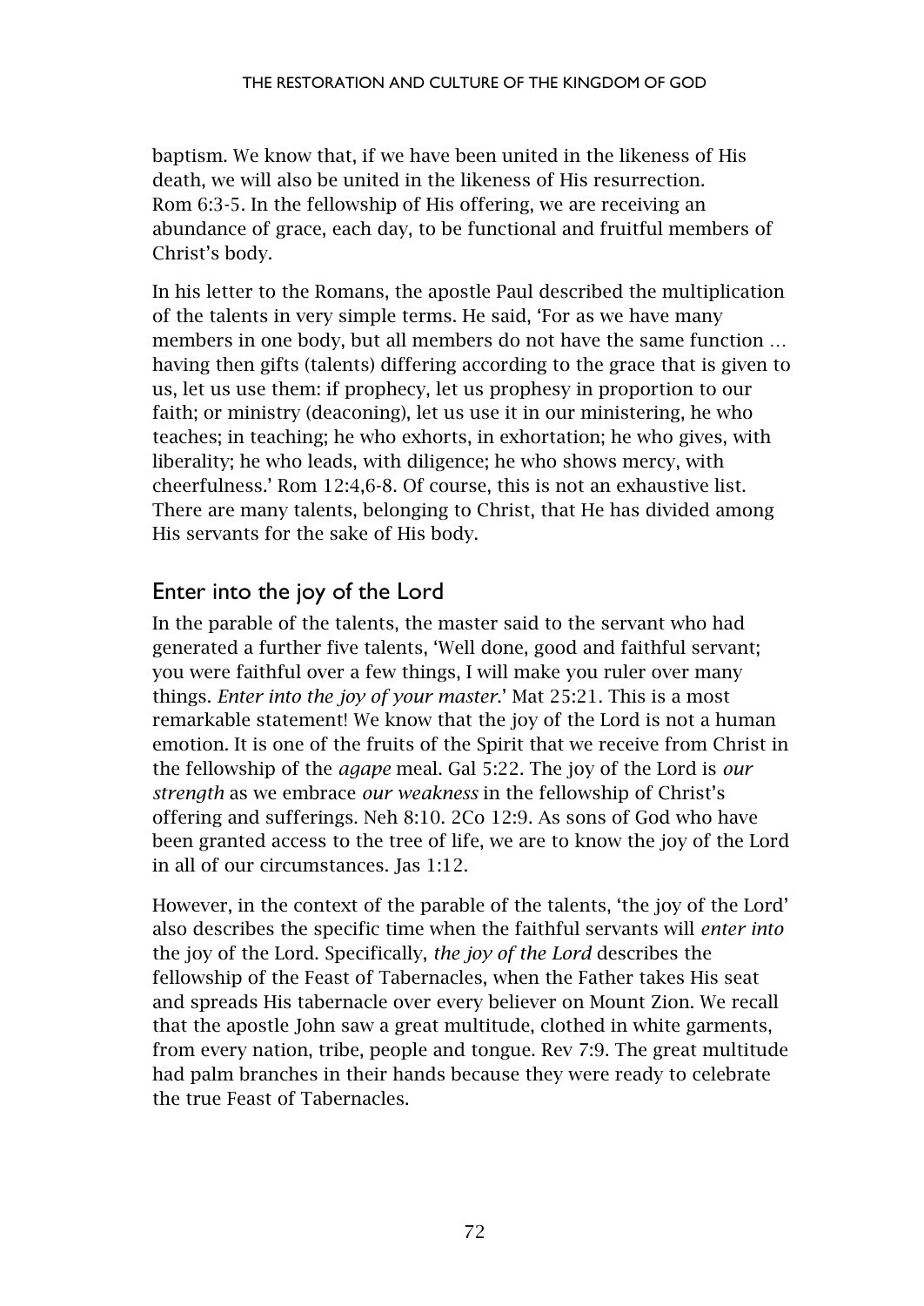baptism. We know that, if we have been united in the likeness of His death, we will also be united in the likeness of His resurrection. Rom 6:3-5. In the fellowship of His offering, we are receiving an abundance of grace, each day, to be functional and fruitful members of Christ's body.

In his letter to the Romans, the apostle Paul described the multiplication of the talents in very simple terms. He said, 'For as we have many members in one body, but all members do not have the same function … having then gifts (talents) differing according to the grace that is given to us, let us use them: if prophecy, let us prophesy in proportion to our faith; or ministry (deaconing), let us use it in our ministering, he who teaches; in teaching; he who exhorts, in exhortation; he who gives, with liberality; he who leads, with diligence; he who shows mercy, with cheerfulness.' Rom 12:4,6-8. Of course, this is not an exhaustive list. There are many talents, belonging to Christ, that He has divided among His servants for the sake of His body.

## Enter into the joy of the Lord

In the parable of the talents, the master said to the servant who had generated a further five talents, 'Well done, good and faithful servant; you were faithful over a few things, I will make you ruler over many things. *Enter into the joy of your master.*' Mat 25:21. This is a most remarkable statement! We know that the joy of the Lord is not a human emotion. It is one of the fruits of the Spirit that we receive from Christ in the fellowship of the *agape* meal. Gal 5:22. The joy of the Lord is *our strength* as we embrace *our weakness* in the fellowship of Christ's offering and sufferings. Neh 8:10. 2Co 12:9. As sons of God who have been granted access to the tree of life, we are to know the joy of the Lord in all of our circumstances. Jas 1:12.

However, in the context of the parable of the talents, 'the joy of the Lord' also describes the specific time when the faithful servants will *enter into* the joy of the Lord. Specifically, *the joy of the Lord* describes the fellowship of the Feast of Tabernacles, when the Father takes His seat and spreads His tabernacle over every believer on Mount Zion. We recall that the apostle John saw a great multitude, clothed in white garments, from every nation, tribe, people and tongue. Rev 7:9. The great multitude had palm branches in their hands because they were ready to celebrate the true Feast of Tabernacles.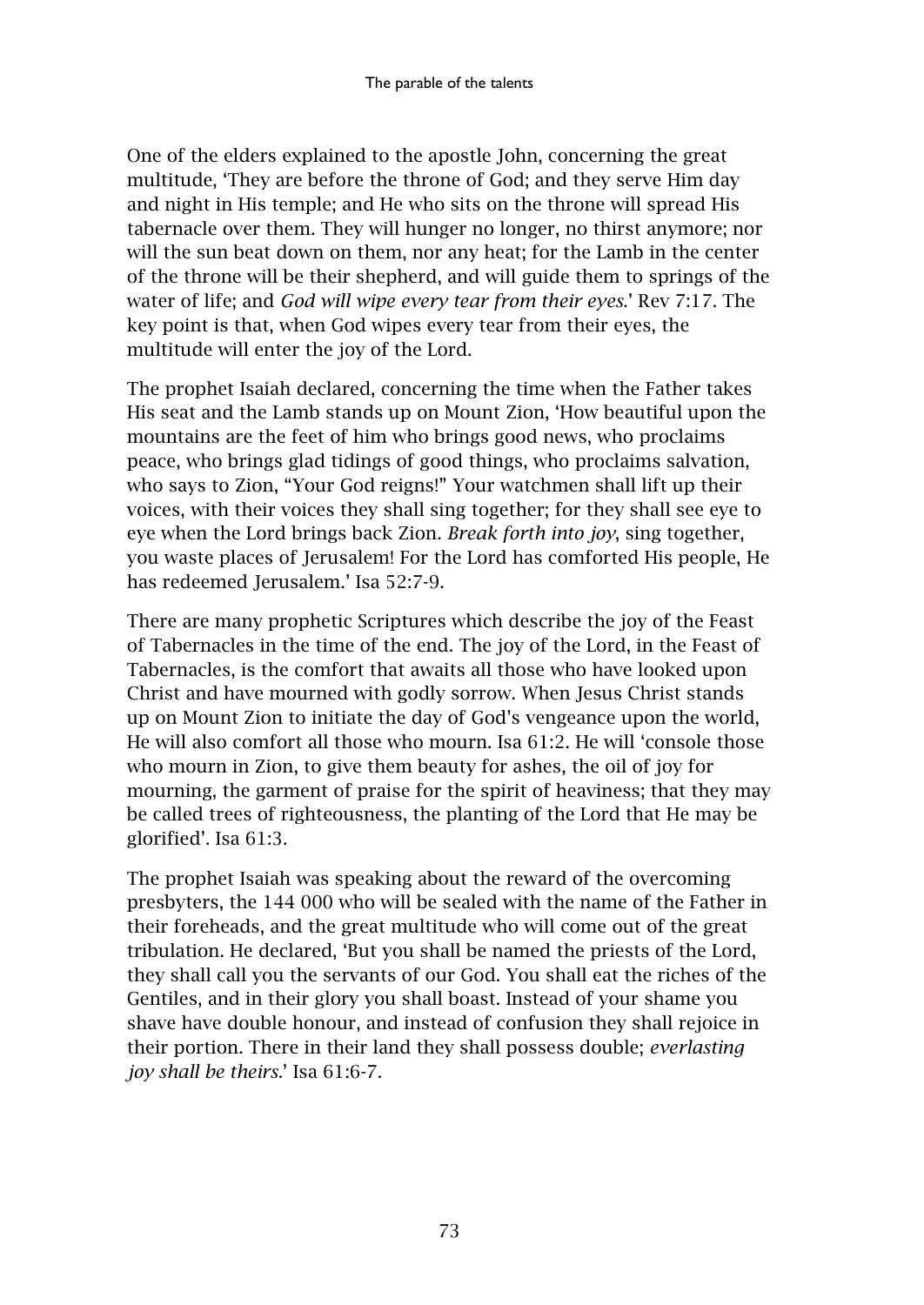One of the elders explained to the apostle John, concerning the great multitude, 'They are before the throne of God; and they serve Him day and night in His temple; and He who sits on the throne will spread His tabernacle over them. They will hunger no longer, no thirst anymore; nor will the sun beat down on them, nor any heat; for the Lamb in the center of the throne will be their shepherd, and will guide them to springs of the water of life; and *God will wipe every tear from their eyes*.' Rev 7:17. The key point is that, when God wipes every tear from their eyes, the multitude will enter the joy of the Lord.

The prophet Isaiah declared, concerning the time when the Father takes His seat and the Lamb stands up on Mount Zion, 'How beautiful upon the mountains are the feet of him who brings good news, who proclaims peace, who brings glad tidings of good things, who proclaims salvation, who says to Zion, "Your God reigns!" Your watchmen shall lift up their voices, with their voices they shall sing together; for they shall see eye to eye when the Lord brings back Zion. *Break forth into joy*, sing together, you waste places of Jerusalem! For the Lord has comforted His people, He has redeemed Jerusalem.' Isa 52:7-9.

There are many prophetic Scriptures which describe the joy of the Feast of Tabernacles in the time of the end. The joy of the Lord, in the Feast of Tabernacles, is the comfort that awaits all those who have looked upon Christ and have mourned with godly sorrow. When Jesus Christ stands up on Mount Zion to initiate the day of God's vengeance upon the world, He will also comfort all those who mourn. Isa 61:2. He will 'console those who mourn in Zion, to give them beauty for ashes, the oil of joy for mourning, the garment of praise for the spirit of heaviness; that they may be called trees of righteousness, the planting of the Lord that He may be glorified'. Isa 61:3.

The prophet Isaiah was speaking about the reward of the overcoming presbyters, the 144 000 who will be sealed with the name of the Father in their foreheads, and the great multitude who will come out of the great tribulation. He declared, 'But you shall be named the priests of the Lord, they shall call you the servants of our God. You shall eat the riches of the Gentiles, and in their glory you shall boast. Instead of your shame you shave have double honour, and instead of confusion they shall rejoice in their portion. There in their land they shall possess double; *everlasting joy shall be theirs*.' Isa 61:6-7.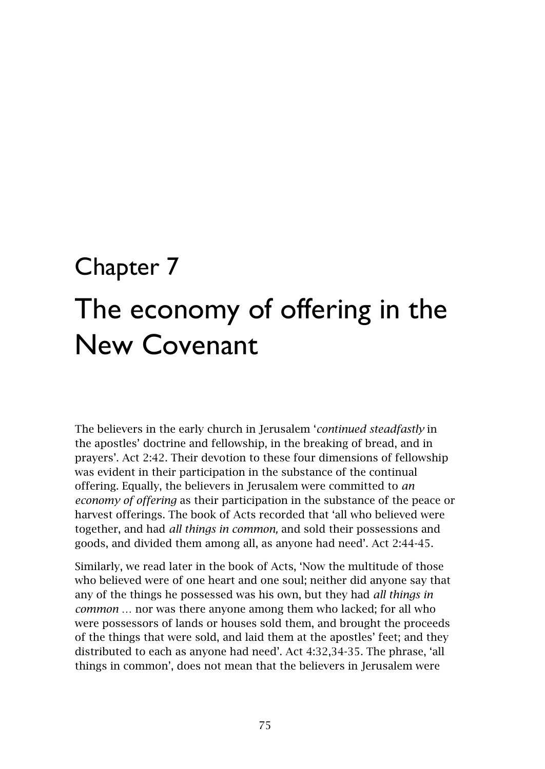# Chapter 7

# The economy of offering in the New Covenant

The believers in the early church in Jerusalem '*continued steadfastly* in the apostles' doctrine and fellowship, in the breaking of bread, and in prayers'. Act 2:42. Their devotion to these four dimensions of fellowship was evident in their participation in the substance of the continual offering. Equally, the believers in Jerusalem were committed to *an economy of offering* as their participation in the substance of the peace or harvest offerings. The book of Acts recorded that 'all who believed were together, and had *all things in common,* and sold their possessions and goods, and divided them among all, as anyone had need'. Act 2:44-45.

Similarly, we read later in the book of Acts, 'Now the multitude of those who believed were of one heart and one soul; neither did anyone say that any of the things he possessed was his own, but they had *all things in common* … nor was there anyone among them who lacked; for all who were possessors of lands or houses sold them, and brought the proceeds of the things that were sold, and laid them at the apostles' feet; and they distributed to each as anyone had need'. Act 4:32,34-35. The phrase, 'all things in common', does not mean that the believers in Jerusalem were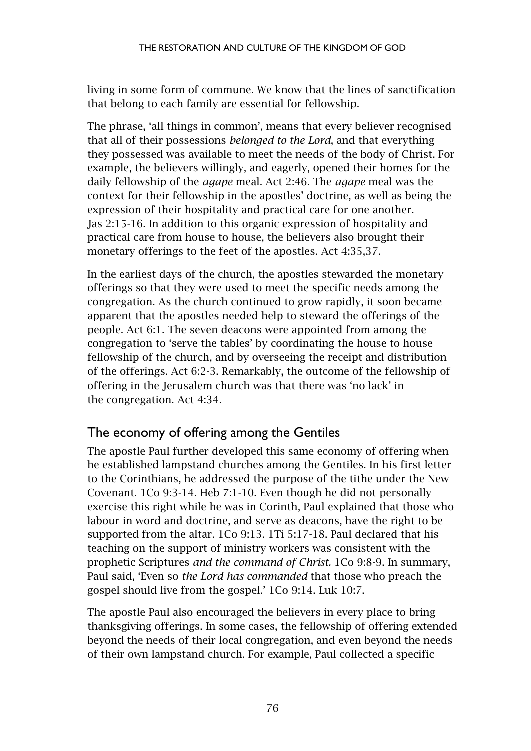living in some form of commune. We know that the lines of sanctification that belong to each family are essential for fellowship.

The phrase, 'all things in common', means that every believer recognised that all of their possessions *belonged to the Lord*, and that everything they possessed was available to meet the needs of the body of Christ. For example, the believers willingly, and eagerly, opened their homes for the daily fellowship of the *agape* meal. Act 2:46. The *agape* meal was the context for their fellowship in the apostles' doctrine, as well as being the expression of their hospitality and practical care for one another. Jas 2:15-16. In addition to this organic expression of hospitality and practical care from house to house, the believers also brought their monetary offerings to the feet of the apostles. Act 4:35,37.

In the earliest days of the church, the apostles stewarded the monetary offerings so that they were used to meet the specific needs among the congregation. As the church continued to grow rapidly, it soon became apparent that the apostles needed help to steward the offerings of the people. Act 6:1. The seven deacons were appointed from among the congregation to 'serve the tables' by coordinating the house to house fellowship of the church, and by overseeing the receipt and distribution of the offerings. Act 6:2-3. Remarkably, the outcome of the fellowship of offering in the Jerusalem church was that there was 'no lack' in the congregation. Act 4:34.

## The economy of offering among the Gentiles

The apostle Paul further developed this same economy of offering when he established lampstand churches among the Gentiles. In his first letter to the Corinthians, he addressed the purpose of the tithe under the New Covenant. 1Co 9:3-14. Heb 7:1-10. Even though he did not personally exercise this right while he was in Corinth, Paul explained that those who labour in word and doctrine, and serve as deacons, have the right to be supported from the altar. 1Co 9:13. 1Ti 5:17-18. Paul declared that his teaching on the support of ministry workers was consistent with the prophetic Scriptures *and the command of Christ.* 1Co 9:8-9. In summary, Paul said, 'Even so *the Lord has commanded* that those who preach the gospel should live from the gospel.' 1Co 9:14. Luk 10:7.

The apostle Paul also encouraged the believers in every place to bring thanksgiving offerings. In some cases, the fellowship of offering extended beyond the needs of their local congregation, and even beyond the needs of their own lampstand church. For example, Paul collected a specific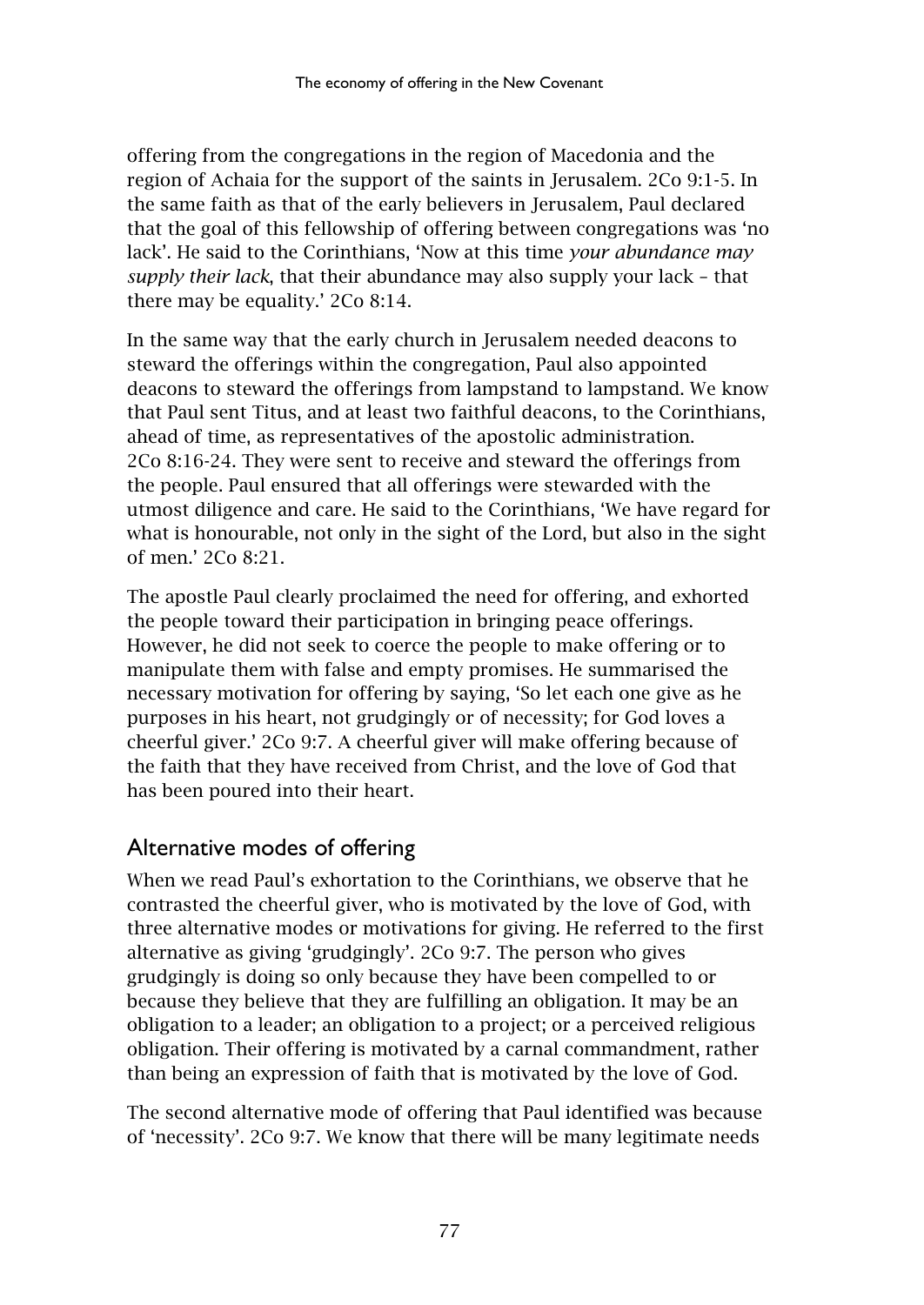offering from the congregations in the region of Macedonia and the region of Achaia for the support of the saints in Jerusalem. 2Co 9:1-5. In the same faith as that of the early believers in Jerusalem, Paul declared that the goal of this fellowship of offering between congregations was 'no lack'. He said to the Corinthians, 'Now at this time *your abundance may supply their lack*, that their abundance may also supply your lack – that there may be equality.' 2Co 8:14.

In the same way that the early church in Jerusalem needed deacons to steward the offerings within the congregation, Paul also appointed deacons to steward the offerings from lampstand to lampstand. We know that Paul sent Titus, and at least two faithful deacons, to the Corinthians, ahead of time, as representatives of the apostolic administration. 2Co 8:16-24. They were sent to receive and steward the offerings from the people. Paul ensured that all offerings were stewarded with the utmost diligence and care. He said to the Corinthians, 'We have regard for what is honourable, not only in the sight of the Lord, but also in the sight of men.' 2Co 8:21.

The apostle Paul clearly proclaimed the need for offering, and exhorted the people toward their participation in bringing peace offerings. However, he did not seek to coerce the people to make offering or to manipulate them with false and empty promises. He summarised the necessary motivation for offering by saying, 'So let each one give as he purposes in his heart, not grudgingly or of necessity; for God loves a cheerful giver.' 2Co 9:7. A cheerful giver will make offering because of the faith that they have received from Christ, and the love of God that has been poured into their heart.

## Alternative modes of offering

When we read Paul's exhortation to the Corinthians, we observe that he contrasted the cheerful giver, who is motivated by the love of God, with three alternative modes or motivations for giving. He referred to the first alternative as giving 'grudgingly'. 2Co 9:7. The person who gives grudgingly is doing so only because they have been compelled to or because they believe that they are fulfilling an obligation. It may be an obligation to a leader; an obligation to a project; or a perceived religious obligation. Their offering is motivated by a carnal commandment, rather than being an expression of faith that is motivated by the love of God.

The second alternative mode of offering that Paul identified was because of 'necessity'. 2Co 9:7. We know that there will be many legitimate needs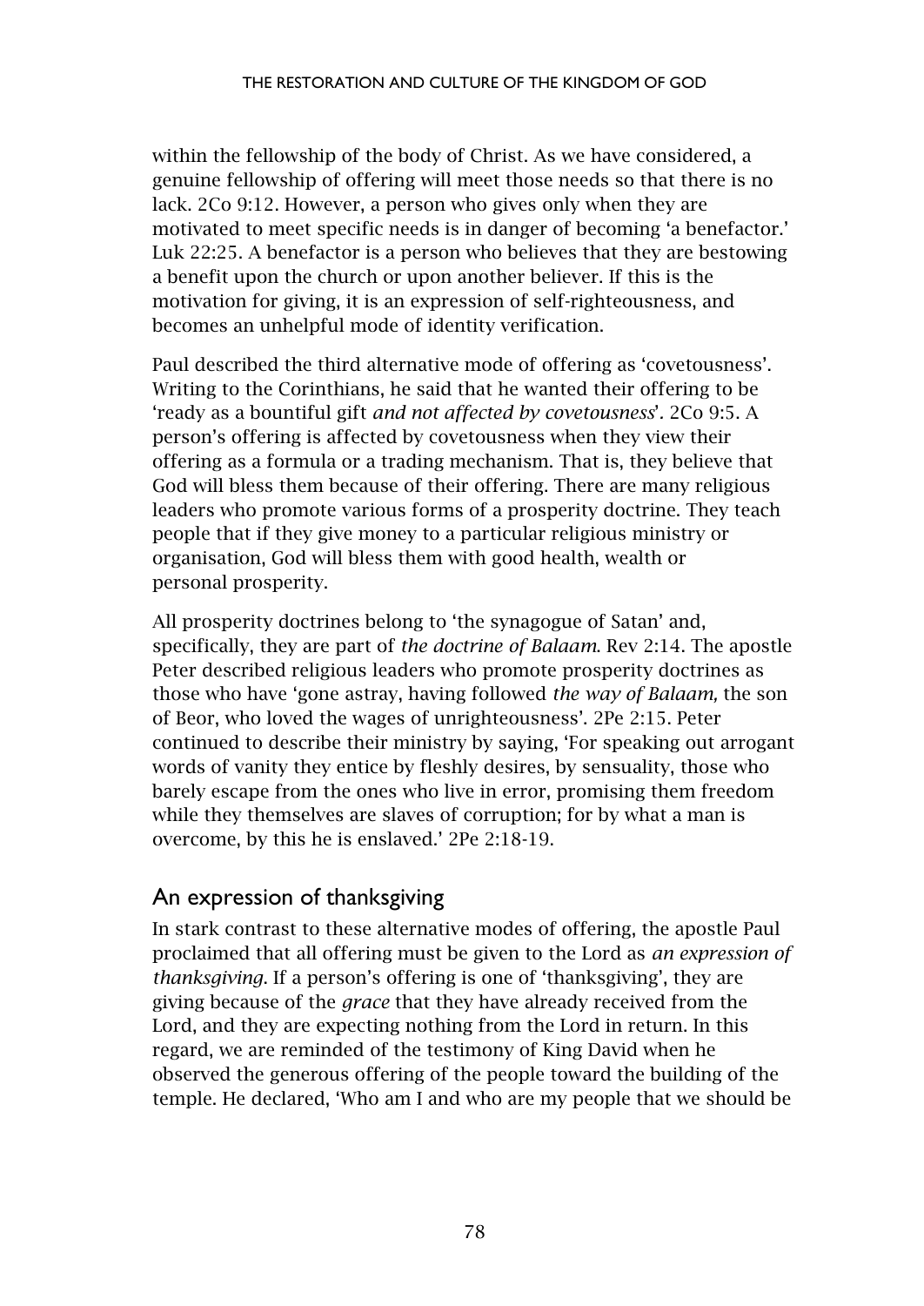within the fellowship of the body of Christ. As we have considered, a genuine fellowship of offering will meet those needs so that there is no lack. 2Co 9:12. However, a person who gives only when they are motivated to meet specific needs is in danger of becoming 'a benefactor.' Luk 22:25. A benefactor is a person who believes that they are bestowing a benefit upon the church or upon another believer. If this is the motivation for giving, it is an expression of self-righteousness, and becomes an unhelpful mode of identity verification.

Paul described the third alternative mode of offering as 'covetousness'. Writing to the Corinthians, he said that he wanted their offering to be 'ready as a bountiful gift *and not affected by covetousness*'. 2Co 9:5. A person's offering is affected by covetousness when they view their offering as a formula or a trading mechanism. That is, they believe that God will bless them because of their offering. There are many religious leaders who promote various forms of a prosperity doctrine. They teach people that if they give money to a particular religious ministry or organisation, God will bless them with good health, wealth or personal prosperity.

All prosperity doctrines belong to 'the synagogue of Satan' and, specifically, they are part of *the doctrine of Balaam*. Rev 2:14. The apostle Peter described religious leaders who promote prosperity doctrines as those who have 'gone astray, having followed *the way of Balaam,* the son of Beor, who loved the wages of unrighteousness'. 2Pe 2:15. Peter continued to describe their ministry by saying, 'For speaking out arrogant words of vanity they entice by fleshly desires, by sensuality, those who barely escape from the ones who live in error, promising them freedom while they themselves are slaves of corruption; for by what a man is overcome, by this he is enslaved.' 2Pe 2:18-19.

## An expression of thanksgiving

In stark contrast to these alternative modes of offering, the apostle Paul proclaimed that all offering must be given to the Lord as *an expression of thanksgiving*. If a person's offering is one of 'thanksgiving', they are giving because of the *grace* that they have already received from the Lord, and they are expecting nothing from the Lord in return. In this regard, we are reminded of the testimony of King David when he observed the generous offering of the people toward the building of the temple. He declared, 'Who am I and who are my people that we should be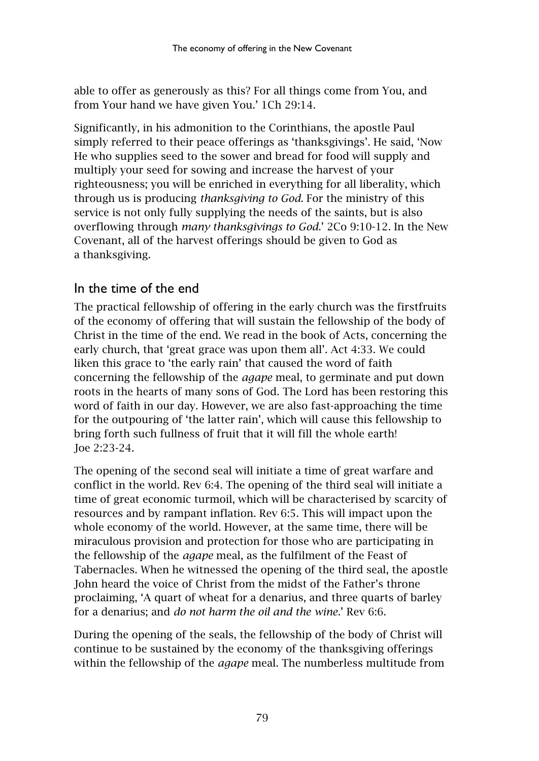able to offer as generously as this? For all things come from You, and from Your hand we have given You.' 1Ch 29:14.

Significantly, in his admonition to the Corinthians, the apostle Paul simply referred to their peace offerings as 'thanksgivings'. He said, 'Now He who supplies seed to the sower and bread for food will supply and multiply your seed for sowing and increase the harvest of your righteousness; you will be enriched in everything for all liberality, which through us is producing *thanksgiving to God.* For the ministry of this service is not only fully supplying the needs of the saints, but is also overflowing through *many thanksgivings to God.*' 2Co 9:10-12. In the New Covenant, all of the harvest offerings should be given to God as a thanksgiving.

## In the time of the end

The practical fellowship of offering in the early church was the firstfruits of the economy of offering that will sustain the fellowship of the body of Christ in the time of the end. We read in the book of Acts, concerning the early church, that 'great grace was upon them all'. Act 4:33. We could liken this grace to 'the early rain' that caused the word of faith concerning the fellowship of the *agape* meal, to germinate and put down roots in the hearts of many sons of God. The Lord has been restoring this word of faith in our day. However, we are also fast-approaching the time for the outpouring of 'the latter rain', which will cause this fellowship to bring forth such fullness of fruit that it will fill the whole earth! Joe 2:23-24.

The opening of the second seal will initiate a time of great warfare and conflict in the world. Rev 6:4. The opening of the third seal will initiate a time of great economic turmoil, which will be characterised by scarcity of resources and by rampant inflation. Rev 6:5. This will impact upon the whole economy of the world. However, at the same time, there will be miraculous provision and protection for those who are participating in the fellowship of the *agape* meal, as the fulfilment of the Feast of Tabernacles. When he witnessed the opening of the third seal, the apostle John heard the voice of Christ from the midst of the Father's throne proclaiming, 'A quart of wheat for a denarius, and three quarts of barley for a denarius; and *do not harm the oil and the wine.*' Rev 6:6.

During the opening of the seals, the fellowship of the body of Christ will continue to be sustained by the economy of the thanksgiving offerings within the fellowship of the *agape* meal. The numberless multitude from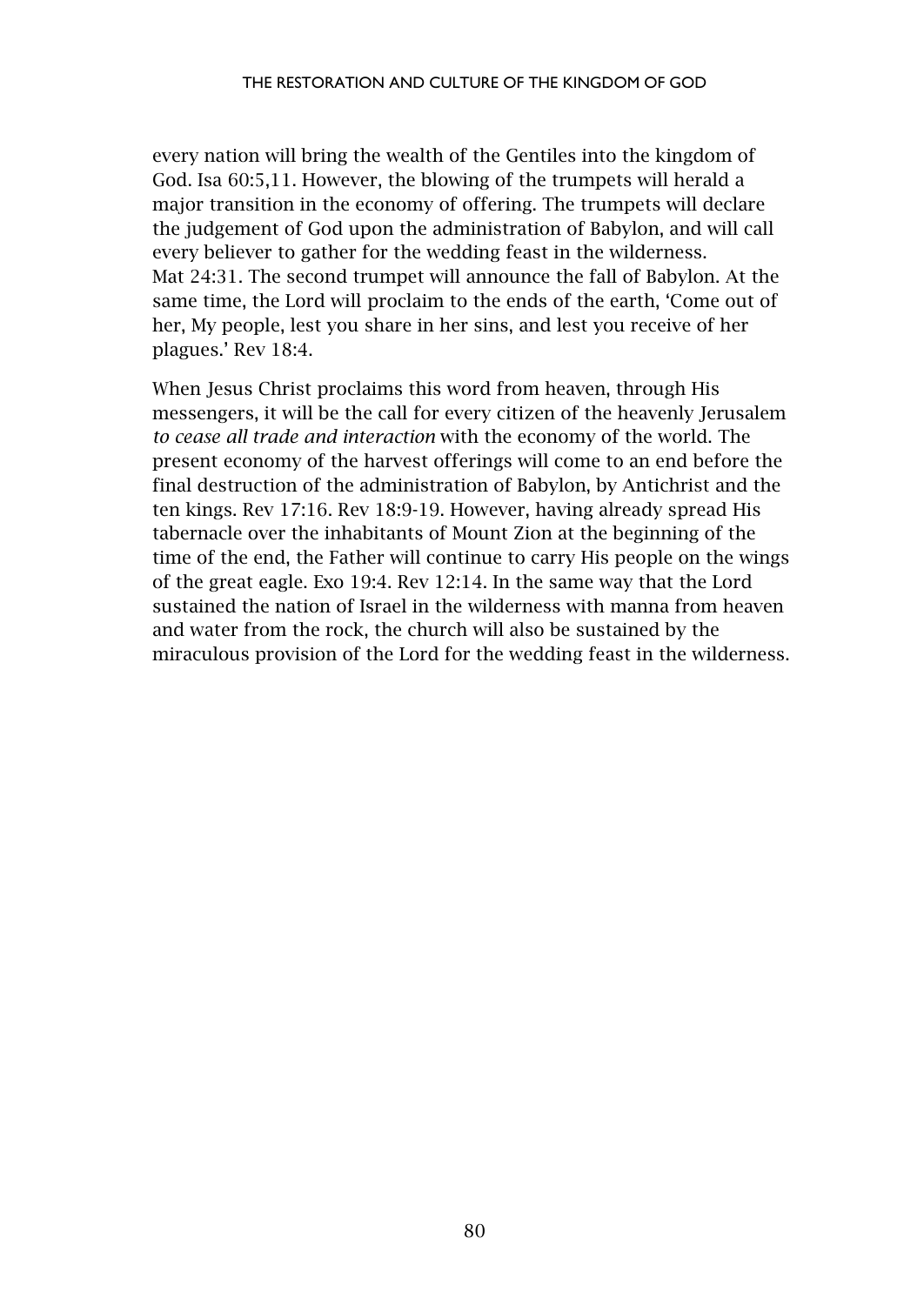every nation will bring the wealth of the Gentiles into the kingdom of God. Isa 60:5,11. However, the blowing of the trumpets will herald a major transition in the economy of offering. The trumpets will declare the judgement of God upon the administration of Babylon, and will call every believer to gather for the wedding feast in the wilderness. Mat 24:31. The second trumpet will announce the fall of Babylon. At the same time, the Lord will proclaim to the ends of the earth, 'Come out of her, My people, lest you share in her sins, and lest you receive of her plagues.' Rev 18:4.

When Jesus Christ proclaims this word from heaven, through His messengers, it will be the call for every citizen of the heavenly Jerusalem *to cease all trade and interaction* with the economy of the world. The present economy of the harvest offerings will come to an end before the final destruction of the administration of Babylon, by Antichrist and the ten kings. Rev 17:16. Rev 18:9-19. However, having already spread His tabernacle over the inhabitants of Mount Zion at the beginning of the time of the end, the Father will continue to carry His people on the wings of the great eagle. Exo 19:4. Rev 12:14. In the same way that the Lord sustained the nation of Israel in the wilderness with manna from heaven and water from the rock, the church will also be sustained by the miraculous provision of the Lord for the wedding feast in the wilderness.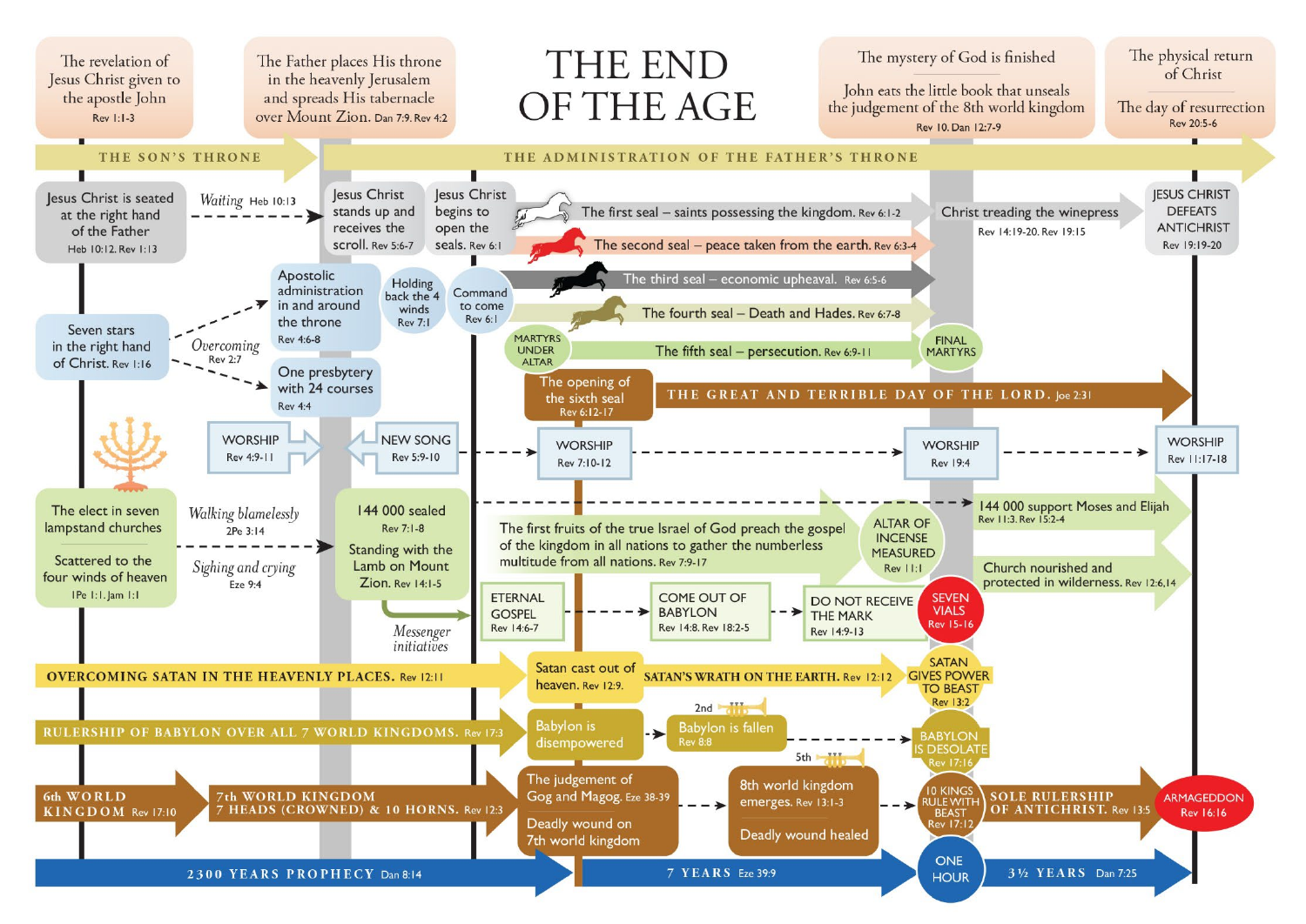# THE END OF THE AGE

The revelation of Jesus Christ given to the apostle John Rev 1:1-3

The Father places His throne in the heavenly Jerusalem and spreads His tabernacle over Mount Zion. Dan 7:9. Rev 4:2

The mystery of God is finished

John eats the little book that unseals the judgement of the 8th world kingdom Rev 10. Dan 12:7-9

The physical return of Christ

The day of resurrection Rev 20:5-6

THE SON'S THRONE

THE ADMINISTRATION OF THE FATHER'S THRONE

Jesus Christ is seated at the right hand of the Father Heb 10:12. Rev 1:13

*Waiting* Heb 10:13

Jesus Christ stands up and receives the scroll. Rev 5:6-7

Jesus Christ begins to open the seals. Rev 6:1

The first seal – saints possessing the kingdom. Rev 6:1-2

Christ treading the winepress Rev 14:19-20. Rev 19:15

JESUS CHRIST DEFEATS ANTICHRIST Rev 19:19-20

The second seal – peace taken from the earth. Rev 6:3-4

The third seal – economic upheaval. Rev 6:5-6

The fourth seal – Death and Hades. Rev 6:7-8

Seven stars in the right hand of Christ. Rev 1:16

*Overcoming* Rev 2:7

Apostolic administration in and around the throne Rev 4:6-8

One presbytery with 24 courses Rev 4:4

Holding back the 4 winds Rev 7:1

Command to come Rev 6:1

MARTYRS UNDER ALTAR

The fifth seal – persecution. Rev 6:9-11

FINAL MARTYRS

The opening of the sixth seal Rev 6:12-17

THE GREAT AND TERRIBLE DAY OF THE LORD. Joe 2:31

WORSHIP Rev 4:9-11

NEW SONG Rev 5:9-10

WORSHIP Rev 7:10-12

WORSHIP Rev 19:4

WORSHIP Rev 11:17-18

The elect in seven lampstand churches

Scattered to the four winds of heaven 1Pe 1:1. Jam 1:1

*Walking blamelessly* 2Pe 3:14

*Sighing and crying* Eze 9:4

144 000 sealed Rev 7:1-8

Standing with the Lamb on Mount Zion. Rev 14:1-5

*Messenger initiatives*

The first fruits of the true Israel of God preach the gospel of the kingdom in all nations to gather the numberless multitude from all nations. Rev 7:9-17

ALTAR OF INCENSE MEASURED Rev 11:1

144 000 support Moses and Elijah Rev 11:3. Rev 15:2-4

Church nourished and protected in wilderness. Rev 12:6,14

ETERNAL GOSPEL Rev 14:6-7

COME OUT OF BABYLON Rev 14:8. Rev 18:2-5

DO NOT RECEIVE THE MARK Rev 14:9-13

SEVEN VIALS Rev 15-16

OVERCOMING SATAN IN THE HEAVENLY PLACES. Rev 12:11

Satan cast out of heaven. Rev 12:9.

SATAN'S WRATH ON THE EARTH. Rev 12:12

SATAN GIVES POWER TO BEAST Rev 13:2

RULERSHIP OF BABYLON OVER ALL 7 WORLD KINGDOMS. Rev 17:3

Babylon is disempowered

2nd

Babylon is fallen Rev 8:8

5th

BABYLON IS DESOLATE Rev 17:16

6th WORLD KINGDOM Rev 17:10

7th WORLD KINGDOM 7 HEADS (CROWNED) & 10 HORNS. Rev 12:3

The judgement of Gog and Magog. Eze 38-39

Deadly wound on 7th world kingdom

8th world kingdom emerges. Rev 13:1-3

Deadly wound healed

10 KINGS RULE WITH BEAST Rev 17:12

SOLE RULERSHIP OF ANTICHRIST. Rev 13:5

ARMAGEDDON Rev 16:16

2300 YEARS PROPHECY Dan 8:14

7 YEARS Eze 39:9

ONE HOUR

3½ YEARS Dan 7:25